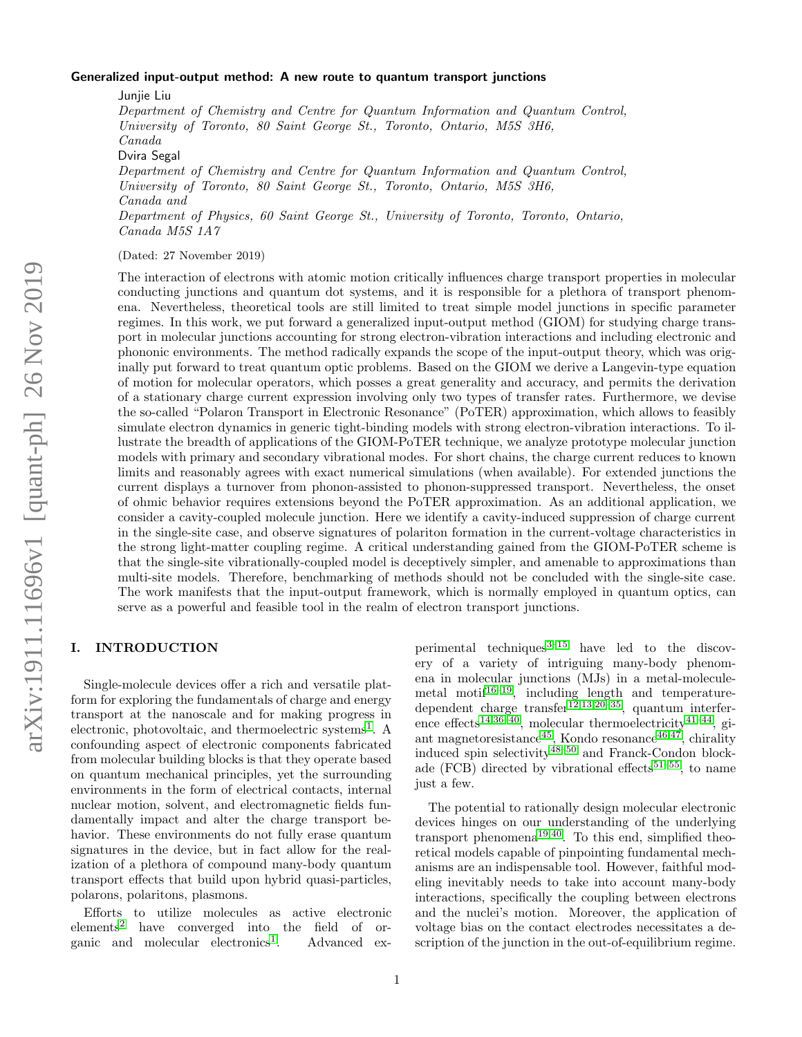# Generalized input-output method: A new route to quantum transport junctions

Junjie Liu

*Department of Chemistry and Centre for Quantum Information and Quantum Control, University of Toronto, 80 Saint George St., Toronto, Ontario, M5S 3H6, Canada*

Dvira Segal

*Department of Chemistry and Centre for Quantum Information and Quantum Control, University of Toronto, 80 Saint George St., Toronto, Ontario, M5S 3H6, Canada and*

*Department of Physics, 60 Saint George St., University of Toronto, Toronto, Ontario, Canada M5S 1A7*

(Dated: 27 November 2019)

The interaction of electrons with atomic motion critically influences charge transport properties in molecular conducting junctions and quantum dot systems, and it is responsible for a plethora of transport phenomena. Nevertheless, theoretical tools are still limited to treat simple model junctions in specific parameter regimes. In this work, we put forward a generalized input-output method (GIOM) for studying charge transport in molecular junctions accounting for strong electron-vibration interactions and including electronic and phononic environments. The method radically expands the scope of the input-output theory, which was originally put forward to treat quantum optic problems. Based on the GIOM we derive a Langevin-type equation of motion for molecular operators, which posses a great generality and accuracy, and permits the derivation of a stationary charge current expression involving only two types of transfer rates. Furthermore, we devise the so-called "Polaron Transport in Electronic Resonance" (PoTER) approximation, which allows to feasibly simulate electron dynamics in generic tight-binding models with strong electron-vibration interactions. To illustrate the breadth of applications of the GIOM-PoTER technique, we analyze prototype molecular junction models with primary and secondary vibrational modes. For short chains, the charge current reduces to known limits and reasonably agrees with exact numerical simulations (when available). For extended junctions the current displays a turnover from phonon-assisted to phonon-suppressed transport. Nevertheless, the onset of ohmic behavior requires extensions beyond the PoTER approximation. As an additional application, we consider a cavity-coupled molecule junction. Here we identify a cavity-induced suppression of charge current in the single-site case, and observe signatures of polariton formation in the current-voltage characteristics in the strong light-matter coupling regime. A critical understanding gained from the GIOM-PoTER scheme is that the single-site vibrationally-coupled model is deceptively simpler, and amenable to approximations than multi-site models. Therefore, benchmarking of methods should not be concluded with the single-site case. The work manifests that the input-output framework, which is normally employed in quantum optics, can serve as a powerful and feasible tool in the realm of electron transport junctions.

## I. INTRODUCTION

Single-molecule devices offer a rich and versatile platform for exploring the fundamentals of charge and energy transport at the nanoscale and for making progress in electronic, photovoltaic, and thermoelectric systems[1]. A confounding aspect of electronic components fabricated from molecular building blocks is that they operate based on quantum mechanical principles, yet the surrounding environments in the form of electrical contacts, internal nuclear motion, solvent, and electromagnetic fields fundamentally impact and alter the charge transport behavior. These environments do not fully erase quantum signatures in the device, but in fact allow for the realization of a plethora of compound many-body quantum transport effects that build upon hybrid quasi-particles, polarons, polaritons, plasmons.

Efforts to utilize molecules as active electronic elements[2] have converged into the field of organic and molecular electronics[1]. Advanced experimental techniques[3–15] have led to the discovery of a variety of intriguing many-body phenomena in molecular junctions (MJs) in a metal-molecule-metal motif[16–19], including length and temperature-dependent charge transfer[12,13,20–35], quantum interference effects[14,36–40], molecular thermoelectricity[41–44], giant magnetoresistance[45], Kondo resonance[46,47], chirality induced spin selectivity[48–50] and Franck-Condon blockade (FCB) directed by vibrational effects[51–55], to name just a few.

The potential to rationally design molecular electronic devices hinges on our understanding of the underlying transport phenomena[19,40]. To this end, simplified theoretical models capable of pinpointing fundamental mechanisms are an indispensable tool. However, faithful modeling inevitably needs to take into account many-body interactions, specifically the coupling between electrons and the nuclei's motion. Moreover, the application of voltage bias on the contact electrodes necessitates a description of the junction in the out-of-equilibrium regime.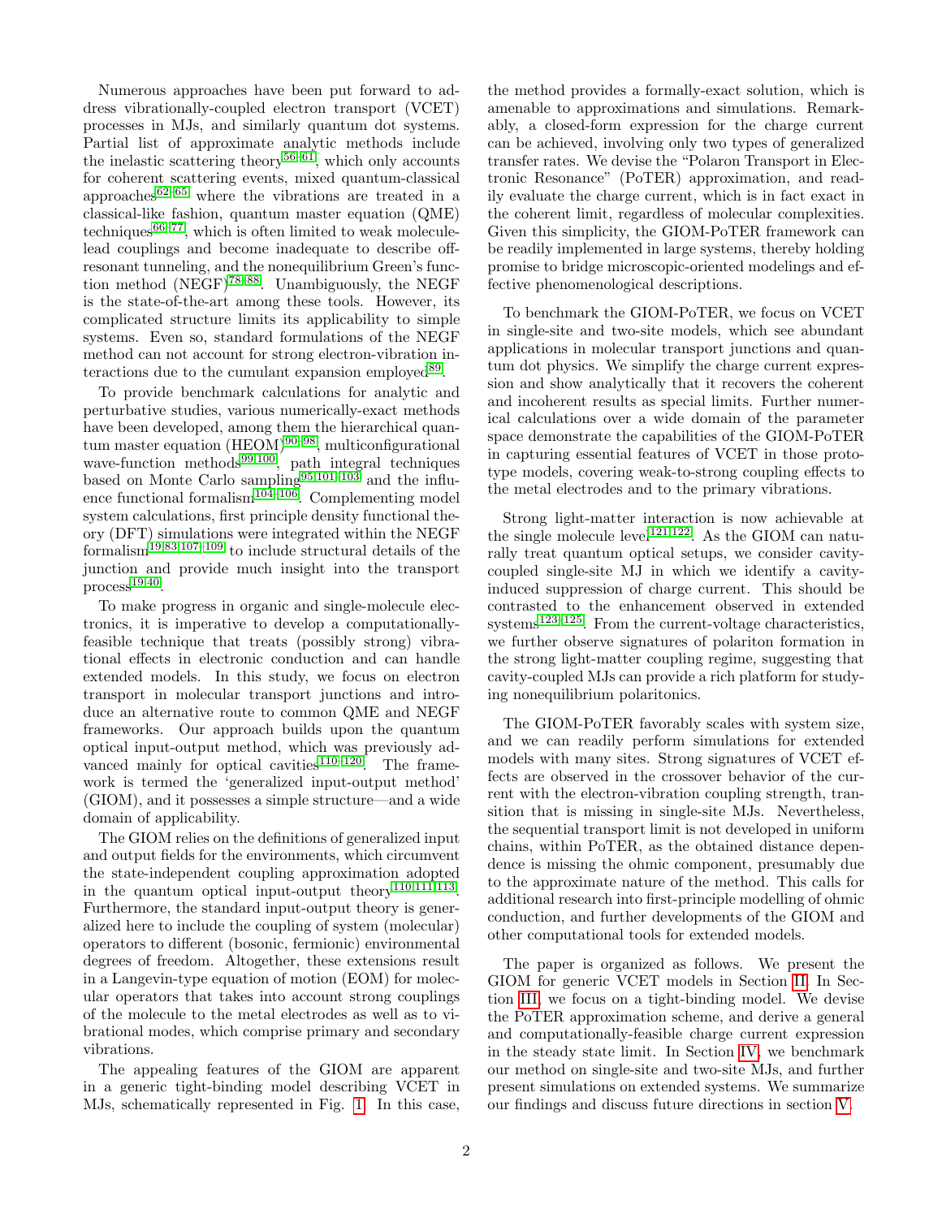Numerous approaches have been put forward to address vibrationally-coupled electron transport (VCET) processes in MJs, and similarly quantum dot systems. Partial list of approximate analytic methods include the inelastic scattering theory[56–61], which only accounts for coherent scattering events, mixed quantum-classical approaches[62–65] where the vibrations are treated in a classical-like fashion, quantum master equation (QME) techniques[66–77], which is often limited to weak molecule-lead couplings and become inadequate to describe off-resonant tunneling, and the nonequilibrium Green's function method (NEGF)[78–88]. Unambiguously, the NEGF is the state-of-the-art among these tools. However, its complicated structure limits its applicability to simple systems. Even so, standard formulations of the NEGF method can not account for strong electron-vibration interactions due to the cumulant expansion employed[89].

To provide benchmark calculations for analytic and perturbative studies, various numerically-exact methods have been developed, among them the hierarchical quantum master equation (HEOM)[90–98], multiconfigurational wave-function methods[99,100], path integral techniques based on Monte Carlo sampling[95,101–103] and the influence functional formalism[104–106]. Complementing model system calculations, first principle density functional theory (DFT) simulations were integrated within the NEGF formalism[19,83,107–109] to include structural details of the junction and provide much insight into the transport process[19,40].

To make progress in organic and single-molecule electronics, it is imperative to develop a computationally-feasible technique that treats (possibly strong) vibrational effects in electronic conduction and can handle extended models. In this study, we focus on electron transport in molecular transport junctions and introduce an alternative route to common QME and NEGF frameworks. Our approach builds upon the quantum optical input-output method, which was previously advanced mainly for optical cavities[110–120]. The framework is termed the 'generalized input-output method' (GIOM), and it possesses a simple structure—and a wide domain of applicability.

The GIOM relies on the definitions of generalized input and output fields for the environments, which circumvent the state-independent coupling approximation adopted in the quantum optical input-output theory[110,111,113]. Furthermore, the standard input-output theory is generalized here to include the coupling of system (molecular) operators to different (bosonic, fermionic) environmental degrees of freedom. Altogether, these extensions result in a Langevin-type equation of motion (EOM) for molecular operators that takes into account strong couplings of the molecule to the metal electrodes as well as to vibrational modes, which comprise primary and secondary vibrations.

The appealing features of the GIOM are apparent in a generic tight-binding model describing VCET in MJs, schematically represented in Fig. 1. In this case, the method provides a formally-exact solution, which is amenable to approximations and simulations. Remarkably, a closed-form expression for the charge current can be achieved, involving only two types of generalized transfer rates. We devise the "Polaron Transport in Electronic Resonance" (PoTER) approximation, and readily evaluate the charge current, which is in fact exact in the coherent limit, regardless of molecular complexities. Given this simplicity, the GIOM-PoTER framework can be readily implemented in large systems, thereby holding promise to bridge microscopic-oriented modelings and effective phenomenological descriptions.

To benchmark the GIOM-PoTER, we focus on VCET in single-site and two-site models, which see abundant applications in molecular transport junctions and quantum dot physics. We simplify the charge current expression and show analytically that it recovers the coherent and incoherent results as special limits. Further numerical calculations over a wide domain of the parameter space demonstrate the capabilities of the GIOM-PoTER in capturing essential features of VCET in those prototype models, covering weak-to-strong coupling effects to the metal electrodes and to the primary vibrations.

Strong light-matter interaction is now achievable at the single molecule level[121,122]. As the GIOM can naturally treat quantum optical setups, we consider cavity-coupled single-site MJ in which we identify a cavity-induced suppression of charge current. This should be contrasted to the enhancement observed in extended systems[123–125]. From the current-voltage characteristics, we further observe signatures of polariton formation in the strong light-matter coupling regime, suggesting that cavity-coupled MJs can provide a rich platform for studying nonequilibrium polaritonics.

The GIOM-PoTER favorably scales with system size, and we can readily perform simulations for extended models with many sites. Strong signatures of VCET effects are observed in the crossover behavior of the current with the electron-vibration coupling strength, transition that is missing in single-site MJs. Nevertheless, the sequential transport limit is not developed in uniform chains, within PoTER, as the obtained distance dependence is missing the ohmic component, presumably due to the approximate nature of the method. This calls for additional research into first-principle modelling of ohmic conduction, and further developments of the GIOM and other computational tools for extended models.

The paper is organized as follows. We present the GIOM for generic VCET models in Section II. In Section III, we focus on a tight-binding model. We devise the PoTER approximation scheme, and derive a general and computationally-feasible charge current expression in the steady state limit. In Section IV, we benchmark our method on single-site and two-site MJs, and further present simulations on extended systems. We summarize our findings and discuss future directions in section V.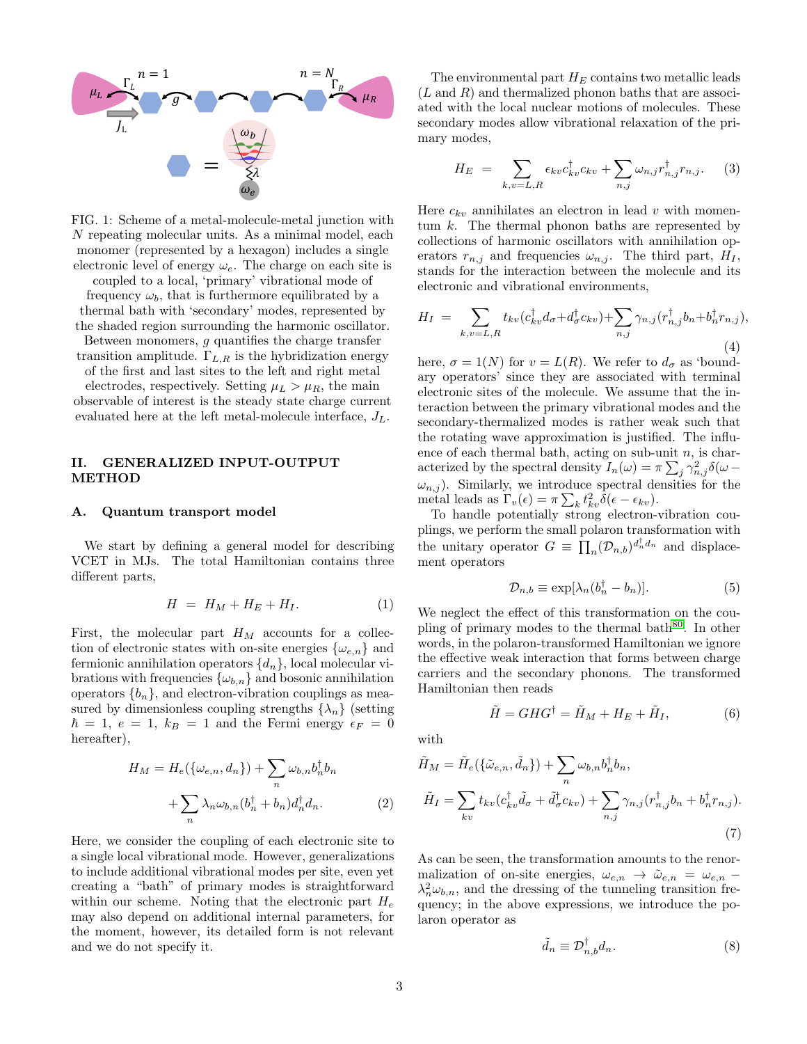FIG. 1: Scheme of a metal-molecule-metal junction with $N$ repeating molecular units. As a minimal model, each monomer (represented by a hexagon) includes a single electronic level of energy $\omega_e$. The charge on each site is coupled to a local, 'primary' vibrational mode of frequency $\omega_b$, that is furthermore equilibrated by a thermal bath with 'secondary' modes, represented by the shaded region surrounding the harmonic oscillator. Between monomers, $g$ quantifies the charge transfer transition amplitude. $\Gamma_{L,R}$ is the hybridization energy of the first and last sites to the left and right metal electrodes, respectively. Setting $\mu_L > \mu_R$, the main observable of interest is the steady state charge current evaluated here at the left metal-molecule interface, $J_L$.

## II. GENERALIZED INPUT-OUTPUT METHOD

### A. Quantum transport model

We start by defining a general model for describing VCET in MJs. The total Hamiltonian contains three different parts,

$$H = H_M + H_E + H_I. \tag{1}$$

First, the molecular part $H_M$ accounts for a collection of electronic states with on-site energies $\{\omega_{e,n}\}$ and fermionic annihilation operators $\{d_n\}$, local molecular vibrations with frequencies $\{\omega_{b,n}\}$ and bosonic annihilation operators $\{b_n\}$, and electron-vibration couplings as measured by dimensionless coupling strengths $\{\lambda_n\}$ (setting $\hbar = 1$, $e = 1$, $k_B = 1$ and the Fermi energy $\epsilon_F = 0$ hereafter),

$$H_M = H_e(\{\omega_{e,n}, d_n\}) + \sum_n \omega_{b,n} b_n^\dagger b_n + \sum_n \lambda_n \omega_{b,n} (b_n^\dagger + b_n) d_n^\dagger d_n. \tag{2}$$

Here, we consider the coupling of each electronic site to a single local vibrational mode. However, generalizations to include additional vibrational modes per site, even yet creating a "bath" of primary modes is straightforward within our scheme. Noting that the electronic part $H_e$ may also depend on additional internal parameters, for the moment, however, its detailed form is not relevant and we do not specify it.

The environmental part $H_E$ contains two metallic leads ($L$ and $R$) and thermalized phonon baths that are associated with the local nuclear motions of molecules. These secondary modes allow vibrational relaxation of the primary modes,

$$H_E = \sum_{k,v=L,R} \epsilon_{kv} c_{kv}^\dagger c_{kv} + \sum_{n,j} \omega_{n,j} r_{n,j}^\dagger r_{n,j}. \tag{3}$$

Here $c_{kv}$ annihilates an electron in lead $v$ with momentum $k$. The thermal phonon baths are represented by collections of harmonic oscillators with annihilation operators $r_{n,j}$ and frequencies $\omega_{n,j}$. The third part, $H_I$, stands for the interaction between the molecule and its electronic and vibrational environments,

$$H_I = \sum_{k,v=L,R} t_{kv}(c_{kv}^\dagger d_\sigma + d_\sigma^\dagger c_{kv}) + \sum_{n,j} \gamma_{n,j}(r_{n,j}^\dagger b_n + b_n^\dagger r_{n,j}), \tag{4}$$

here, $\sigma = 1(N)$ for $v = L(R)$. We refer to $d_\sigma$ as 'boundary operators' since they are associated with terminal electronic sites of the molecule. We assume that the interaction between the primary vibrational modes and the secondary-thermalized modes is rather weak such that the rotating wave approximation is justified. The influence of each thermal bath, acting on sub-unit $n$, is characterized by the spectral density $I_n(\omega) = \pi \sum_j \gamma_{n,j}^2 \delta(\omega - \omega_{n,j})$. Similarly, we introduce spectral densities for the metal leads as $\Gamma_v(\epsilon) = \pi \sum_k t_{kv}^2 \delta(\epsilon - \epsilon_{kv})$.

To handle potentially strong electron-vibration couplings, we perform the small polaron transformation with the unitary operator $G \equiv \prod_n (\mathcal{D}_{n,b})^{d_n^\dagger d_n}$ and displacement operators

$$\mathcal{D}_{n,b} \equiv \exp[\lambda_n (b_n^\dagger - b_n)]. \tag{5}$$

We neglect the effect of this transformation on the coupling of primary modes to the thermal bath[80]. In other words, in the polaron-transformed Hamiltonian we ignore the effective weak interaction that forms between charge carriers and the secondary phonons. The transformed Hamiltonian then reads

$$\tilde{H} = G H G^\dagger = \tilde{H}_M + H_E + \tilde{H}_I, \tag{6}$$

with

$$\tilde{H}_M = \tilde{H}_e(\{\tilde{\omega}_{e,n}, \tilde{d}_n\}) + \sum_n \omega_{b,n} b_n^\dagger b_n,$$

$$\tilde{H}_I = \sum_{kv} t_{kv}(c_{kv}^\dagger \tilde{d}_\sigma + \tilde{d}_\sigma^\dagger c_{kv}) + \sum_{n,j} \gamma_{n,j}(r_{n,j}^\dagger b_n + b_n^\dagger r_{n,j}). \tag{7}$$

As can be seen, the transformation amounts to the renormalization of on-site energies, $\omega_{e,n} \to \tilde{\omega}_{e,n} = \omega_{e,n} - \lambda_n^2 \omega_{b,n}$, and the dressing of the tunneling transition frequency; in the above expressions, we introduce the polaron operator as

$$\tilde{d}_n \equiv \mathcal{D}_{n,b}^\dagger d_n. \tag{8}$$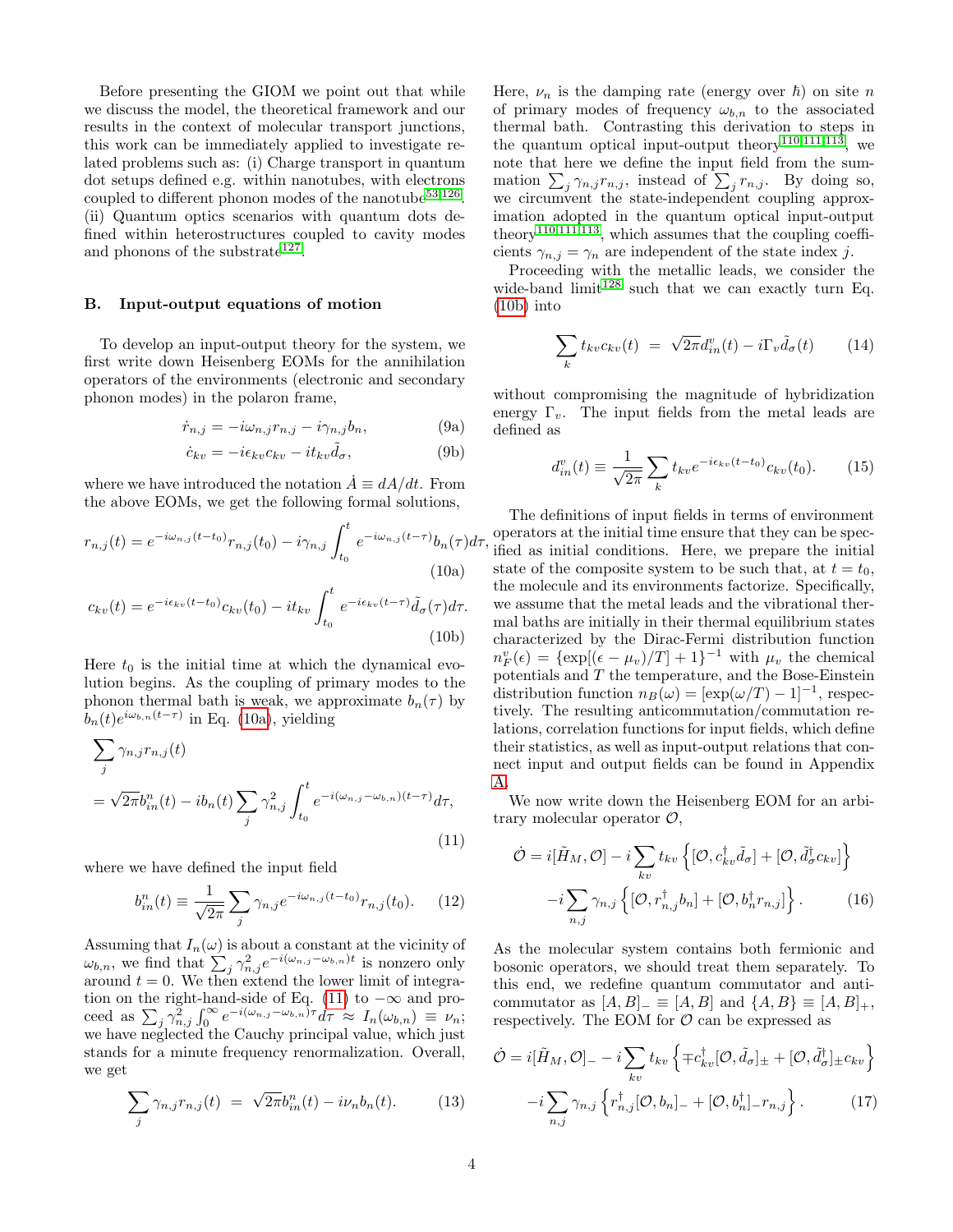Before presenting the GIOM we point out that while we discuss the model, the theoretical framework and our results in the context of molecular transport junctions, this work can be immediately applied to investigate related problems such as: (i) Charge transport in quantum dot setups defined e.g. within nanotubes, with electrons coupled to different phonon modes of the nanotube[53,126]. (ii) Quantum optics scenarios with quantum dots defined within heterostructures coupled to cavity modes and phonons of the substrate[127].

### B. Input-output equations of motion

To develop an input-output theory for the system, we first write down Heisenberg EOMs for the annihilation operators of the environments (electronic and secondary phonon modes) in the polaron frame,

$$\dot{r}_{n,j} = -i\omega_{n,j} r_{n,j} - i\gamma_{n,j} b_n, \tag{9a}$$

$$\dot{c}_{kv} = -i\epsilon_{kv} c_{kv} - it_{kv}\tilde{d}_\sigma, \tag{9b}$$

where we have introduced the notation $\dot{A} \equiv dA/dt$. From the above EOMs, we get the following formal solutions,

$$r_{n,j}(t) = e^{-i\omega_{n,j}(t-t_0)} r_{n,j}(t_0) - i\gamma_{n,j}\int_{t_0}^{t} e^{-i\omega_{n,j}(t-\tau)} b_n(\tau) d\tau, \tag{10a}$$

$$c_{kv}(t) = e^{-i\epsilon_{kv}(t-t_0)} c_{kv}(t_0) - it_{kv}\int_{t_0}^{t} e^{-i\epsilon_{kv}(t-\tau)} \tilde{d}_\sigma(\tau) d\tau. \tag{10b}$$

Here $t_0$ is the initial time at which the dynamical evolution begins. As the coupling of primary modes to the phonon thermal bath is weak, we approximate $b_n(\tau)$ by $b_n(t)e^{i\omega_{b,n}(t-\tau)}$ in Eq. (10a), yielding

$$\sum_j \gamma_{n,j} r_{n,j}(t) = \sqrt{2\pi} b_{in}^n(t) - ib_n(t)\sum_j \gamma_{n,j}^2 \int_{t_0}^{t} e^{-i(\omega_{n,j}-\omega_{b,n})(t-\tau)} d\tau, \tag{11}$$

where we have defined the input field

$$b_{in}^n(t) \equiv \frac{1}{\sqrt{2\pi}}\sum_j \gamma_{n,j} e^{-i\omega_{n,j}(t-t_0)} r_{n,j}(t_0). \tag{12}$$

Assuming that $I_n(\omega)$ is about a constant at the vicinity of $\omega_{b,n}$, we find that $\sum_j \gamma_{n,j}^2 e^{-i(\omega_{n,j}-\omega_{b,n})t}$ is nonzero only around $t = 0$. We then extend the lower limit of integration on the right-hand-side of Eq. (11) to $-\infty$ and proceed as $\sum_j \gamma_{n,j}^2 \int_0^\infty e^{-i(\omega_{n,j}-\omega_{b,n})\tau} d\tau \approx I_n(\omega_{b,n}) \equiv \nu_n$; we have neglected the Cauchy principal value, which just stands for a minute frequency renormalization. Overall, we get

$$\sum_j \gamma_{n,j} r_{n,j}(t) = \sqrt{2\pi} b_{in}^n(t) - i\nu_n b_n(t). \tag{13}$$

Here, $\nu_n$ is the damping rate (energy over $\hbar$) on site $n$ of primary modes of frequency $\omega_{b,n}$ to the associated thermal bath. Contrasting this derivation to steps in the quantum optical input-output theory[110,111,113], we note that here we define the input field from the summation $\sum_j \gamma_{n,j} r_{n,j}$, instead of $\sum_j r_{n,j}$. By doing so, we circumvent the state-independent coupling approximation adopted in the quantum optical input-output theory[110,111,113], which assumes that the coupling coefficients $\gamma_{n,j} = \gamma_n$ are independent of the state index $j$.

Proceeding with the metallic leads, we consider the wide-band limit[128] such that we can exactly turn Eq. (10b) into

$$\sum_k t_{kv} c_{kv}(t) = \sqrt{2\pi} d_{in}^v(t) - i\Gamma_v \tilde{d}_\sigma(t) \tag{14}$$

without compromising the magnitude of hybridization energy $\Gamma_v$. The input fields from the metal leads are defined as

$$d_{in}^v(t) \equiv \frac{1}{\sqrt{2\pi}}\sum_k t_{kv} e^{-i\epsilon_{kv}(t-t_0)} c_{kv}(t_0). \tag{15}$$

The definitions of input fields in terms of environment operators at the initial time ensure that they can be specified as initial conditions. Here, we prepare the initial state of the composite system to be such that, at $t = t_0$, the molecule and its environments factorize. Specifically, we assume that the metal leads and the vibrational thermal baths are initially in their thermal equilibrium states characterized by the Dirac-Fermi distribution function $n_F^v(\epsilon) = \{\exp[(\epsilon - \mu_v)/T] + 1\}^{-1}$ with $\mu_v$ the chemical potentials and $T$ the temperature, and the Bose-Einstein distribution function $n_B(\omega) = [\exp(\omega/T) - 1]^{-1}$, respectively. The resulting anticommutation/commutation relations, correlation functions for input fields, which define their statistics, as well as input-output relations that connect input and output fields can be found in Appendix A.

We now write down the Heisenberg EOM for an arbitrary molecular operator $\mathcal{O}$,

$$\dot{\mathcal{O}} = i[\tilde{H}_M, \mathcal{O}] - i\sum_{kv} t_{kv}\left\{[\mathcal{O}, c_{kv}^\dagger \tilde{d}_\sigma] + [\mathcal{O}, \tilde{d}_\sigma^\dagger c_{kv}]\right\} - i\sum_{n,j}\gamma_{n,j}\left\{[\mathcal{O}, r_{n,j}^\dagger b_n] + [\mathcal{O}, b_n^\dagger r_{n,j}]\right\}. \tag{16}$$

As the molecular system contains both fermionic and bosonic operators, we should treat them separately. To this end, we redefine quantum commutator and anticommutator as $[A, B]_- \equiv [A, B]$ and $\{A, B\} \equiv [A, B]_+$, respectively. The EOM for $\mathcal{O}$ can be expressed as

$$\dot{\mathcal{O}} = i[\tilde{H}_M, \mathcal{O}]_- - i\sum_{kv} t_{kv}\left\{\mp c_{kv}^\dagger[\mathcal{O}, \tilde{d}_\sigma]_\pm + [\mathcal{O}, \tilde{d}_\sigma^\dagger]_\pm c_{kv}\right\} - i\sum_{n,j}\gamma_{n,j}\left\{r_{n,j}^\dagger[\mathcal{O}, b_n]_- + [\mathcal{O}, b_n^\dagger]_- r_{n,j}\right\}. \tag{17}$$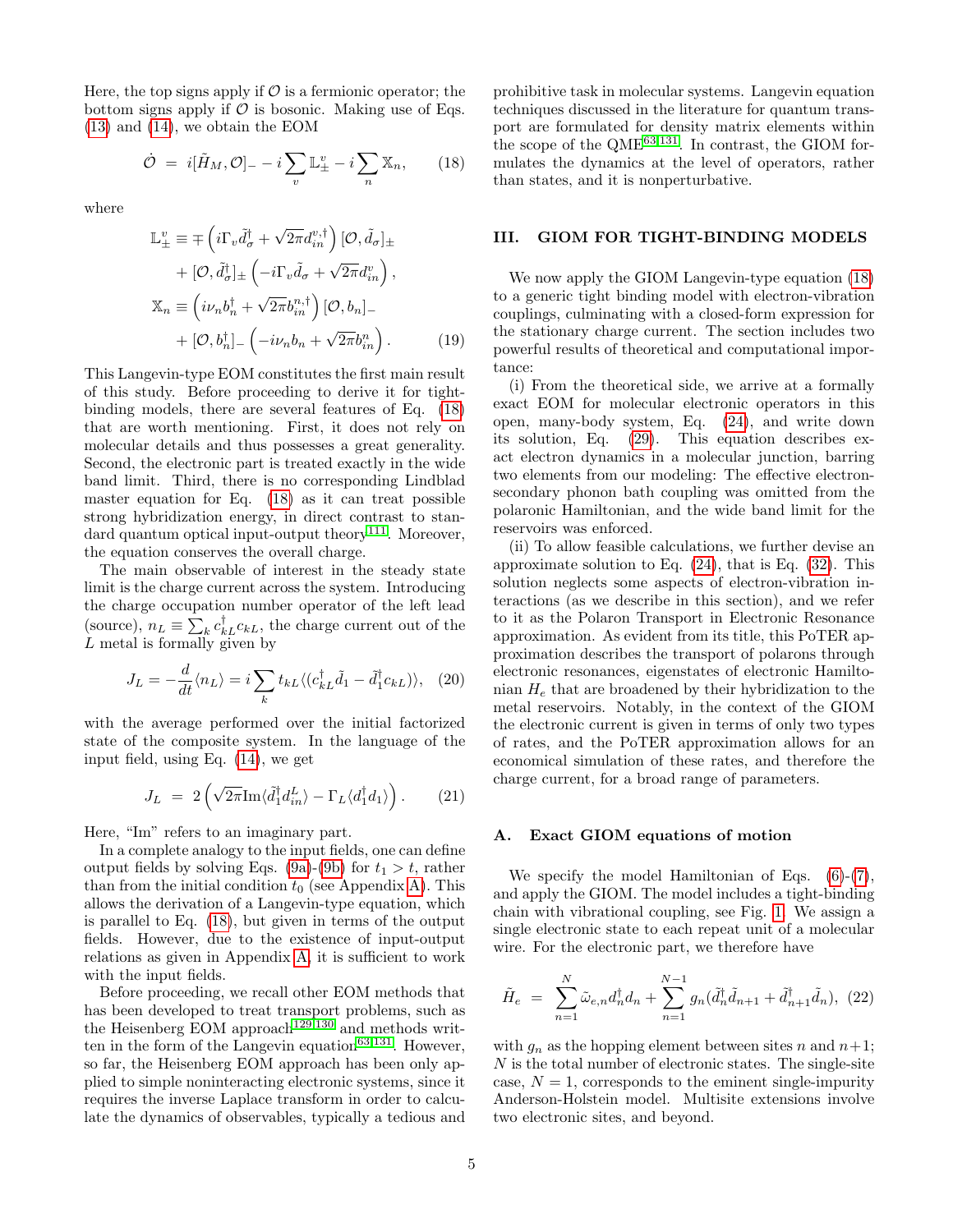Here, the top signs apply if $\mathcal{O}$ is a fermionic operator; the bottom signs apply if $\mathcal{O}$ is bosonic. Making use of Eqs. (13) and (14), we obtain the EOM

$$\dot{\mathcal{O}} \;=\; i[\tilde{H}_M, \mathcal{O}]_- - i\sum_v \mathbb{L}^v_\pm - i\sum_n \mathbb{X}_n, \qquad (18)$$

where

$$\begin{aligned}
\mathbb{L}^v_\pm &\equiv \mp\left(i\Gamma_v \tilde{d}^\dagger_\sigma + \sqrt{2\pi} d^{v,\dagger}_{in}\right)[\mathcal{O}, \tilde{d}_\sigma]_\pm \\
&\quad + [\mathcal{O}, \tilde{d}^\dagger_\sigma]_\pm \left(-i\Gamma_v \tilde{d}_\sigma + \sqrt{2\pi} d^v_{in}\right), \\
\mathbb{X}_n &\equiv \left(i\nu_n b^\dagger_n + \sqrt{2\pi} b^{n,\dagger}_{in}\right)[\mathcal{O}, b_n]_- \\
&\quad + [\mathcal{O}, b^\dagger_n]_- \left(-i\nu_n b_n + \sqrt{2\pi} b^n_{in}\right).
\end{aligned} \qquad (19)$$

This Langevin-type EOM constitutes the first main result of this study. Before proceeding to derive it for tight-binding models, there are several features of Eq. (18) that are worth mentioning. First, it does not rely on molecular details and thus possesses a great generality. Second, the electronic part is treated exactly in the wide band limit. Third, there is no corresponding Lindblad master equation for Eq. (18) as it can treat possible strong hybridization energy, in direct contrast to standard quantum optical input-output theory[111]. Moreover, the equation conserves the overall charge.

The main observable of interest in the steady state limit is the charge current across the system. Introducing the charge occupation number operator of the left lead (source), $n_L \equiv \sum_k c^\dagger_{kL} c_{kL}$, the charge current out of the $L$ metal is formally given by

$$J_L = -\frac{d}{dt}\langle n_L\rangle = i\sum_k t_{kL}\langle\langle c^\dagger_{kL}\tilde{d}_1 - \tilde{d}^\dagger_1 c_{kL}\rangle\rangle, \quad (20)$$

with the average performed over the initial factorized state of the composite system. In the language of the input field, using Eq. (14), we get

$$J_L \;=\; 2\left(\sqrt{2\pi}\,\mathrm{Im}\langle\tilde{d}^\dagger_1 d^L_{in}\rangle - \Gamma_L\langle d^\dagger_1 d_1\rangle\right). \qquad (21)$$

Here, "Im" refers to an imaginary part.

In a complete analogy to the input fields, one can define output fields by solving Eqs. (9a)-(9b) for $t_1 > t$, rather than from the initial condition $t_0$ (see Appendix A). This allows the derivation of a Langevin-type equation, which is parallel to Eq. (18), but given in terms of the output fields. However, due to the existence of input-output relations as given in Appendix A, it is sufficient to work with the input fields.

Before proceeding, we recall other EOM methods that has been developed to treat transport problems, such as the Heisenberg EOM approach[129,130] and methods written in the form of the Langevin equation[63,131]. However, so far, the Heisenberg EOM approach has been only applied to simple noninteracting electronic systems, since it requires the inverse Laplace transform in order to calculate the dynamics of observables, typically a tedious and prohibitive task in molecular systems. Langevin equation techniques discussed in the literature for quantum transport are formulated for density matrix elements within the scope of the QME[63,131]. In contrast, the GIOM formulates the dynamics at the level of operators, rather than states, and it is nonperturbative.

## III. GIOM FOR TIGHT-BINDING MODELS

We now apply the GIOM Langevin-type equation (18) to a generic tight binding model with electron-vibration couplings, culminating with a closed-form expression for the stationary charge current. The section includes two powerful results of theoretical and computational importance:

(i) From the theoretical side, we arrive at a formally exact EOM for molecular electronic operators in this open, many-body system, Eq. (24), and write down its solution, Eq. (29). This equation describes exact electron dynamics in a molecular junction, barring two elements from our modeling: The effective electron-secondary phonon bath coupling was omitted from the polaronic Hamiltonian, and the wide band limit for the reservoirs was enforced.

(ii) To allow feasible calculations, we further devise an approximate solution to Eq. (24), that is Eq. (32). This solution neglects some aspects of electron-vibration interactions (as we describe in this section), and we refer to it as the Polaron Transport in Electronic Resonance approximation. As evident from its title, this PoTER approximation describes the transport of polarons through electronic resonances, eigenstates of electronic Hamiltonian $H_e$ that are broadened by their hybridization to the metal reservoirs. Notably, in the context of the GIOM the electronic current is given in terms of only two types of rates, and the PoTER approximation allows for an economical simulation of these rates, and therefore the charge current, for a broad range of parameters.

### A. Exact GIOM equations of motion

We specify the model Hamiltonian of Eqs. (6)-(7), and apply the GIOM. The model includes a tight-binding chain with vibrational coupling, see Fig. 1. We assign a single electronic state to each repeat unit of a molecular wire. For the electronic part, we therefore have

$$\tilde{H}_e \;=\; \sum_{n=1}^{N}\tilde{\omega}_{e,n} d^\dagger_n d_n + \sum_{n=1}^{N-1} g_n(\tilde{d}^\dagger_n \tilde{d}_{n+1} + \tilde{d}^\dagger_{n+1}\tilde{d}_n), \quad (22)$$

with $g_n$ as the hopping element between sites $n$ and $n+1$; $N$ is the total number of electronic states. The single-site case, $N = 1$, corresponds to the eminent single-impurity Anderson-Holstein model. Multisite extensions involve two electronic sites, and beyond.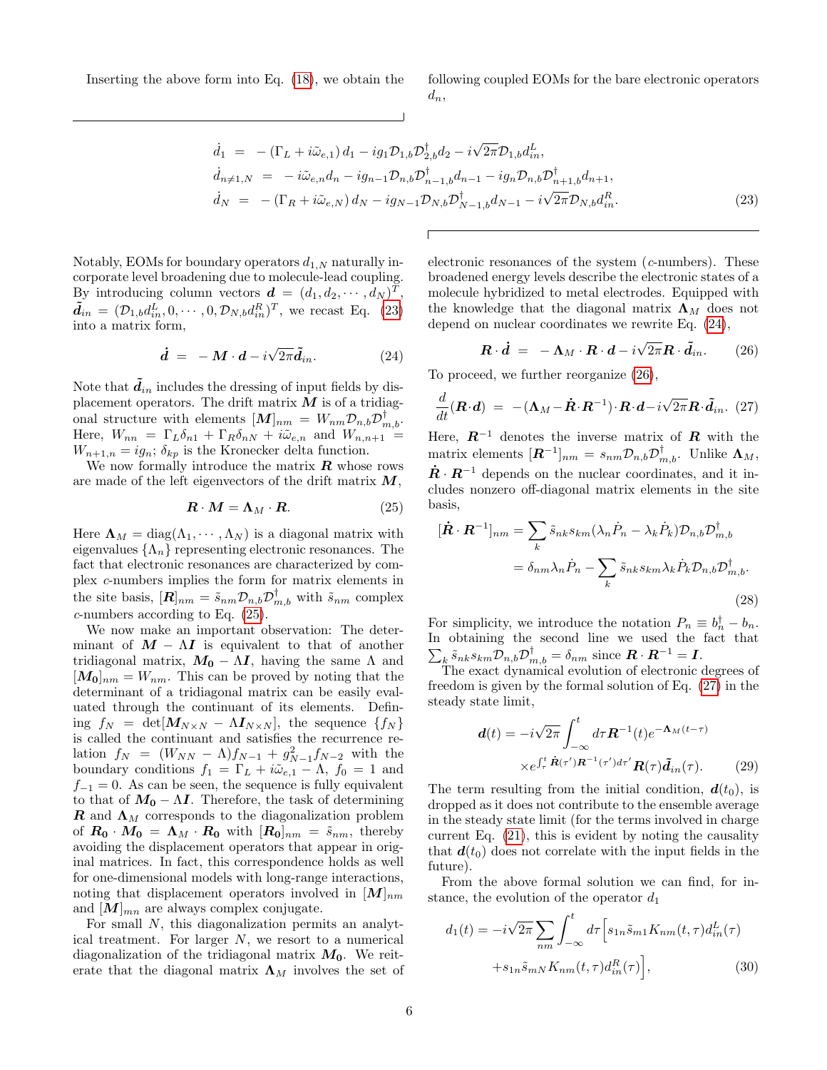Inserting the above form into Eq. (18), we obtain the following coupled EOMs for the bare electronic operators $d_n$,

$$
\begin{aligned}
\dot{d}_1 &= -\left(\Gamma_L + i\tilde{\omega}_{e,1}\right) d_1 - i g_1 \mathcal{D}_{1,b}\mathcal{D}^\dagger_{2,b} d_2 - i\sqrt{2\pi}\mathcal{D}_{1,b} d^L_{in}, \\
\dot{d}_{n\neq 1,N} &= -i\tilde{\omega}_{e,n} d_n - i g_{n-1}\mathcal{D}_{n,b}\mathcal{D}^\dagger_{n-1,b} d_{n-1} - i g_n \mathcal{D}_{n,b}\mathcal{D}^\dagger_{n+1,b} d_{n+1}, \\
\dot{d}_N &= -\left(\Gamma_R + i\tilde{\omega}_{e,N}\right) d_N - i g_{N-1}\mathcal{D}_{N,b}\mathcal{D}^\dagger_{N-1,b} d_{N-1} - i\sqrt{2\pi}\mathcal{D}_{N,b} d^R_{in}.
\end{aligned} \tag{23}
$$

Notably, EOMs for boundary operators $d_{1,N}$ naturally incorporate level broadening due to molecule-lead coupling. By introducing column vectors $\boldsymbol{d} = (d_1, d_2, \cdots, d_N)^T$, $\tilde{\boldsymbol{d}}_{in} = (\mathcal{D}_{1,b} d^L_{in}, 0, \cdots, 0, \mathcal{D}_{N,b} d^R_{in})^T$, we recast Eq. (23) into a matrix form,

$$
\dot{\boldsymbol{d}} = -\boldsymbol{M}\cdot\boldsymbol{d} - i\sqrt{2\pi}\tilde{\boldsymbol{d}}_{in}. \tag{24}
$$

Note that $\tilde{\boldsymbol{d}}_{in}$ includes the dressing of input fields by displacement operators. The drift matrix $\boldsymbol{M}$ is of a tridiagonal structure with elements $[\boldsymbol{M}]_{nm} = W_{nm}\mathcal{D}_{n,b}\mathcal{D}^\dagger_{m,b}$. Here, $W_{nn} = \Gamma_L\delta_{n1} + \Gamma_R\delta_{nN} + i\tilde{\omega}_{e,n}$ and $W_{n,n+1} = W_{n+1,n} = i g_n$; $\delta_{kp}$ is the Kronecker delta function.

We now formally introduce the matrix $\boldsymbol{R}$ whose rows are made of the left eigenvectors of the drift matrix $\boldsymbol{M}$,

$$
\boldsymbol{R}\cdot\boldsymbol{M} = \boldsymbol{\Lambda}_M\cdot\boldsymbol{R}. \tag{25}
$$

Here $\boldsymbol{\Lambda}_M = \mathrm{diag}(\Lambda_1, \cdots, \Lambda_N)$ is a diagonal matrix with eigenvalues $\{\Lambda_n\}$ representing electronic resonances. The fact that electronic resonances are characterized by complex $c$-numbers implies the form for matrix elements in the site basis, $[\boldsymbol{R}]_{nm} = \tilde{s}_{nm}\mathcal{D}_{n,b}\mathcal{D}^\dagger_{m,b}$ with $\tilde{s}_{nm}$ complex $c$-numbers according to Eq. (25).

We now make an important observation: The determinant of $\boldsymbol{M} - \Lambda\boldsymbol{I}$ is equivalent to that of another tridiagonal matrix, $\boldsymbol{M_0} - \Lambda\boldsymbol{I}$, having the same $\Lambda$ and $[\boldsymbol{M_0}]_{nm} = W_{nm}$. This can be proved by noting that the determinant of a tridiagonal matrix can be easily evaluated through the continuant of its elements. Defining $f_N = \det[\boldsymbol{M}_{N\times N} - \Lambda\boldsymbol{I}_{N\times N}]$, the sequence $\{f_N\}$ is called the continuant and satisfies the recurrence relation $f_N = (W_{NN} - \Lambda)f_{N-1} + g^2_{N-1}f_{N-2}$ with the boundary conditions $f_1 = \Gamma_L + i\tilde{\omega}_{e,1} - \Lambda$, $f_0 = 1$ and $f_{-1} = 0$. As can be seen, the sequence is fully equivalent to that of $\boldsymbol{M_0} - \Lambda\boldsymbol{I}$. Therefore, the task of determining $\boldsymbol{R}$ and $\boldsymbol{\Lambda}_M$ corresponds to the diagonalization problem of $\boldsymbol{R_0}\cdot\boldsymbol{M_0} = \boldsymbol{\Lambda}_M\cdot\boldsymbol{R_0}$ with $[\boldsymbol{R_0}]_{nm} = \tilde{s}_{nm}$, thereby avoiding the displacement operators that appear in original matrices. In fact, this correspondence holds as well for one-dimensional models with long-range interactions, noting that displacement operators involved in $[\boldsymbol{M}]_{nm}$ and $[\boldsymbol{M}]_{mn}$ are always complex conjugate.

For small $N$, this diagonalization permits an analytical treatment. For larger $N$, we resort to a numerical diagonalization of the tridiagonal matrix $\boldsymbol{M_0}$. We reiterate that the diagonal matrix $\boldsymbol{\Lambda}_M$ involves the set of electronic resonances of the system ($c$-numbers). These broadened energy levels describe the electronic states of a molecule hybridized to metal electrodes. Equipped with the knowledge that the diagonal matrix $\boldsymbol{\Lambda}_M$ does not depend on nuclear coordinates we rewrite Eq. (24),

$$
\boldsymbol{R}\cdot\dot{\boldsymbol{d}} = -\boldsymbol{\Lambda}_M\cdot\boldsymbol{R}\cdot\boldsymbol{d} - i\sqrt{2\pi}\boldsymbol{R}\cdot\tilde{\boldsymbol{d}}_{in}. \tag{26}
$$

To proceed, we further reorganize (26),

$$
\frac{d}{dt}(\boldsymbol{R}\cdot\boldsymbol{d}) = -(\boldsymbol{\Lambda}_M - \dot{\boldsymbol{R}}\cdot\boldsymbol{R}^{-1})\cdot\boldsymbol{R}\cdot\boldsymbol{d} - i\sqrt{2\pi}\boldsymbol{R}\cdot\tilde{\boldsymbol{d}}_{in}. \tag{27}
$$

Here, $\boldsymbol{R}^{-1}$ denotes the inverse matrix of $\boldsymbol{R}$ with the matrix elements $[\boldsymbol{R}^{-1}]_{nm} = s_{nm}\mathcal{D}_{n,b}\mathcal{D}^\dagger_{m,b}$. Unlike $\boldsymbol{\Lambda}_M$, $\dot{\boldsymbol{R}}\cdot\boldsymbol{R}^{-1}$ depends on the nuclear coordinates, and it includes nonzero off-diagonal matrix elements in the site basis,

$$
\begin{aligned}
[\dot{\boldsymbol{R}}\cdot\boldsymbol{R}^{-1}]_{nm} &= \sum_k \tilde{s}_{nk}s_{km}(\lambda_n\dot{P}_n - \lambda_k\dot{P}_k)\mathcal{D}_{n,b}\mathcal{D}^\dagger_{m,b} \\
&= \delta_{nm}\lambda_n\dot{P}_n - \sum_k \tilde{s}_{nk}s_{km}\lambda_k\dot{P}_k\mathcal{D}_{n,b}\mathcal{D}^\dagger_{m,b}.
\end{aligned} \tag{28}
$$

For simplicity, we introduce the notation $P_n \equiv b^\dagger_n - b_n$. In obtaining the second line we used the fact that $\sum_k \tilde{s}_{nk}s_{km}\mathcal{D}_{n,b}\mathcal{D}^\dagger_{m,b} = \delta_{nm}$ since $\boldsymbol{R}\cdot\boldsymbol{R}^{-1} = \boldsymbol{I}$.

The exact dynamical evolution of electronic degrees of freedom is given by the formal solution of Eq. (27) in the steady state limit,

$$
\begin{aligned}
\boldsymbol{d}(t) = -i\sqrt{2\pi}\int_{-\infty}^{t} d\tau\, &\boldsymbol{R}^{-1}(t)e^{-\boldsymbol{\Lambda}_M(t-\tau)} \\
&\times e^{\int_\tau^t \dot{\boldsymbol{R}}(\tau')\boldsymbol{R}^{-1}(\tau')d\tau'}\boldsymbol{R}(\tau)\tilde{\boldsymbol{d}}_{in}(\tau).
\end{aligned} \tag{29}
$$

The term resulting from the initial condition, $\boldsymbol{d}(t_0)$, is dropped as it does not contribute to the ensemble average in the steady state limit (for the terms involved in charge current Eq. (21), this is evident by noting the causality that $\boldsymbol{d}(t_0)$ does not correlate with the input fields in the future).

From the above formal solution we can find, for instance, the evolution of the operator $d_1$

$$
\begin{aligned}
d_1(t) = -i\sqrt{2\pi}\sum_{nm}\int_{-\infty}^{t} d\tau\Big[&s_{1n}\tilde{s}_{m1}K_{nm}(t,\tau)d^L_{in}(\tau) \\
&+ s_{1n}\tilde{s}_{mN}K_{nm}(t,\tau)d^R_{in}(\tau)\Big],
\end{aligned} \tag{30}
$$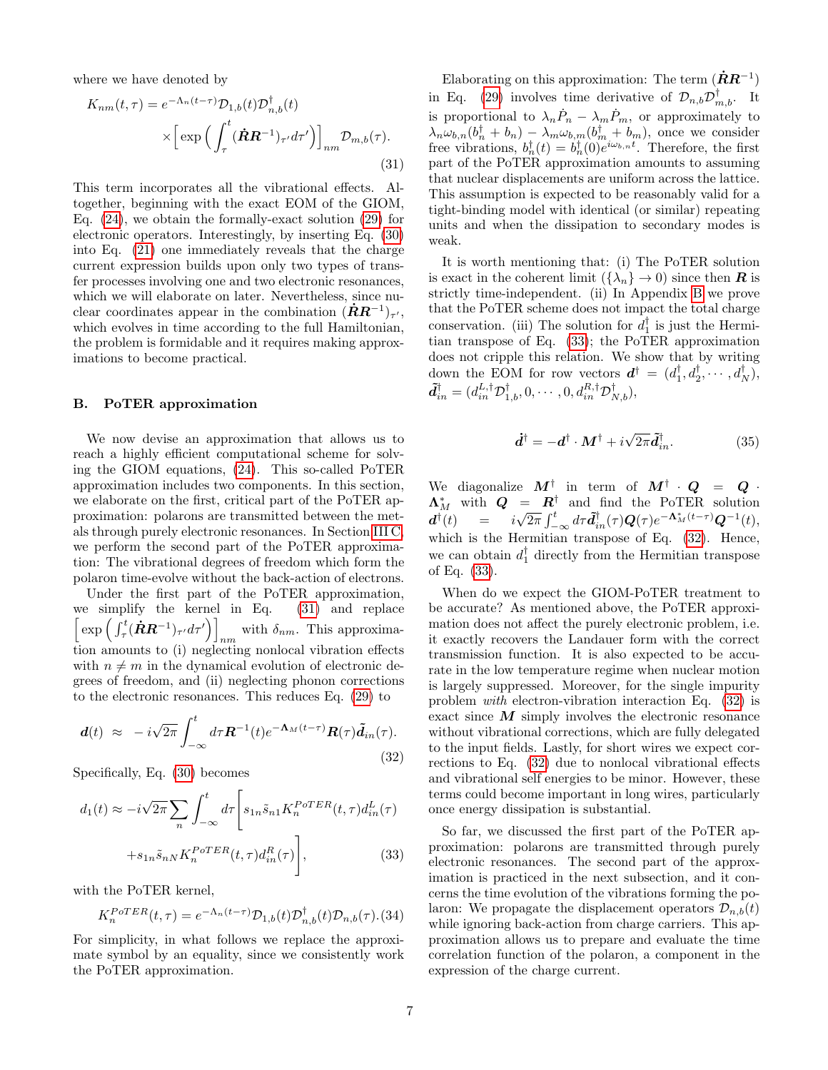where we have denoted by

$$K_{nm}(t,\tau) = e^{-\Lambda_n(t-\tau)}\mathcal{D}_{1,b}(t)\mathcal{D}^\dagger_{n,b}(t) \times\Big[\exp\Big(\int_\tau^t (\dot{\boldsymbol{R}}\boldsymbol{R}^{-1})_{\tau'}d\tau'\Big)\Big]_{nm}\mathcal{D}_{m,b}(\tau). \tag{31}$$

This term incorporates all the vibrational effects. Altogether, beginning with the exact EOM of the GIOM, Eq. (24), we obtain the formally-exact solution (29) for electronic operators. Interestingly, by inserting Eq. (30) into Eq. (21) one immediately reveals that the charge current expression builds upon only two types of transfer processes involving one and two electronic resonances, which we will elaborate on later. Nevertheless, since nuclear coordinates appear in the combination $(\dot{\boldsymbol{R}}\boldsymbol{R}^{-1})_{\tau'}$, which evolves in time according to the full Hamiltonian, the problem is formidable and it requires making approximations to become practical.

### B. PoTER approximation

We now devise an approximation that allows us to reach a highly efficient computational scheme for solving the GIOM equations, (24). This so-called PoTER approximation includes two components. In this section, we elaborate on the first, critical part of the PoTER approximation: polarons are transmitted between the metals through purely electronic resonances. In Section III C, we perform the second part of the PoTER approximation: The vibrational degrees of freedom which form the polaron time-evolve without the back-action of electrons.

Under the first part of the PoTER approximation, we simplify the kernel in Eq. (31) and replace $\Big[\exp\Big(\int_\tau^t (\dot{\boldsymbol{R}}\boldsymbol{R}^{-1})_{\tau'}d\tau'\Big)\Big]_{nm}$ with $\delta_{nm}$. This approximation amounts to (i) neglecting nonlocal vibration effects with $n\neq m$ in the dynamical evolution of electronic degrees of freedom, and (ii) neglecting phonon corrections to the electronic resonances. This reduces Eq. (29) to

$$\boldsymbol{d}(t) \;\approx\; -i\sqrt{2\pi}\int_{-\infty}^t d\tau \boldsymbol{R}^{-1}(t)e^{-\boldsymbol{\Lambda}_M(t-\tau)}\boldsymbol{R}(\tau)\tilde{\boldsymbol{d}}_{in}(\tau). \tag{32}$$

Specifically, Eq. (30) becomes

$$d_1(t) \approx -i\sqrt{2\pi}\sum_n\int_{-\infty}^t d\tau\Bigg[s_{1n}\tilde{s}_{n1}K_n^{PoTER}(t,\tau)d^L_{in}(\tau) + s_{1n}\tilde{s}_{nN}K_n^{PoTER}(t,\tau)d^R_{in}(\tau)\Bigg], \tag{33}$$

with the PoTER kernel,

$$K_n^{PoTER}(t,\tau) = e^{-\Lambda_n(t-\tau)}\mathcal{D}_{1,b}(t)\mathcal{D}^\dagger_{n,b}(t)\mathcal{D}_{n,b}(\tau). \tag{34}$$

For simplicity, in what follows we replace the approximate symbol by an equality, since we consistently work the PoTER approximation.

Elaborating on this approximation: The term $(\dot{\boldsymbol{R}}\boldsymbol{R}^{-1})$ in Eq. (29) involves time derivative of $\mathcal{D}_{n,b}\mathcal{D}^\dagger_{m,b}$. It is proportional to $\lambda_n\dot{P}_n - \lambda_m\dot{P}_m$, or approximately to $\lambda_n\omega_{b,n}(b_n^\dagger + b_n) - \lambda_m\omega_{b,m}(b_m^\dagger + b_m)$, once we consider free vibrations, $b_n^\dagger(t) = b_n^\dagger(0)e^{i\omega_{b,n}t}$. Therefore, the first part of the PoTER approximation amounts to assuming that nuclear displacements are uniform across the lattice. This assumption is expected to be reasonably valid for a tight-binding model with identical (or similar) repeating units and when the dissipation to secondary modes is weak.

It is worth mentioning that: (i) The PoTER solution is exact in the coherent limit ($\{\lambda_n\}\to 0$) since then $\boldsymbol{R}$ is strictly time-independent. (ii) In Appendix B we prove that the PoTER scheme does not impact the total charge conservation. (iii) The solution for $d_1^\dagger$ is just the Hermitian transpose of Eq. (33); the PoTER approximation does not cripple this relation. We show that by writing down the EOM for row vectors $\boldsymbol{d}^\dagger = (d_1^\dagger, d_2^\dagger,\cdots,d_N^\dagger)$, $\tilde{\boldsymbol{d}}^\dagger_{in} = (d_{in}^{L,\dagger}\mathcal{D}^\dagger_{1,b},0,\cdots,0,d_{in}^{R,\dagger}\mathcal{D}^\dagger_{N,b})$,

$$\dot{\boldsymbol{d}}^\dagger = -\boldsymbol{d}^\dagger\cdot\boldsymbol{M}^\dagger + i\sqrt{2\pi}\tilde{\boldsymbol{d}}^\dagger_{in}. \tag{35}$$

We diagonalize $\boldsymbol{M}^\dagger$ in term of $\boldsymbol{M}^\dagger\cdot\boldsymbol{Q} = \boldsymbol{Q}\cdot\boldsymbol{\Lambda}^*_M$ with $\boldsymbol{Q} = \boldsymbol{R}^\dagger$ and find the PoTER solution $\boldsymbol{d}^\dagger(t) = i\sqrt{2\pi}\int_{-\infty}^t d\tau\tilde{\boldsymbol{d}}^\dagger_{in}(\tau)\boldsymbol{Q}(\tau)e^{-\boldsymbol{\Lambda}^*_M(t-\tau)}\boldsymbol{Q}^{-1}(t)$, which is the Hermitian transpose of Eq. (32). Hence, we can obtain $d_1^\dagger$ directly from the Hermitian transpose of Eq. (33).

When do we expect the GIOM-PoTER treatment to be accurate? As mentioned above, the PoTER approximation does not affect the purely electronic problem, i.e. it exactly recovers the Landauer form with the correct transmission function. It is also expected to be accurate in the low temperature regime when nuclear motion is largely suppressed. Moreover, for the single impurity problem *with* electron-vibration interaction Eq. (32) is exact since $\boldsymbol{M}$ simply involves the electronic resonance without vibrational corrections, which are fully delegated to the input fields. Lastly, for short wires we expect corrections to Eq. (32) due to nonlocal vibrational effects and vibrational self energies to be minor. However, these terms could become important in long wires, particularly once energy dissipation is substantial.

So far, we discussed the first part of the PoTER approximation: polarons are transmitted through purely electronic resonances. The second part of the approximation is practiced in the next subsection, and it concerns the time evolution of the vibrations forming the polaron: We propagate the displacement operators $\mathcal{D}_{n,b}(t)$ while ignoring back-action from charge carriers. This approximation allows us to prepare and evaluate the time correlation function of the polaron, a component in the expression of the charge current.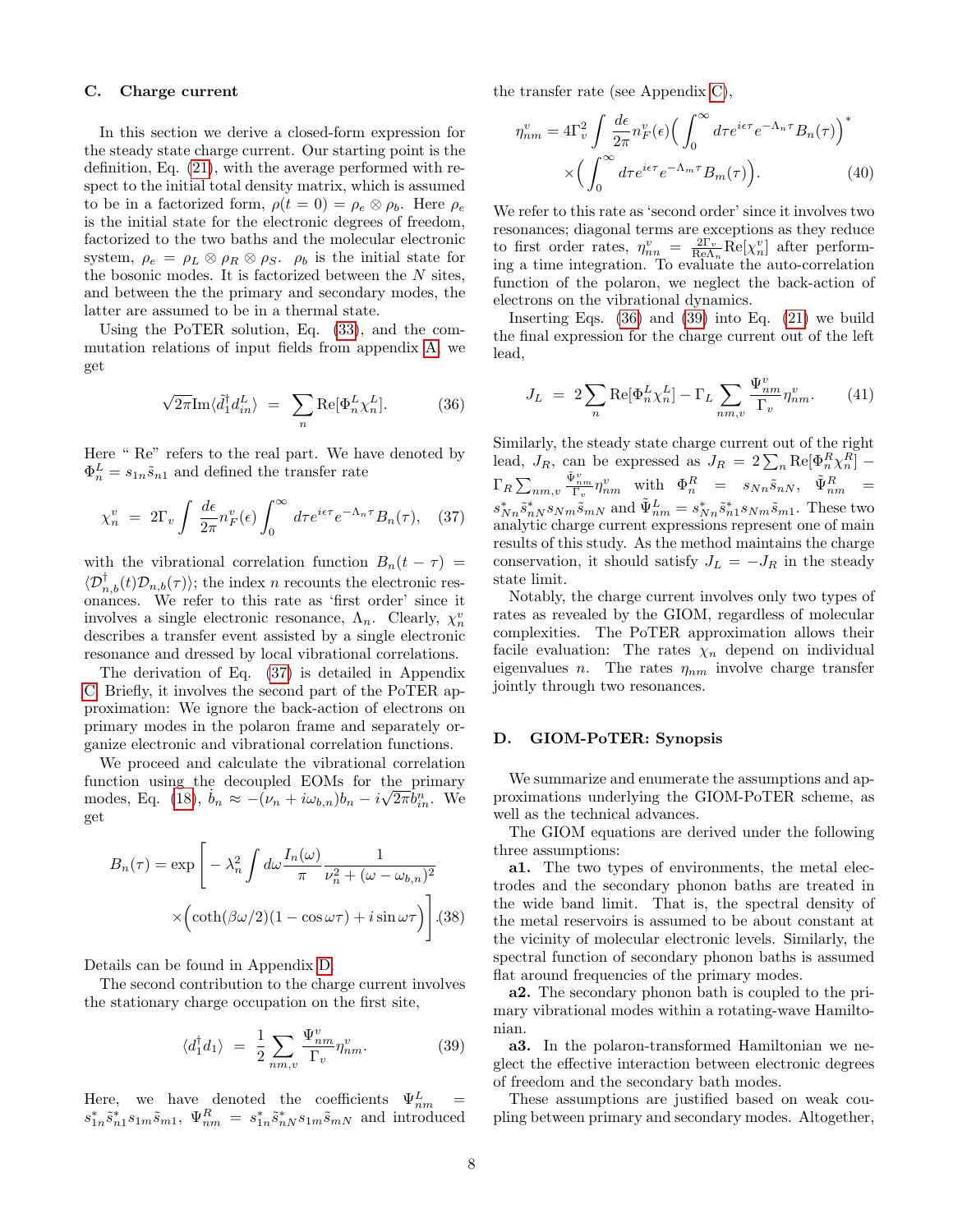### C. Charge current

In this section we derive a closed-form expression for the steady state charge current. Our starting point is the definition, Eq. (21), with the average performed with respect to the initial total density matrix, which is assumed to be in a factorized form, $\rho(t=0) = \rho_e \otimes \rho_b$. Here $\rho_e$ is the initial state for the electronic degrees of freedom, factorized to the two baths and the molecular electronic system, $\rho_e = \rho_L \otimes \rho_R \otimes \rho_S$. $\rho_b$ is the initial state for the bosonic modes. It is factorized between the $N$ sites, and between the the primary and secondary modes, the latter are assumed to be in a thermal state.

Using the PoTER solution, Eq. (33), and the commutation relations of input fields from appendix A, we get

$$\sqrt{2\pi}\text{Im}\langle \tilde{d}_1^\dagger d_{in}^L\rangle = \sum_n \text{Re}[\Phi_n^L \chi_n^L]. \quad (36)$$

Here " Re" refers to the real part. We have denoted by $\Phi_n^L = s_{1n}\tilde{s}_{n1}$ and defined the transfer rate

$$\chi_n^v = 2\Gamma_v \int \frac{d\epsilon}{2\pi} n_F^v(\epsilon) \int_0^\infty d\tau e^{i\epsilon\tau} e^{-\Lambda_n \tau} B_n(\tau), \quad (37)$$

with the vibrational correlation function $B_n(t-\tau) = \langle \mathcal{D}_{n,b}^\dagger(t)\mathcal{D}_{n,b}(\tau)\rangle$; the index $n$ recounts the electronic resonances. We refer to this rate as 'first order' since it involves a single electronic resonance, $\Lambda_n$. Clearly, $\chi_n^v$ describes a transfer event assisted by a single electronic resonance and dressed by local vibrational correlations.

The derivation of Eq. (37) is detailed in Appendix C. Briefly, it involves the second part of the PoTER approximation: We ignore the back-action of electrons on primary modes in the polaron frame and separately organize electronic and vibrational correlation functions.

We proceed and calculate the vibrational correlation function using the decoupled EOMs for the primary modes, Eq. (18), $\dot{b}_n \approx -(\nu_n + i\omega_{b,n})b_n - i\sqrt{2\pi}b_{in}^n$. We get

$$B_n(\tau) = \exp\Bigg[-\lambda_n^2 \int d\omega \frac{I_n(\omega)}{\pi}\frac{1}{\nu_n^2 + (\omega-\omega_{b,n})^2} \times\Big(\coth(\beta\omega/2)(1-\cos\omega\tau) + i\sin\omega\tau\Big)\Bigg]. \quad (38)$$

Details can be found in Appendix D.

The second contribution to the charge current involves the stationary charge occupation on the first site,

$$\langle d_1^\dagger d_1\rangle = \frac{1}{2}\sum_{nm,v}\frac{\Psi_{nm}^v}{\Gamma_v}\eta_{nm}^v. \quad (39)$$

Here, we have denoted the coefficients $\Psi_{nm}^L = s_{1n}^*\tilde{s}_{n1}^* s_{1m}\tilde{s}_{m1}$, $\Psi_{nm}^R = s_{1n}^*\tilde{s}_{nN}^* s_{1m}\tilde{s}_{mN}$ and introduced the transfer rate (see Appendix C),

$$\eta_{nm}^v = 4\Gamma_v^2 \int \frac{d\epsilon}{2\pi} n_F^v(\epsilon) \Big(\int_0^\infty d\tau e^{i\epsilon\tau}e^{-\Lambda_n\tau}B_n(\tau)\Big)^* \times\Big(\int_0^\infty d\tau e^{i\epsilon\tau}e^{-\Lambda_m\tau}B_m(\tau)\Big). \quad (40)$$

We refer to this rate as 'second order' since it involves two resonances; diagonal terms are exceptions as they reduce to first order rates, $\eta_{nn}^v = \frac{2\Gamma_v}{\text{Re}\Lambda_n}\text{Re}[\chi_n^v]$ after performing a time integration. To evaluate the auto-correlation function of the polaron, we neglect the back-action of electrons on the vibrational dynamics.

Inserting Eqs. (36) and (39) into Eq. (21) we build the final expression for the charge current out of the left lead,

$$J_L = 2\sum_n \text{Re}[\Phi_n^L\chi_n^L] - \Gamma_L \sum_{nm,v}\frac{\Psi_{nm}^v}{\Gamma_v}\eta_{nm}^v. \quad (41)$$

Similarly, the steady state charge current out of the right lead, $J_R$, can be expressed as $J_R = 2\sum_n \text{Re}[\Phi_n^R\chi_n^R] - \Gamma_R\sum_{nm,v}\frac{\tilde{\Psi}_{nm}^v}{\Gamma_v}\eta_{nm}^v$ with $\Phi_n^R = s_{Nn}\tilde{s}_{nN}$, $\tilde{\Psi}_{nm}^R = s_{Nn}^*\tilde{s}_{nN}^* s_{Nm}\tilde{s}_{mN}$ and $\tilde{\Psi}_{nm}^L = s_{Nn}^*\tilde{s}_{n1}^* s_{Nm}\tilde{s}_{m1}$. These two analytic charge current expressions represent one of main results of this study. As the method maintains the charge conservation, it should satisfy $J_L = -J_R$ in the steady state limit.

Notably, the charge current involves only two types of rates as revealed by the GIOM, regardless of molecular complexities. The PoTER approximation allows their facile evaluation: The rates $\chi_n$ depend on individual eigenvalues $n$. The rates $\eta_{nm}$ involve charge transfer jointly through two resonances.

### D. GIOM-PoTER: Synopsis

We summarize and enumerate the assumptions and approximations underlying the GIOM-PoTER scheme, as well as the technical advances.

The GIOM equations are derived under the following three assumptions:

**a1.** The two types of environments, the metal electrodes and the secondary phonon baths are treated in the wide band limit. That is, the spectral density of the metal reservoirs is assumed to be about constant at the vicinity of molecular electronic levels. Similarly, the spectral function of secondary phonon baths is assumed flat around frequencies of the primary modes.

**a2.** The secondary phonon bath is coupled to the primary vibrational modes within a rotating-wave Hamiltonian.

**a3.** In the polaron-transformed Hamiltonian we neglect the effective interaction between electronic degrees of freedom and the secondary bath modes.

These assumptions are justified based on weak coupling between primary and secondary modes. Altogether,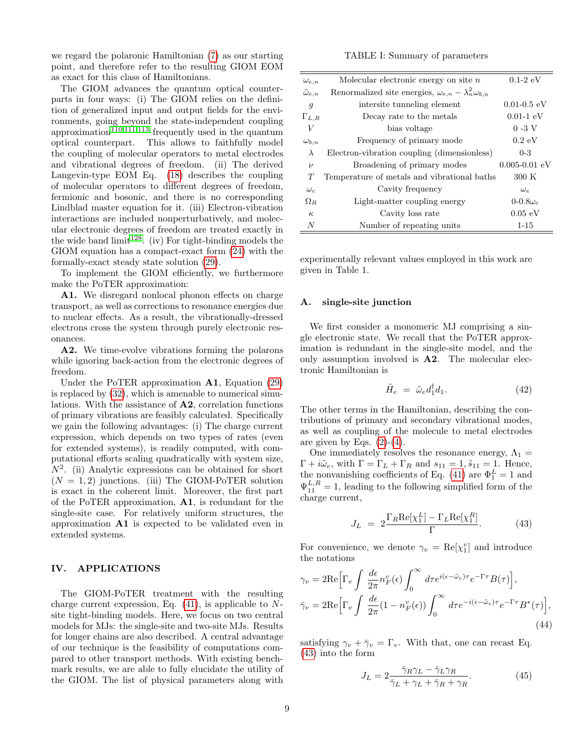we regard the polaronic Hamiltonian (7) as our starting point, and therefore refer to the resulting GIOM EOM as exact for this class of Hamiltonians.

The GIOM advances the quantum optical counterparts in four ways: (i) The GIOM relies on the definition of generalized input and output fields for the environments, going beyond the state-independent coupling approximation[110,111,113] frequently used in the quantum optical counterpart. This allows to faithfully model the coupling of molecular operators to metal electrodes and vibrational degrees of freedom. (ii) The derived Langevin-type EOM Eq. (18) describes the coupling of molecular operators to different degrees of freedom, fermionic and bosonic, and there is no corresponding Lindblad master equation for it. (iii) Electron-vibration interactions are included nonperturbatively, and molecular electronic degrees of freedom are treated exactly in the wide band limit[128]. (iv) For tight-binding models the GIOM equation has a compact-exact form (24) with the formally-exact steady state solution (29).

To implement the GIOM efficiently, we furthermore make the PoTER approximation:

**A1.** We disregard nonlocal phonon effects on charge transport, as well as corrections to resonance energies due to nuclear effects. As a result, the vibrationally-dressed electrons cross the system through purely electronic resonances.

**A2.** We time-evolve vibrations forming the polarons while ignoring back-action from the electronic degrees of freedom.

Under the PoTER approximation **A1**, Equation (29) is replaced by (32), which is amenable to numerical simulations. With the assistance of **A2**, correlation functions of primary vibrations are feasibly calculated. Specifically we gain the following advantages: (i) The charge current expression, which depends on two types of rates (even for extended systems), is readily computed, with computational efforts scaling quadratically with system size, $N^2$. (ii) Analytic expressions can be obtained for short ($N = 1, 2$) junctions. (iii) The GIOM-PoTER solution is exact in the coherent limit. Moreover, the first part of the PoTER approximation, **A1**, is redundant for the single-site case. For relatively uniform structures, the approximation **A1** is expected to be validated even in extended systems.

## IV. APPLICATIONS

The GIOM-PoTER treatment with the resulting charge current expression, Eq. (41), is applicable to $N$-site tight-binding models. Here, we focus on two central models for MJs: the single-site and two-site MJs. Results for longer chains are also described. A central advantage of our technique is the feasibility of computations compared to other transport methods. With existing benchmark results, we are able to fully elucidate the utility of the GIOM. The list of physical parameters along with experimentally relevant values employed in this work are given in Table 1.

TABLE I: Summary of parameters

| | | |
|---|---|---|
| $\omega_{e,n}$ | Molecular electronic energy on site $n$ | 0.1-2 eV |
| $\tilde{\omega}_{e,n}$ | Renormalized site energies, $\omega_{e,n} - \lambda_n^2 \omega_{b,n}$ | |
| $g$ | intersite tunneling element | 0.01-0.5 eV |
| $\Gamma_{L,R}$ | Decay rate to the metals | 0.01-1 eV |
| $V$ | bias voltage | 0 -3 V |
| $\omega_{b,n}$ | Frequency of primary mode | 0.2 eV |
| $\lambda$ | Electron-vibration coupling (dimensionless) | 0-3 |
| $\nu$ | Broadening of primary modes | 0.005-0.01 eV |
| $T$ | Temperature of metals and vibrational baths | 300 K |
| $\omega_c$ | Cavity frequency | $\omega_e$ |
| $\Omega_R$ | Light-matter coupling energy | 0-0.8$\omega_c$ |
| $\kappa$ | Cavity loss rate | 0.05 eV |
| $N$ | Number of repeating units | 1-15 |

### A. single-site junction

We first consider a monomeric MJ comprising a single electronic state. We recall that the PoTER approximation is redundant in the single-site model, and the only assumption involved is **A2**. The molecular electronic Hamiltonian is

$$\tilde{H}_e \ = \ \tilde{\omega}_e d_1^\dagger d_1. \tag{42}$$

The other terms in the Hamiltonian, describing the contributions of primary and secondary vibrational modes, as well as coupling of the molecule to metal electrodes are given by Eqs. (2)-(4).

One immediately resolves the resonance energy, $\Lambda_1 = \Gamma + i\tilde{\omega}_e$, with $\Gamma = \Gamma_L + \Gamma_R$ and $s_{11} = 1, \tilde{s}_{11} = 1$. Hence, the nonvanishing coefficients of Eq. (41) are $\Phi_1^L = 1$ and $\Psi_{11}^{L,R} = 1$, leading to the following simplified form of the charge current,

$$J_L \ = \ 2\frac{\Gamma_R \mathrm{Re}[\chi_1^L] - \Gamma_L \mathrm{Re}[\chi_1^R]}{\Gamma}. \tag{43}$$

For convenience, we denote $\gamma_v = \mathrm{Re}[\chi_1^v]$ and introduce the notations

$$\gamma_v = 2\mathrm{Re}\Big[\Gamma_v \int \frac{d\epsilon}{2\pi} n_F^v(\epsilon) \int_0^\infty d\tau e^{i(\epsilon-\tilde{\omega}_e)\tau} e^{-\Gamma\tau} B(\tau)\Big],$$
$$\bar{\gamma}_v = 2\mathrm{Re}\Big[\Gamma_v \int \frac{d\epsilon}{2\pi} (1-n_F^v(\epsilon)) \int_0^\infty d\tau e^{-i(\epsilon-\tilde{\omega}_e)\tau} e^{-\Gamma\tau} B^*(\tau)\Big], \tag{44}$$

satisfying $\gamma_v + \bar{\gamma}_v = \Gamma_v$. With that, one can recast Eq. (43) into the form

$$J_L = 2\frac{\bar{\gamma}_R\gamma_L - \bar{\gamma}_L\gamma_R}{\bar{\gamma}_L + \gamma_L + \bar{\gamma}_R + \gamma_R}. \tag{45}$$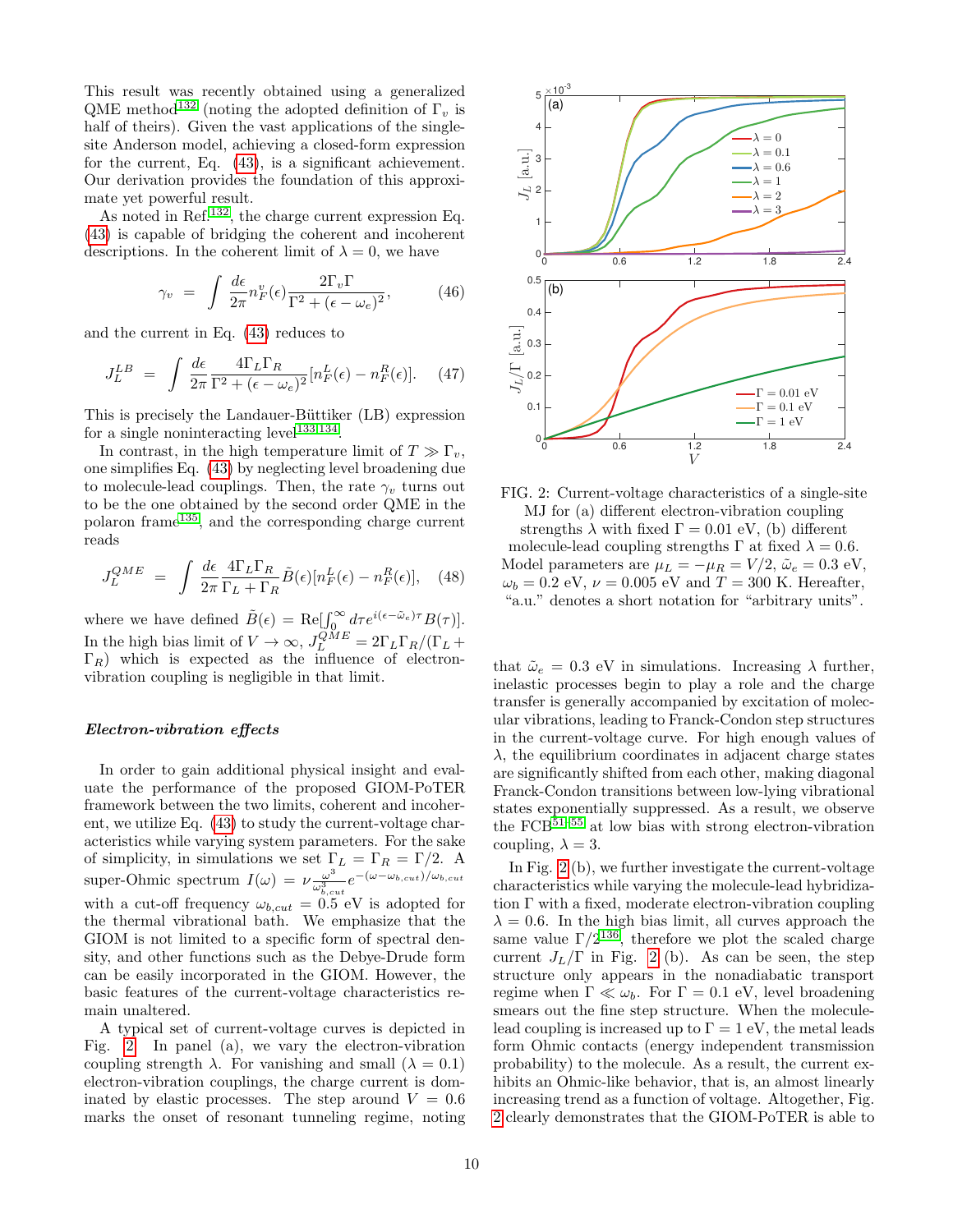This result was recently obtained using a generalized QME method[132] (noting the adopted definition of $\Gamma_v$ is half of theirs). Given the vast applications of the single-site Anderson model, achieving a closed-form expression for the current, Eq. (43), is a significant achievement. Our derivation provides the foundation of this approximate yet powerful result.

As noted in Ref.[132], the charge current expression Eq. (43) is capable of bridging the coherent and incoherent descriptions. In the coherent limit of $\lambda = 0$, we have

$$\gamma_v = \int \frac{d\epsilon}{2\pi} n_F^v(\epsilon) \frac{2\Gamma_v \Gamma}{\Gamma^2 + (\epsilon - \omega_e)^2}, \qquad (46)$$

and the current in Eq. (43) reduces to

$$J_L^{LB} = \int \frac{d\epsilon}{2\pi} \frac{4\Gamma_L \Gamma_R}{\Gamma^2 + (\epsilon - \omega_e)^2} [n_F^L(\epsilon) - n_F^R(\epsilon)]. \qquad (47)$$

This is precisely the Landauer-Büttiker (LB) expression for a single noninteracting level[133,134].

In contrast, in the high temperature limit of $T \gg \Gamma_v$, one simplifies Eq. (43) by neglecting level broadening due to molecule-lead couplings. Then, the rate $\gamma_v$ turns out to be the one obtained by the second order QME in the polaron frame[135], and the corresponding charge current reads

$$J_L^{QME} = \int \frac{d\epsilon}{2\pi} \frac{4\Gamma_L \Gamma_R}{\Gamma_L + \Gamma_R} \tilde{B}(\epsilon) [n_F^L(\epsilon) - n_F^R(\epsilon)], \qquad (48)$$

where we have defined $\tilde{B}(\epsilon) = \mathrm{Re}[\int_0^\infty d\tau e^{i(\epsilon - \tilde{\omega}_e)\tau} B(\tau)]$. In the high bias limit of $V \to \infty$, $J_L^{QME} = 2\Gamma_L \Gamma_R/(\Gamma_L + \Gamma_R)$ which is expected as the influence of electron-vibration coupling is negligible in that limit.

### *Electron-vibration effects*

In order to gain additional physical insight and evaluate the performance of the proposed GIOM-PoTER framework between the two limits, coherent and incoherent, we utilize Eq. (43) to study the current-voltage characteristics while varying system parameters. For the sake of simplicity, in simulations we set $\Gamma_L = \Gamma_R = \Gamma/2$. A super-Ohmic spectrum $I(\omega) = \nu \frac{\omega^3}{\omega_{b,cut}^3} e^{-(\omega - \omega_{b,cut})/\omega_{b,cut}}$ with a cut-off frequency $\omega_{b,cut} = 0.5$ eV is adopted for the thermal vibrational bath. We emphasize that the GIOM is not limited to a specific form of spectral density, and other functions such as the Debye-Drude form can be easily incorporated in the GIOM. However, the basic features of the current-voltage characteristics remain unaltered.

A typical set of current-voltage curves is depicted in Fig. 2. In panel (a), we vary the electron-vibration coupling strength $\lambda$. For vanishing and small ($\lambda = 0.1$) electron-vibration couplings, the charge current is dominated by elastic processes. The step around $V = 0.6$ marks the onset of resonant tunneling regime, noting that $\tilde{\omega}_e = 0.3$ eV in simulations. Increasing $\lambda$ further, inelastic processes begin to play a role and the charge transfer is generally accompanied by excitation of molecular vibrations, leading to Franck-Condon step structures in the current-voltage curve. For high enough values of $\lambda$, the equilibrium coordinates in adjacent charge states are significantly shifted from each other, making diagonal Franck-Condon transitions between low-lying vibrational states exponentially suppressed. As a result, we observe the FCB[51–55] at low bias with strong electron-vibration coupling, $\lambda = 3$.

FIG. 2: Current-voltage characteristics of a single-site MJ for (a) different electron-vibration coupling strengths $\lambda$ with fixed $\Gamma = 0.01$ eV, (b) different molecule-lead coupling strengths $\Gamma$ at fixed $\lambda = 0.6$. Model parameters are $\mu_L = -\mu_R = V/2$, $\tilde{\omega}_e = 0.3$ eV, $\omega_b = 0.2$ eV, $\nu = 0.005$ eV and $T = 300$ K. Hereafter, "a.u." denotes a short notation for "arbitrary units".

In Fig. 2(b), we further investigate the current-voltage characteristics while varying the molecule-lead hybridization $\Gamma$ with a fixed, moderate electron-vibration coupling $\lambda = 0.6$. In the high bias limit, all curves approach the same value $\Gamma/2$[136], therefore we plot the scaled charge current $J_L/\Gamma$ in Fig. 2 (b). As can be seen, the step structure only appears in the nonadiabatic transport regime when $\Gamma \ll \omega_b$. For $\Gamma = 0.1$ eV, level broadening smears out the fine step structure. When the molecule-lead coupling is increased up to $\Gamma = 1$ eV, the metal leads form Ohmic contacts (energy independent transmission probability) to the molecule. As a result, the current exhibits an Ohmic-like behavior, that is, an almost linearly increasing trend as a function of voltage. Altogether, Fig. 2 clearly demonstrates that the GIOM-PoTER is able to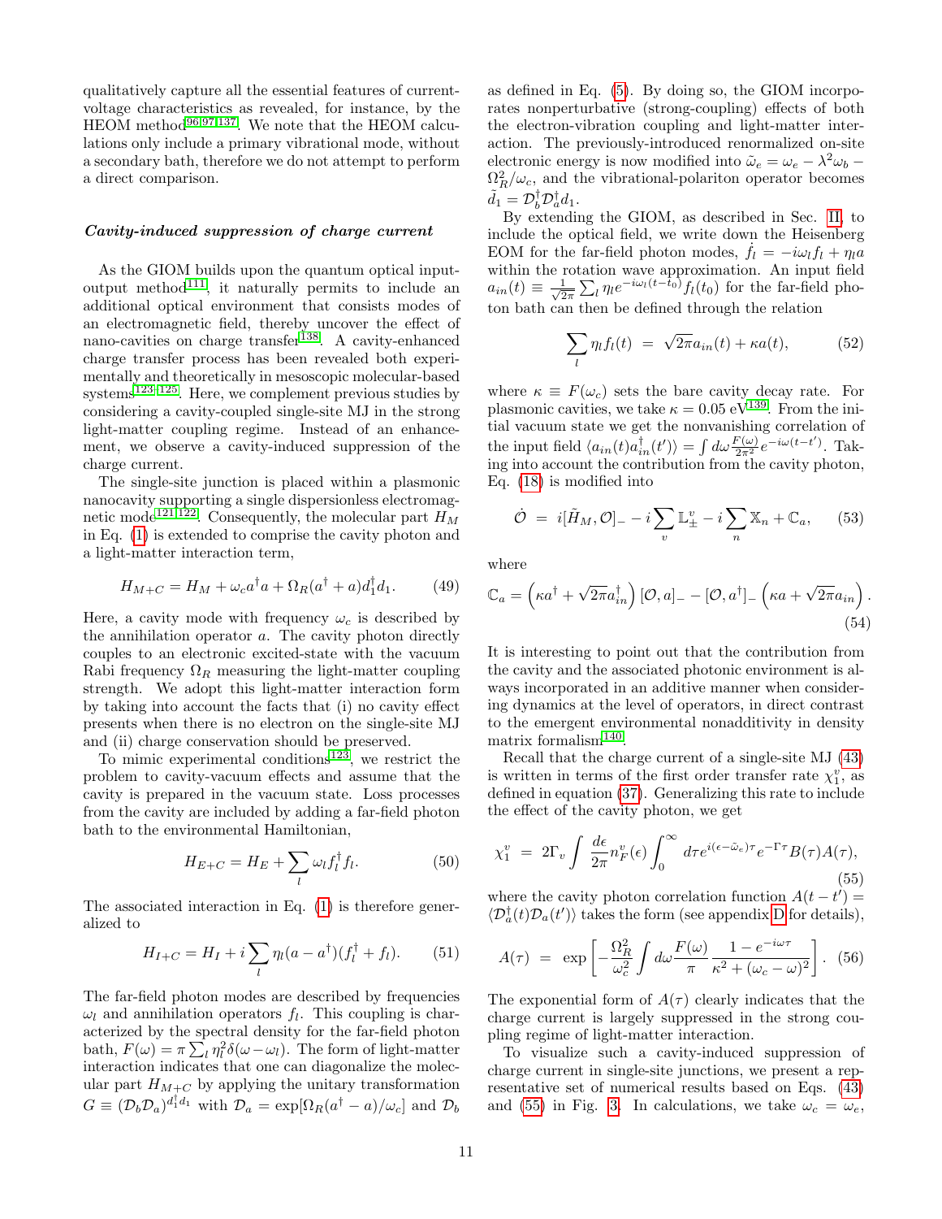qualitatively capture all the essential features of current-voltage characteristics as revealed, for instance, by the HEOM method[96,97,137]. We note that the HEOM calculations only include a primary vibrational mode, without a secondary bath, therefore we do not attempt to perform a direct comparison.

***Cavity-induced suppression of charge current***

As the GIOM builds upon the quantum optical input-output method[111], it naturally permits to include an additional optical environment that consists modes of an electromagnetic field, thereby uncover the effect of nano-cavities on charge transfer[138]. A cavity-enhanced charge transfer process has been revealed both experimentally and theoretically in mesoscopic molecular-based systems[123–125]. Here, we complement previous studies by considering a cavity-coupled single-site MJ in the strong light-matter coupling regime. Instead of an enhancement, we observe a cavity-induced suppression of the charge current.

The single-site junction is placed within a plasmonic nanocavity supporting a single dispersionless electromagnetic mode[121,122]. Consequently, the molecular part $H_M$ in Eq. (1) is extended to comprise the cavity photon and a light-matter interaction term,

$$H_{M+C} = H_M + \omega_c a^\dagger a + \Omega_R (a^\dagger + a) d_1^\dagger d_1. \tag{49}$$

Here, a cavity mode with frequency $\omega_c$ is described by the annihilation operator $a$. The cavity photon directly couples to an electronic excited-state with the vacuum Rabi frequency $\Omega_R$ measuring the light-matter coupling strength. We adopt this light-matter interaction form by taking into account the facts that (i) no cavity effect presents when there is no electron on the single-site MJ and (ii) charge conservation should be preserved.

To mimic experimental conditions[123], we restrict the problem to cavity-vacuum effects and assume that the cavity is prepared in the vacuum state. Loss processes from the cavity are included by adding a far-field photon bath to the environmental Hamiltonian,

$$H_{E+C} = H_E + \sum_l \omega_l f_l^\dagger f_l. \tag{50}$$

The associated interaction in Eq. (1) is therefore generalized to

$$H_{I+C} = H_I + i\sum_l \eta_l (a - a^\dagger)(f_l^\dagger + f_l). \tag{51}$$

The far-field photon modes are described by frequencies $\omega_l$ and annihilation operators $f_l$. This coupling is characterized by the spectral density for the far-field photon bath, $F(\omega) = \pi \sum_l \eta_l^2 \delta(\omega - \omega_l)$. The form of light-matter interaction indicates that one can diagonalize the molecular part $H_{M+C}$ by applying the unitary transformation $G \equiv (\mathcal{D}_b \mathcal{D}_a)^{d_1^\dagger d_1}$ with $\mathcal{D}_a = \exp[\Omega_R (a^\dagger - a)/\omega_c]$ and $\mathcal{D}_b$ as defined in Eq. (5). By doing so, the GIOM incorporates nonperturbative (strong-coupling) effects of both the electron-vibration coupling and light-matter interaction. The previously-introduced renormalized on-site electronic energy is now modified into $\tilde{\omega}_e = \omega_e - \lambda^2 \omega_b - \Omega_R^2/\omega_c$, and the vibrational-polariton operator becomes $\tilde{d}_1 = \mathcal{D}_b^\dagger \mathcal{D}_a^\dagger d_1$.

By extending the GIOM, as described in Sec. II, to include the optical field, we write down the Heisenberg EOM for the far-field photon modes, $\dot{f}_l = -i\omega_l f_l + \eta_l a$ within the rotation wave approximation. An input field $a_{in}(t) \equiv \frac{1}{\sqrt{2\pi}} \sum_l \eta_l e^{-i\omega_l (t-t_0)} f_l(t_0)$ for the far-field photon bath can then be defined through the relation

$$\sum_l \eta_l f_l(t) = \sqrt{2\pi} a_{in}(t) + \kappa a(t), \tag{52}$$

where $\kappa \equiv F(\omega_c)$ sets the bare cavity decay rate. For plasmonic cavities, we take $\kappa = 0.05$ eV[139]. From the initial vacuum state we get the nonvanishing correlation of the input field $\langle a_{in}(t) a_{in}^\dagger(t')\rangle = \int d\omega \frac{F(\omega)}{2\pi^2} e^{-i\omega(t-t')}$. Taking into account the contribution from the cavity photon, Eq. (18) is modified into

$$\dot{\mathcal{O}} = i[\tilde{H}_M, \mathcal{O}]_- - i\sum_v \mathbb{L}_\pm^v - i\sum_n \mathbb{X}_n + \mathbb{C}_a, \tag{53}$$

where

$$\mathbb{C}_a = \left(\kappa a^\dagger + \sqrt{2\pi} a_{in}^\dagger\right)[\mathcal{O}, a]_- - [\mathcal{O}, a^\dagger]_- \left(\kappa a + \sqrt{2\pi} a_{in}\right). \tag{54}$$

It is interesting to point out that the contribution from the cavity and the associated photonic environment is always incorporated in an additive manner when considering dynamics at the level of operators, in direct contrast to the emergent environmental nonadditivity in density matrix formalism[140].

Recall that the charge current of a single-site MJ (43) is written in terms of the first order transfer rate $\chi_1^v$, as defined in equation (37). Generalizing this rate to include the effect of the cavity photon, we get

$$\chi_1^v = 2\Gamma_v \int \frac{d\epsilon}{2\pi} n_F^v(\epsilon) \int_0^\infty d\tau e^{i(\epsilon - \tilde{\omega}_e)\tau} e^{-\Gamma\tau} B(\tau) A(\tau), \tag{55}$$

where the cavity photon correlation function $A(t-t') = \langle \mathcal{D}_a^\dagger(t) \mathcal{D}_a(t')\rangle$ takes the form (see appendix D for details),

$$A(\tau) = \exp\left[-\frac{\Omega_R^2}{\omega_c^2} \int d\omega \frac{F(\omega)}{\pi} \frac{1 - e^{-i\omega\tau}}{\kappa^2 + (\omega_c - \omega)^2}\right]. \tag{56}$$

The exponential form of $A(\tau)$ clearly indicates that the charge current is largely suppressed in the strong coupling regime of light-matter interaction.

To visualize such a cavity-induced suppression of charge current in single-site junctions, we present a representative set of numerical results based on Eqs. (43) and (55) in Fig. 3. In calculations, we take $\omega_c = \omega_e$,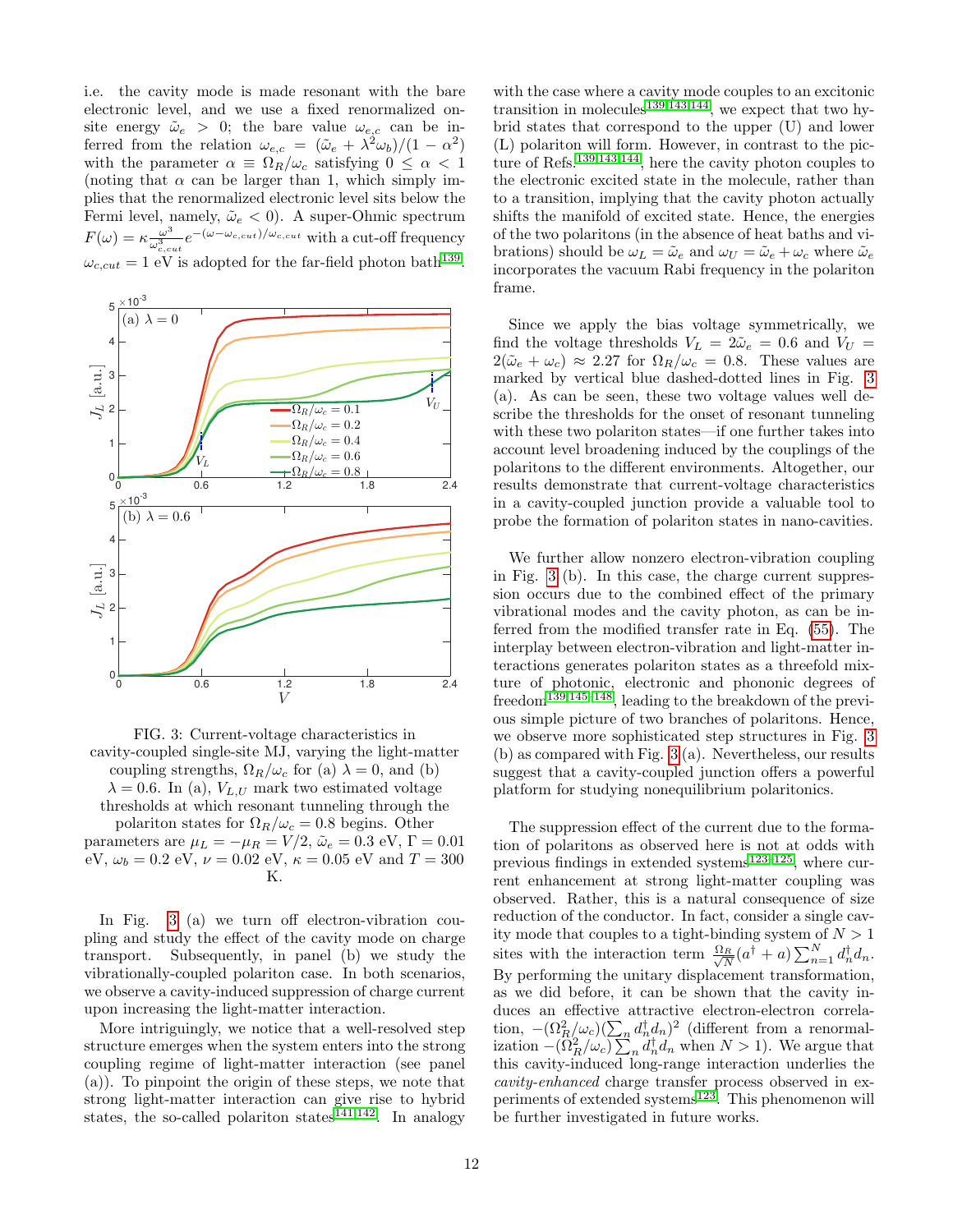i.e. the cavity mode is made resonant with the bare electronic level, and we use a fixed renormalized on-site energy $\tilde{\omega}_e > 0$; the bare value $\omega_{e,c}$ can be inferred from the relation $\omega_{e,c} = (\tilde{\omega}_e + \lambda^2\omega_b)/(1-\alpha^2)$ with the parameter $\alpha \equiv \Omega_R/\omega_c$ satisfying $0 \leq \alpha < 1$ (noting that $\alpha$ can be larger than 1, which simply implies that the renormalized electronic level sits below the Fermi level, namely, $\tilde{\omega}_e < 0$). A super-Ohmic spectrum $F(\omega) = \kappa \frac{\omega^3}{\omega_{c,cut}^3} e^{-(\omega-\omega_{c,cut})/\omega_{c,cut}}$ with a cut-off frequency $\omega_{c,cut} = 1$ eV is adopted for the far-field photon bath[139].

FIG. 3: Current-voltage characteristics in cavity-coupled single-site MJ, varying the light-matter coupling strengths, $\Omega_R/\omega_c$ for (a) $\lambda = 0$, and (b) $\lambda = 0.6$. In (a), $V_{L,U}$ mark two estimated voltage thresholds at which resonant tunneling through the polariton states for $\Omega_R/\omega_c = 0.8$ begins. Other parameters are $\mu_L = -\mu_R = V/2$, $\tilde{\omega}_e = 0.3$ eV, $\Gamma = 0.01$ eV, $\omega_b = 0.2$ eV, $\nu = 0.02$ eV, $\kappa = 0.05$ eV and $T = 300$ K.

In Fig. 3 (a) we turn off electron-vibration coupling and study the effect of the cavity mode on charge transport. Subsequently, in panel (b) we study the vibrationally-coupled polariton case. In both scenarios, we observe a cavity-induced suppression of charge current upon increasing the light-matter interaction.

More intriguingly, we notice that a well-resolved step structure emerges when the system enters into the strong coupling regime of light-matter interaction (see panel (a)). To pinpoint the origin of these steps, we note that strong light-matter interaction can give rise to hybrid states, the so-called polariton states[141,142]. In analogy with the case where a cavity mode couples to an excitonic transition in molecules[139,143,144], we expect that two hybrid states that correspond to the upper (U) and lower (L) polariton will form. However, in contrast to the picture of Refs.[139,143,144], here the cavity photon couples to the electronic excited state in the molecule, rather than to a transition, implying that the cavity photon actually shifts the manifold of excited state. Hence, the energies of the two polaritons (in the absence of heat baths and vibrations) should be $\omega_L = \tilde{\omega}_e$ and $\omega_U = \tilde{\omega}_e + \omega_c$ where $\tilde{\omega}_e$ incorporates the vacuum Rabi frequency in the polariton frame.

Since we apply the bias voltage symmetrically, we find the voltage thresholds $V_L = 2\tilde{\omega}_e = 0.6$ and $V_U = 2(\tilde{\omega}_e + \omega_c) \approx 2.27$ for $\Omega_R/\omega_c = 0.8$. These values are marked by vertical blue dashed-dotted lines in Fig. 3 (a). As can be seen, these two voltage values well describe the thresholds for the onset of resonant tunneling with these two polariton states—if one further takes into account level broadening induced by the couplings of the polaritons to the different environments. Altogether, our results demonstrate that current-voltage characteristics in a cavity-coupled junction provide a valuable tool to probe the formation of polariton states in nano-cavities.

We further allow nonzero electron-vibration coupling in Fig. 3 (b). In this case, the charge current suppression occurs due to the combined effect of the primary vibrational modes and the cavity photon, as can be inferred from the modified transfer rate in Eq. (55). The interplay between electron-vibration and light-matter interactions generates polariton states as a threefold mixture of photonic, electronic and phononic degrees of freedom[139,145–148], leading to the breakdown of the previous simple picture of two branches of polaritons. Hence, we observe more sophisticated step structures in Fig. 3 (b) as compared with Fig. 3 (a). Nevertheless, our results suggest that a cavity-coupled junction offers a powerful platform for studying nonequilibrium polaritonics.

The suppression effect of the current due to the formation of polaritons as observed here is not at odds with previous findings in extended systems[123–125], where current enhancement at strong light-matter coupling was observed. Rather, this is a natural consequence of size reduction of the conductor. In fact, consider a single cavity mode that couples to a tight-binding system of $N > 1$ sites with the interaction term $\frac{\Omega_R}{\sqrt{N}}(a^\dagger + a)\sum_{n=1}^{N} d_n^\dagger d_n$. By performing the unitary displacement transformation, as we did before, it can be shown that the cavity induces an effective attractive electron-electron correlation, $-(\Omega_R^2/\omega_c)(\sum_n d_n^\dagger d_n)^2$ (different from a renormalization $-(\Omega_R^2/\omega_c)\sum_n d_n^\dagger d_n$ when $N > 1$). We argue that this cavity-induced long-range interaction underlies the *cavity-enhanced* charge transfer process observed in experiments of extended systems[123]. This phenomenon will be further investigated in future works.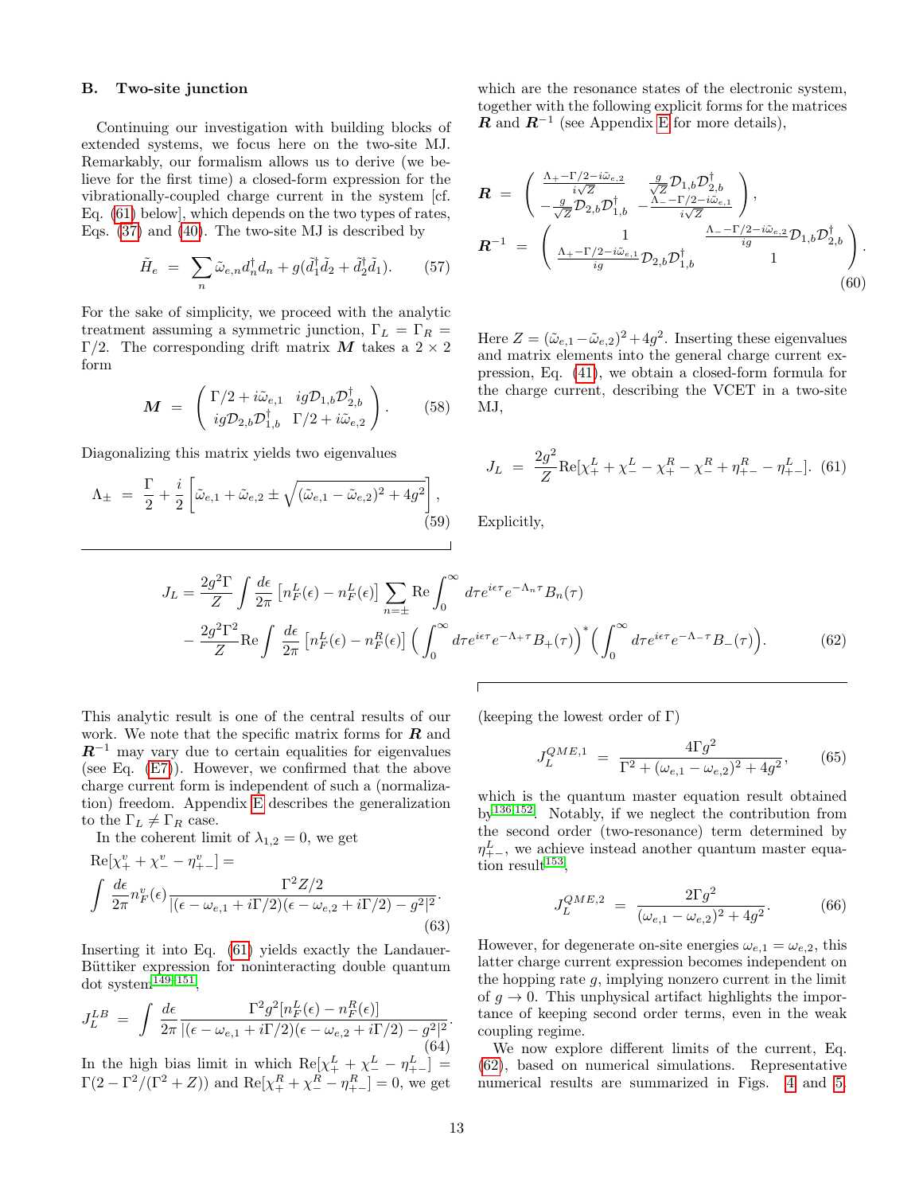### B. Two-site junction

Continuing our investigation with building blocks of extended systems, we focus here on the two-site MJ. Remarkably, our formalism allows us to derive (we believe for the first time) a closed-form expression for the vibrationally-coupled charge current in the system [cf. Eq. (61) below], which depends on the two types of rates, Eqs. (37) and (40). The two-site MJ is described by

$$\tilde{H}_e \;=\; \sum_n \tilde{\omega}_{e,n} d_n^\dagger d_n + g(\tilde{d}_1^\dagger \tilde{d}_2 + \tilde{d}_2^\dagger \tilde{d}_1). \tag{57}$$

For the sake of simplicity, we proceed with the analytic treatment assuming a symmetric junction, $\Gamma_L = \Gamma_R = \Gamma/2$. The corresponding drift matrix $\boldsymbol{M}$ takes a $2\times 2$ form

$$\boldsymbol{M} \;=\; \begin{pmatrix} \Gamma/2 + i\tilde{\omega}_{e,1} & ig\mathcal{D}_{1,b}\mathcal{D}_{2,b}^\dagger \\ ig\mathcal{D}_{2,b}\mathcal{D}_{1,b}^\dagger & \Gamma/2 + i\tilde{\omega}_{e,2} \end{pmatrix}. \tag{58}$$

Diagonalizing this matrix yields two eigenvalues

$$\Lambda_\pm \;=\; \frac{\Gamma}{2} + \frac{i}{2}\left[\tilde{\omega}_{e,1} + \tilde{\omega}_{e,2} \pm \sqrt{(\tilde{\omega}_{e,1} - \tilde{\omega}_{e,2})^2 + 4g^2}\right], \tag{59}$$

which are the resonance states of the electronic system, together with the following explicit forms for the matrices $\boldsymbol{R}$ and $\boldsymbol{R}^{-1}$ (see Appendix E for more details),

$$\boldsymbol{R} \;=\; \begin{pmatrix} \frac{\Lambda_+ - \Gamma/2 - i\tilde{\omega}_{e,2}}{i\sqrt{Z}} & \frac{g}{\sqrt{Z}}\mathcal{D}_{1,b}\mathcal{D}_{2,b}^\dagger \\ -\frac{g}{\sqrt{Z}}\mathcal{D}_{2,b}\mathcal{D}_{1,b}^\dagger & -\frac{\Lambda_- - \Gamma/2 - i\tilde{\omega}_{e,1}}{i\sqrt{Z}} \end{pmatrix},$$

$$\boldsymbol{R}^{-1} \;=\; \begin{pmatrix} 1 & \frac{\Lambda_- - \Gamma/2 - i\tilde{\omega}_{e,2}}{ig}\mathcal{D}_{1,b}\mathcal{D}_{2,b}^\dagger \\ \frac{\Lambda_+ - \Gamma/2 - i\tilde{\omega}_{e,1}}{ig}\mathcal{D}_{2,b}\mathcal{D}_{1,b}^\dagger & 1 \end{pmatrix}. \tag{60}$$

Here $Z = (\tilde{\omega}_{e,1} - \tilde{\omega}_{e,2})^2 + 4g^2$. Inserting these eigenvalues and matrix elements into the general charge current expression, Eq. (41), we obtain a closed-form formula for the charge current, describing the VCET in a two-site MJ,

$$J_L \;=\; \frac{2g^2}{Z}\mathrm{Re}[\chi_+^L + \chi_-^L - \chi_+^R - \chi_-^R + \eta_{+-}^R - \eta_{+-}^L]. \tag{61}$$

Explicitly,

$$J_L = \frac{2g^2\Gamma}{Z}\int\frac{d\epsilon}{2\pi}\left[n_F^L(\epsilon) - n_F^L(\epsilon)\right]\sum_{n=\pm}\mathrm{Re}\int_0^\infty d\tau e^{i\epsilon\tau}e^{-\Lambda_n\tau}B_n(\tau)$$
$$- \frac{2g^2\Gamma^2}{Z}\mathrm{Re}\int\frac{d\epsilon}{2\pi}\left[n_F^L(\epsilon) - n_F^R(\epsilon)\right]\Big(\int_0^\infty d\tau e^{i\epsilon\tau}e^{-\Lambda_+\tau}B_+(\tau)\Big)^*\Big(\int_0^\infty d\tau e^{i\epsilon\tau}e^{-\Lambda_-\tau}B_-(\tau)\Big). \tag{62}$$

This analytic result is one of the central results of our work. We note that the specific matrix forms for $\boldsymbol{R}$ and $\boldsymbol{R}^{-1}$ may vary due to certain equalities for eigenvalues (see Eq. (E7)). However, we confirmed that the above charge current form is independent of such a (normalization) freedom. Appendix E describes the generalization to the $\Gamma_L \neq \Gamma_R$ case.

In the coherent limit of $\lambda_{1,2} = 0$, we get

$$\mathrm{Re}[\chi_+^v + \chi_-^v - \eta_{+-}^v] =$$
$$\int\frac{d\epsilon}{2\pi}n_F^v(\epsilon)\frac{\Gamma^2 Z/2}{|(\epsilon - \omega_{e,1} + i\Gamma/2)(\epsilon - \omega_{e,2} + i\Gamma/2) - g^2|^2}. \tag{63}$$

Inserting it into Eq. (61) yields exactly the Landauer-Büttiker expression for noninteracting double quantum dot system[149–151],

$$J_L^{LB} \;=\; \int\frac{d\epsilon}{2\pi}\frac{\Gamma^2 g^2[n_F^L(\epsilon) - n_F^R(\epsilon)]}{|(\epsilon - \omega_{e,1} + i\Gamma/2)(\epsilon - \omega_{e,2} + i\Gamma/2) - g^2|^2}. \tag{64}$$

In the high bias limit in which $\mathrm{Re}[\chi_+^L + \chi_-^L - \eta_{+-}^L] = \Gamma(2 - \Gamma^2/(\Gamma^2 + Z))$ and $\mathrm{Re}[\chi_+^R + \chi_-^R - \eta_{+-}^R] = 0$, we get (keeping the lowest order of $\Gamma$)

$$J_L^{QME,1} \;=\; \frac{4\Gamma g^2}{\Gamma^2 + (\omega_{e,1} - \omega_{e,2})^2 + 4g^2}, \tag{65}$$

which is the quantum master equation result obtained by[136,152]. Notably, if we neglect the contribution from the second order (two-resonance) term determined by $\eta_{+-}^L$, we achieve instead another quantum master equation result[153],

$$J_L^{QME,2} \;=\; \frac{2\Gamma g^2}{(\omega_{e,1} - \omega_{e,2})^2 + 4g^2}. \tag{66}$$

However, for degenerate on-site energies $\omega_{e,1} = \omega_{e,2}$, this latter charge current expression becomes independent on the hopping rate $g$, implying nonzero current in the limit of $g \to 0$. This unphysical artifact highlights the importance of keeping second order terms, even in the weak coupling regime.

We now explore different limits of the current, Eq. (62), based on numerical simulations. Representative numerical results are summarized in Figs. 4 and 5.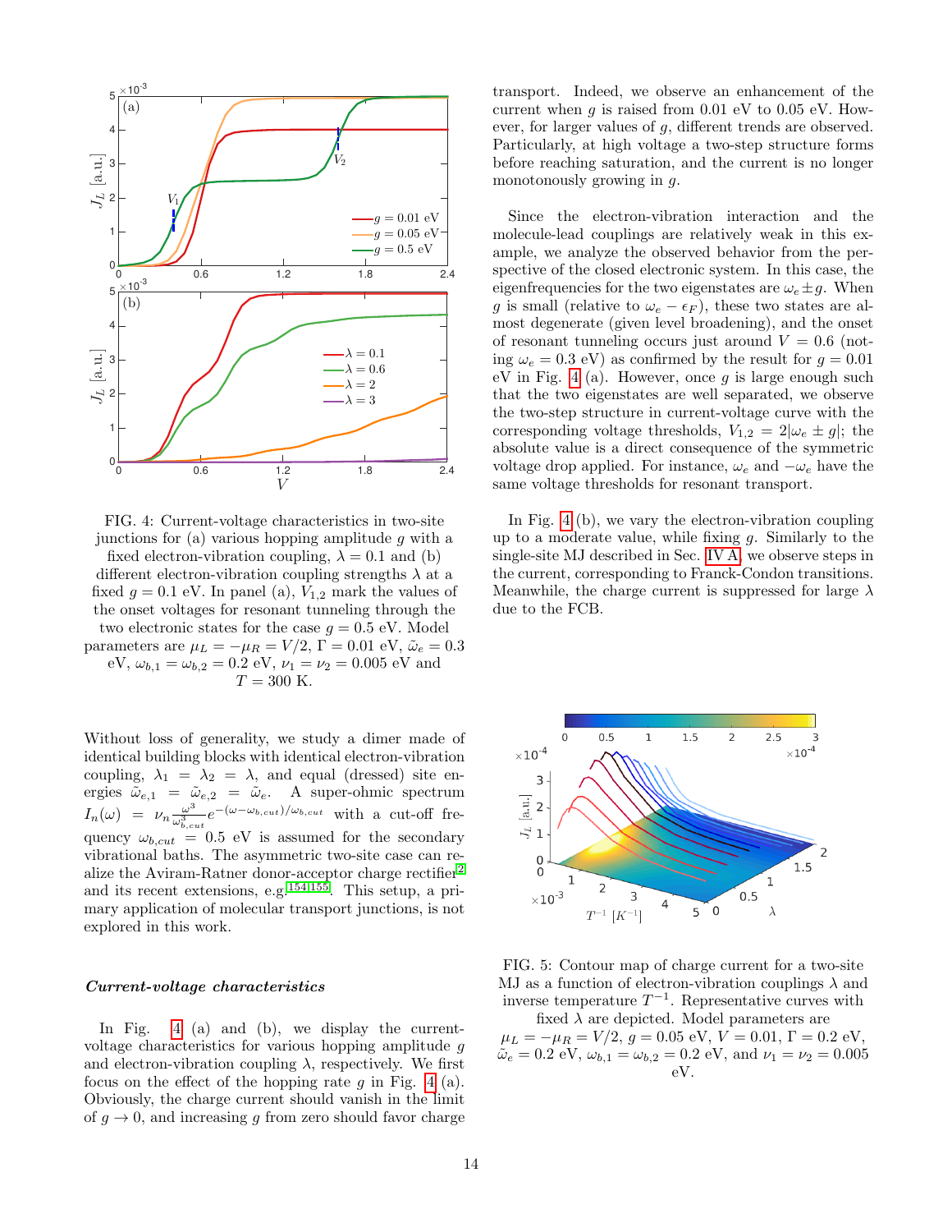FIG. 4: Current-voltage characteristics in two-site junctions for (a) various hopping amplitude $g$ with a fixed electron-vibration coupling, $\lambda = 0.1$ and (b) different electron-vibration coupling strengths $\lambda$ at a fixed $g = 0.1$ eV. In panel (a), $V_{1,2}$ mark the values of the onset voltages for resonant tunneling through the two electronic states for the case $g = 0.5$ eV. Model parameters are $\mu_L = -\mu_R = V/2$, $\Gamma = 0.01$ eV, $\tilde{\omega}_e = 0.3$ eV, $\omega_{b,1} = \omega_{b,2} = 0.2$ eV, $\nu_1 = \nu_2 = 0.005$ eV and $T = 300$ K.

Without loss of generality, we study a dimer made of identical building blocks with identical electron-vibration coupling, $\lambda_1 = \lambda_2 = \lambda$, and equal (dressed) site energies $\tilde{\omega}_{e,1} = \tilde{\omega}_{e,2} = \tilde{\omega}_e$. A super-ohmic spectrum $I_n(\omega) = \nu_n \frac{\omega^3}{\omega_{b,cut}^3} e^{-(\omega-\omega_{b,cut})/\omega_{b,cut}}$ with a cut-off frequency $\omega_{b,cut} = 0.5$ eV is assumed for the secondary vibrational baths. The asymmetric two-site case can realize the Aviram-Ratner donor-acceptor charge rectifier[2] and its recent extensions, e.g.[154,155]. This setup, a primary application of molecular transport junctions, is not explored in this work.

### *Current-voltage characteristics*

In Fig. 4 (a) and (b), we display the current-voltage characteristics for various hopping amplitude $g$ and electron-vibration coupling $\lambda$, respectively. We first focus on the effect of the hopping rate $g$ in Fig. 4 (a). Obviously, the charge current should vanish in the limit of $g \to 0$, and increasing $g$ from zero should favor charge transport. Indeed, we observe an enhancement of the current when $g$ is raised from 0.01 eV to 0.05 eV. However, for larger values of $g$, different trends are observed. Particularly, at high voltage a two-step structure forms before reaching saturation, and the current is no longer monotonously growing in $g$.

Since the electron-vibration interaction and the molecule-lead couplings are relatively weak in this example, we analyze the observed behavior from the perspective of the closed electronic system. In this case, the eigenfrequencies for the two eigenstates are $\omega_e \pm g$. When $g$ is small (relative to $\omega_e - \epsilon_F$), these two states are almost degenerate (given level broadening), and the onset of resonant tunneling occurs just around $V = 0.6$ (noting $\omega_e = 0.3$ eV) as confirmed by the result for $g = 0.01$ eV in Fig. 4 (a). However, once $g$ is large enough such that the two eigenstates are well separated, we observe the two-step structure in current-voltage curve with the corresponding voltage thresholds, $V_{1,2} = 2|\omega_e \pm g|$; the absolute value is a direct consequence of the symmetric voltage drop applied. For instance, $\omega_e$ and $-\omega_e$ have the same voltage thresholds for resonant transport.

In Fig. 4 (b), we vary the electron-vibration coupling up to a moderate value, while fixing $g$. Similarly to the single-site MJ described in Sec. IV A, we observe steps in the current, corresponding to Franck-Condon transitions. Meanwhile, the charge current is suppressed for large $\lambda$ due to the FCB.

FIG. 5: Contour map of charge current for a two-site MJ as a function of electron-vibration couplings $\lambda$ and inverse temperature $T^{-1}$. Representative curves with fixed $\lambda$ are depicted. Model parameters are $\mu_L = -\mu_R = V/2$, $g = 0.05$ eV, $V = 0.01$, $\Gamma = 0.2$ eV, $\tilde{\omega}_e = 0.2$ eV, $\omega_{b,1} = \omega_{b,2} = 0.2$ eV, and $\nu_1 = \nu_2 = 0.005$ eV.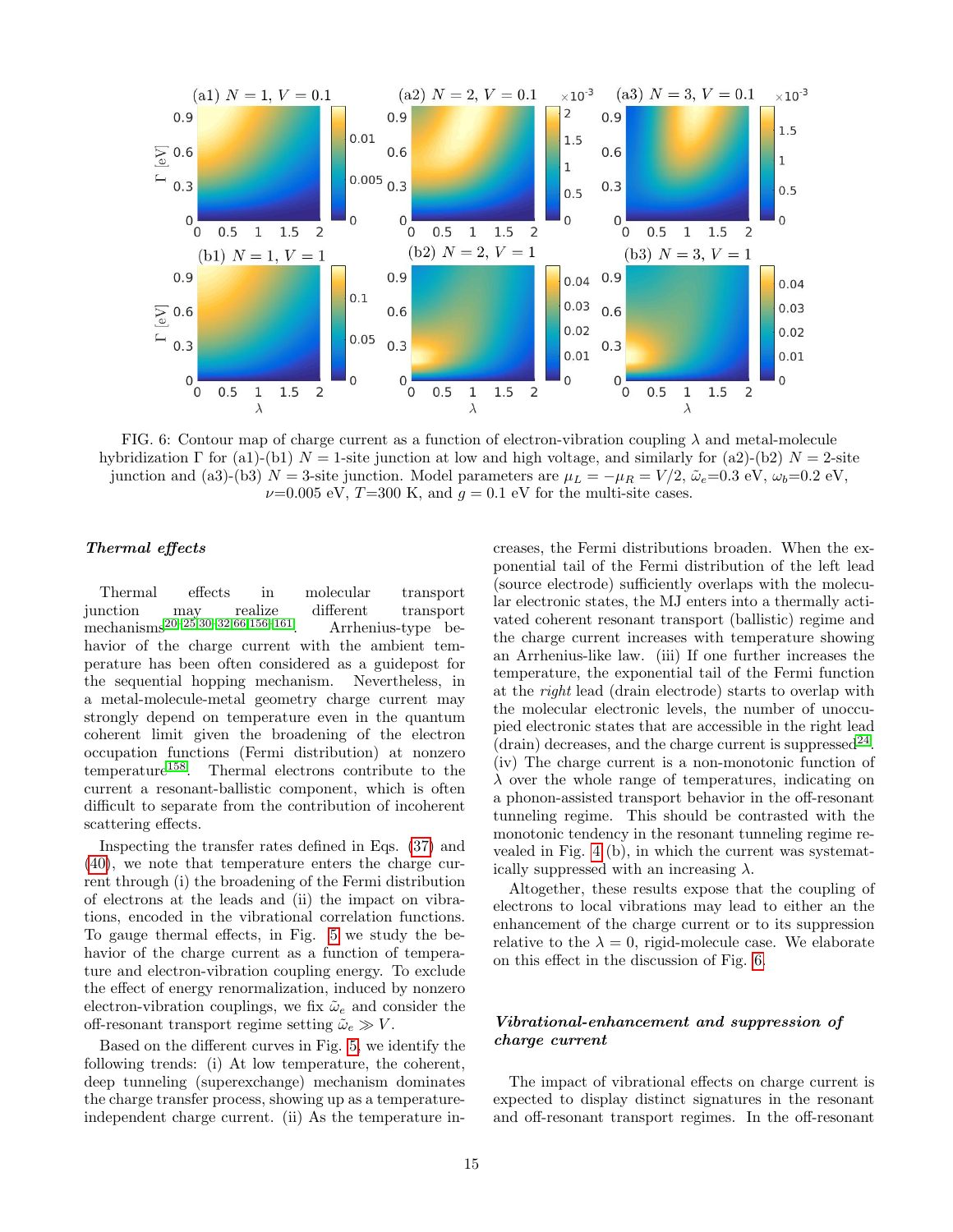FIG. 6: Contour map of charge current as a function of electron-vibration coupling $\lambda$ and metal-molecule hybridization $\Gamma$ for (a1)-(b1) $N = 1$-site junction at low and high voltage, and similarly for (a2)-(b2) $N = 2$-site junction and (a3)-(b3) $N = 3$-site junction. Model parameters are $\mu_L = -\mu_R = V/2$, $\tilde{\omega}_e$=0.3 eV, $\omega_b$=0.2 eV, $\nu$=0.005 eV, $T$=300 K, and $g = 0.1$ eV for the multi-site cases.

### *Thermal effects*

Thermal effects in molecular transport junction may realize different transport mechanisms[20–25,30–32,66,156–161]. Arrhenius-type behavior of the charge current with the ambient temperature has been often considered as a guidepost for the sequential hopping mechanism. Nevertheless, in a metal-molecule-metal geometry charge current may strongly depend on temperature even in the quantum coherent limit given the broadening of the electron occupation functions (Fermi distribution) at nonzero temperature[158]. Thermal electrons contribute to the current a resonant-ballistic component, which is often difficult to separate from the contribution of incoherent scattering effects.

Inspecting the transfer rates defined in Eqs. (37) and (40), we note that temperature enters the charge current through (i) the broadening of the Fermi distribution of electrons at the leads and (ii) the impact on vibrations, encoded in the vibrational correlation functions. To gauge thermal effects, in Fig. 5 we study the behavior of the charge current as a function of temperature and electron-vibration coupling energy. To exclude the effect of energy renormalization, induced by nonzero electron-vibration couplings, we fix $\tilde{\omega}_e$ and consider the off-resonant transport regime setting $\tilde{\omega}_e \gg V$.

Based on the different curves in Fig. 5, we identify the following trends: (i) At low temperature, the coherent, deep tunneling (superexchange) mechanism dominates the charge transfer process, showing up as a temperature-independent charge current. (ii) As the temperature increases, the Fermi distributions broaden. When the exponential tail of the Fermi distribution of the left lead (source electrode) sufficiently overlaps with the molecular electronic states, the MJ enters into a thermally activated coherent resonant transport (ballistic) regime and the charge current increases with temperature showing an Arrhenius-like law. (iii) If one further increases the temperature, the exponential tail of the Fermi function at the *right* lead (drain electrode) starts to overlap with the molecular electronic levels, the number of unoccupied electronic states that are accessible in the right lead (drain) decreases, and the charge current is suppressed[24]. (iv) The charge current is a non-monotonic function of $\lambda$ over the whole range of temperatures, indicating on a phonon-assisted transport behavior in the off-resonant tunneling regime. This should be contrasted with the monotonic tendency in the resonant tunneling regime revealed in Fig. 4 (b), in which the current was systematically suppressed with an increasing $\lambda$.

Altogether, these results expose that the coupling of electrons to local vibrations may lead to either an the enhancement of the charge current or to its suppression relative to the $\lambda = 0$, rigid-molecule case. We elaborate on this effect in the discussion of Fig. 6.

### *Vibrational-enhancement and suppression of charge current*

The impact of vibrational effects on charge current is expected to display distinct signatures in the resonant and off-resonant transport regimes. In the off-resonant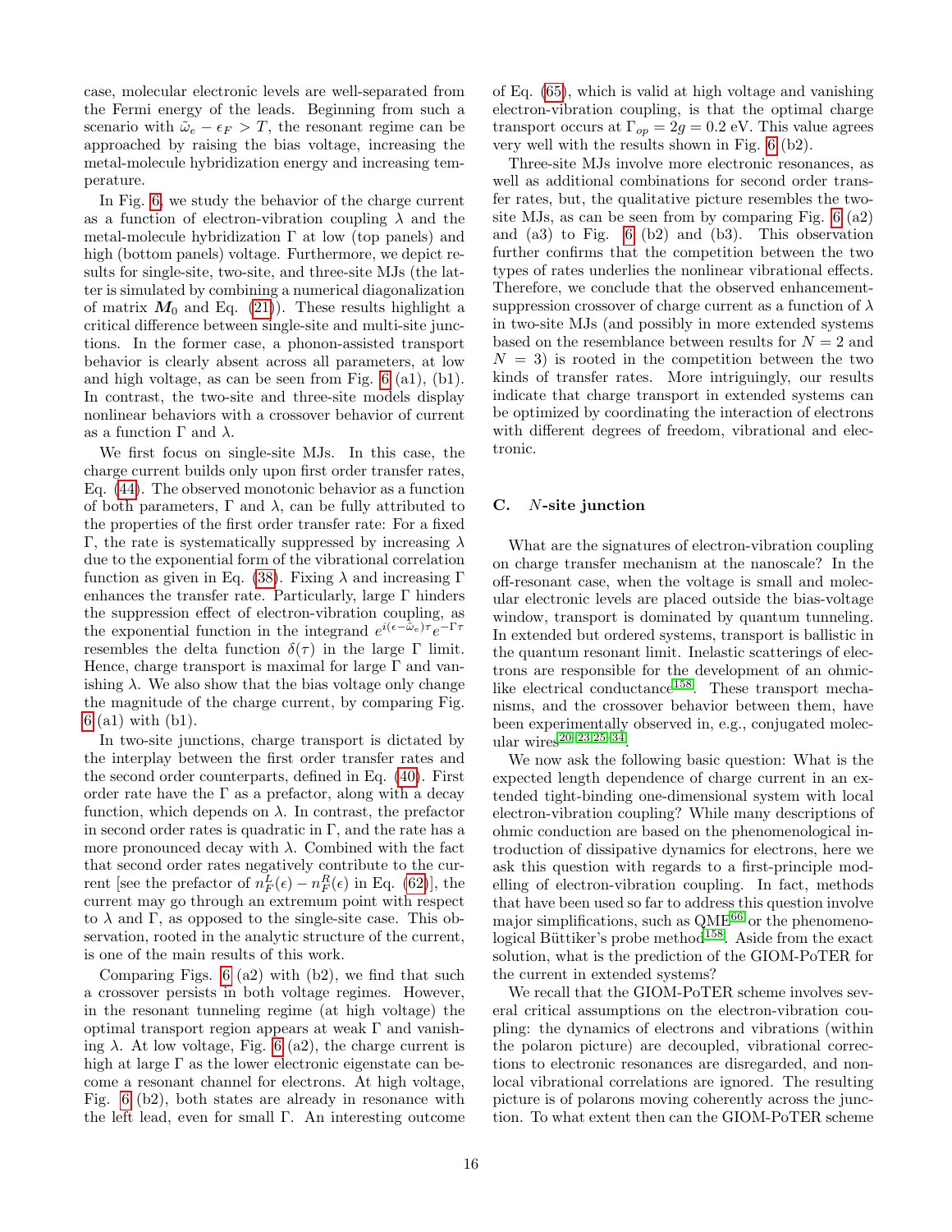case, molecular electronic levels are well-separated from the Fermi energy of the leads. Beginning from such a scenario with $\tilde{\omega}_e - \epsilon_F > T$, the resonant regime can be approached by raising the bias voltage, increasing the metal-molecule hybridization energy and increasing temperature.

In Fig. 6, we study the behavior of the charge current as a function of electron-vibration coupling $\lambda$ and the metal-molecule hybridization $\Gamma$ at low (top panels) and high (bottom panels) voltage. Furthermore, we depict results for single-site, two-site, and three-site MJs (the latter is simulated by combining a numerical diagonalization of matrix $\boldsymbol{M}_0$ and Eq. (21)). These results highlight a critical difference between single-site and multi-site junctions. In the former case, a phonon-assisted transport behavior is clearly absent across all parameters, at low and high voltage, as can be seen from Fig. 6 (a1), (b1). In contrast, the two-site and three-site models display nonlinear behaviors with a crossover behavior of current as a function $\Gamma$ and $\lambda$.

We first focus on single-site MJs. In this case, the charge current builds only upon first order transfer rates, Eq. (44). The observed monotonic behavior as a function of both parameters, $\Gamma$ and $\lambda$, can be fully attributed to the properties of the first order transfer rate: For a fixed $\Gamma$, the rate is systematically suppressed by increasing $\lambda$ due to the exponential form of the vibrational correlation function as given in Eq. (38). Fixing $\lambda$ and increasing $\Gamma$ enhances the transfer rate. Particularly, large $\Gamma$ hinders the suppression effect of electron-vibration coupling, as the exponential function in the integrand $e^{i(\epsilon-\tilde{\omega}_e)\tau}e^{-\Gamma\tau}$ resembles the delta function $\delta(\tau)$ in the large $\Gamma$ limit. Hence, charge transport is maximal for large $\Gamma$ and vanishing $\lambda$. We also show that the bias voltage only change the magnitude of the charge current, by comparing Fig. 6 (a1) with (b1).

In two-site junctions, charge transport is dictated by the interplay between the first order transfer rates and the second order counterparts, defined in Eq. (40). First order rate have the $\Gamma$ as a prefactor, along with a decay function, which depends on $\lambda$. In contrast, the prefactor in second order rates is quadratic in $\Gamma$, and the rate has a more pronounced decay with $\lambda$. Combined with the fact that second order rates negatively contribute to the current [see the prefactor of $n_F^L(\epsilon) - n_F^R(\epsilon)$ in Eq. (62)], the current may go through an extremum point with respect to $\lambda$ and $\Gamma$, as opposed to the single-site case. This observation, rooted in the analytic structure of the current, is one of the main results of this work.

Comparing Figs. 6 (a2) with (b2), we find that such a crossover persists in both voltage regimes. However, in the resonant tunneling regime (at high voltage) the optimal transport region appears at weak $\Gamma$ and vanishing $\lambda$. At low voltage, Fig. 6 (a2), the charge current is high at large $\Gamma$ as the lower electronic eigenstate can become a resonant channel for electrons. At high voltage, Fig. 6 (b2), both states are already in resonance with the left lead, even for small $\Gamma$. An interesting outcome of Eq. (65), which is valid at high voltage and vanishing electron-vibration coupling, is that the optimal charge transport occurs at $\Gamma_{op} = 2g = 0.2$ eV. This value agrees very well with the results shown in Fig. 6 (b2).

Three-site MJs involve more electronic resonances, as well as additional combinations for second order transfer rates, but, the qualitative picture resembles the two-site MJs, as can be seen from by comparing Fig. 6 (a2) and (a3) to Fig. 6 (b2) and (b3). This observation further confirms that the competition between the two types of rates underlies the nonlinear vibrational effects. Therefore, we conclude that the observed enhancement-suppression crossover of charge current as a function of $\lambda$ in two-site MJs (and possibly in more extended systems based on the resemblance between results for $N = 2$ and $N = 3$) is rooted in the competition between the two kinds of transfer rates. More intriguingly, our results indicate that charge transport in extended systems can be optimized by coordinating the interaction of electrons with different degrees of freedom, vibrational and electronic.

### C. $N$-site junction

What are the signatures of electron-vibration coupling on charge transfer mechanism at the nanoscale? In the off-resonant case, when the voltage is small and molecular electronic levels are placed outside the bias-voltage window, transport is dominated by quantum tunneling. In extended but ordered systems, transport is ballistic in the quantum resonant limit. Inelastic scatterings of electrons are responsible for the development of an ohmic-like electrical conductance[158]. These transport mechanisms, and the crossover behavior between them, have been experimentally observed in, e.g., conjugated molecular wires[20,23,25,34].

We now ask the following basic question: What is the expected length dependence of charge current in an extended tight-binding one-dimensional system with local electron-vibration coupling? While many descriptions of ohmic conduction are based on the phenomenological introduction of dissipative dynamics for electrons, here we ask this question with regards to a first-principle modelling of electron-vibration coupling. In fact, methods that have been used so far to address this question involve major simplifications, such as QME[66] or the phenomenological Büttiker's probe method[158]. Aside from the exact solution, what is the prediction of the GIOM-PoTER for the current in extended systems?

We recall that the GIOM-PoTER scheme involves several critical assumptions on the electron-vibration coupling: the dynamics of electrons and vibrations (within the polaron picture) are decoupled, vibrational corrections to electronic resonances are disregarded, and nonlocal vibrational correlations are ignored. The resulting picture is of polarons moving coherently across the junction. To what extent then can the GIOM-PoTER scheme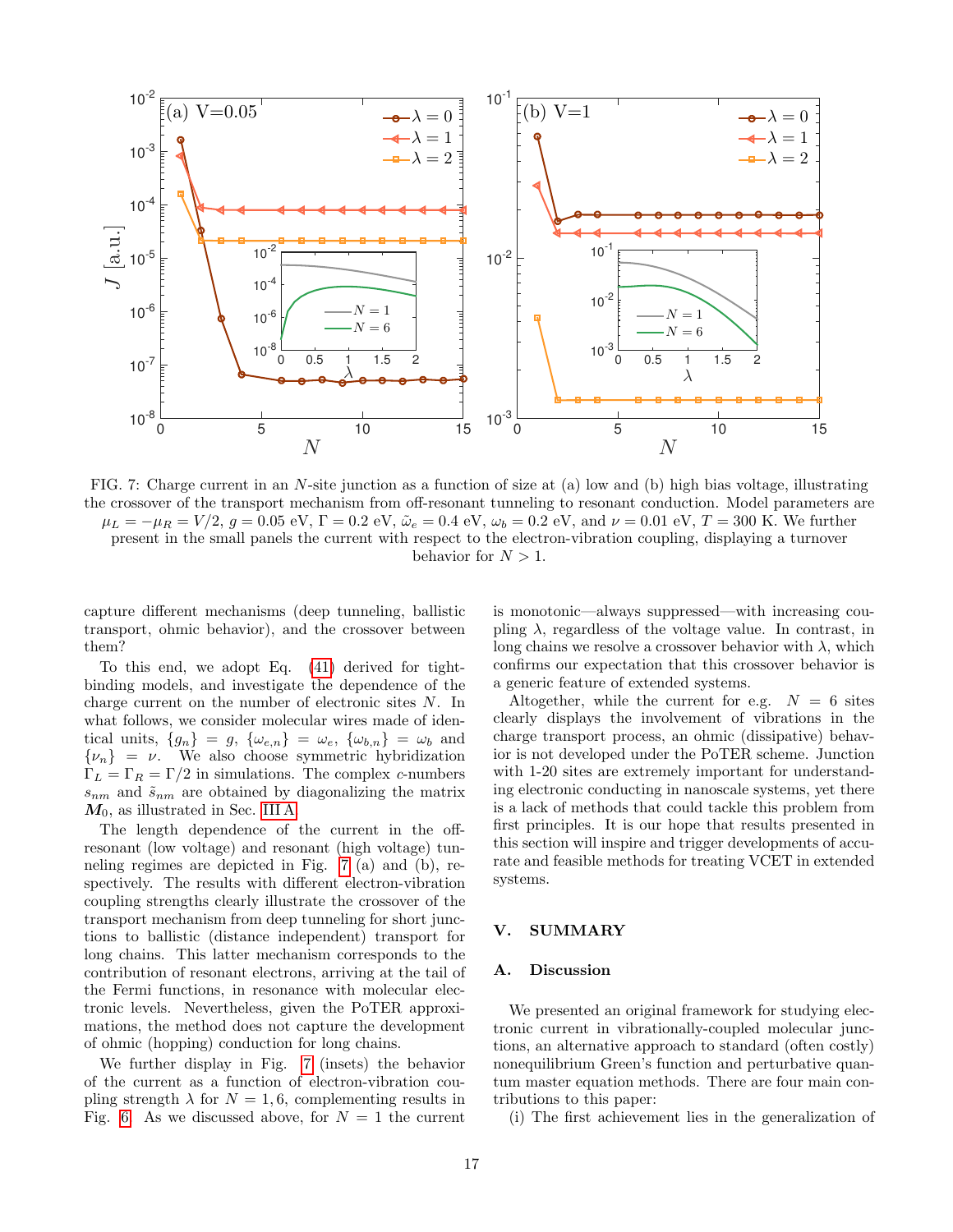FIG. 7: Charge current in an $N$-site junction as a function of size at (a) low and (b) high bias voltage, illustrating the crossover of the transport mechanism from off-resonant tunneling to resonant conduction. Model parameters are $\mu_L = -\mu_R = V/2$, $g = 0.05$ eV, $\Gamma = 0.2$ eV, $\tilde{\omega}_e = 0.4$ eV, $\omega_b = 0.2$ eV, and $\nu = 0.01$ eV, $T = 300$ K. We further present in the small panels the current with respect to the electron-vibration coupling, displaying a turnover behavior for $N > 1$.

capture different mechanisms (deep tunneling, ballistic transport, ohmic behavior), and the crossover between them?

To this end, we adopt Eq. (41) derived for tight-binding models, and investigate the dependence of the charge current on the number of electronic sites $N$. In what follows, we consider molecular wires made of identical units, $\{g_n\} = g$, $\{\omega_{e,n}\} = \omega_e$, $\{\omega_{b,n}\} = \omega_b$ and $\{\nu_n\} = \nu$. We also choose symmetric hybridization $\Gamma_L = \Gamma_R = \Gamma/2$ in simulations. The complex $c$-numbers $s_{nm}$ and $\tilde{s}_{nm}$ are obtained by diagonalizing the matrix $\boldsymbol{M}_0$, as illustrated in Sec. III A.

The length dependence of the current in the off-resonant (low voltage) and resonant (high voltage) tunneling regimes are depicted in Fig. 7 (a) and (b), respectively. The results with different electron-vibration coupling strengths clearly illustrate the crossover of the transport mechanism from deep tunneling for short junctions to ballistic (distance independent) transport for long chains. This latter mechanism corresponds to the contribution of resonant electrons, arriving at the tail of the Fermi functions, in resonance with molecular electronic levels. Nevertheless, given the PoTER approximations, the method does not capture the development of ohmic (hopping) conduction for long chains.

We further display in Fig. 7 (insets) the behavior of the current as a function of electron-vibration coupling strength $\lambda$ for $N = 1, 6$, complementing results in Fig. 6. As we discussed above, for $N = 1$ the current is monotonic—always suppressed—with increasing coupling $\lambda$, regardless of the voltage value. In contrast, in long chains we resolve a crossover behavior with $\lambda$, which confirms our expectation that this crossover behavior is a generic feature of extended systems.

Altogether, while the current for e.g. $N = 6$ sites clearly displays the involvement of vibrations in the charge transport process, an ohmic (dissipative) behavior is not developed under the PoTER scheme. Junction with 1-20 sites are extremely important for understanding electronic conducting in nanoscale systems, yet there is a lack of methods that could tackle this problem from first principles. It is our hope that results presented in this section will inspire and trigger developments of accurate and feasible methods for treating VCET in extended systems.

## V. SUMMARY

### A. Discussion

We presented an original framework for studying electronic current in vibrationally-coupled molecular junctions, an alternative approach to standard (often costly) nonequilibrium Green's function and perturbative quantum master equation methods. There are four main contributions to this paper:

(i) The first achievement lies in the generalization of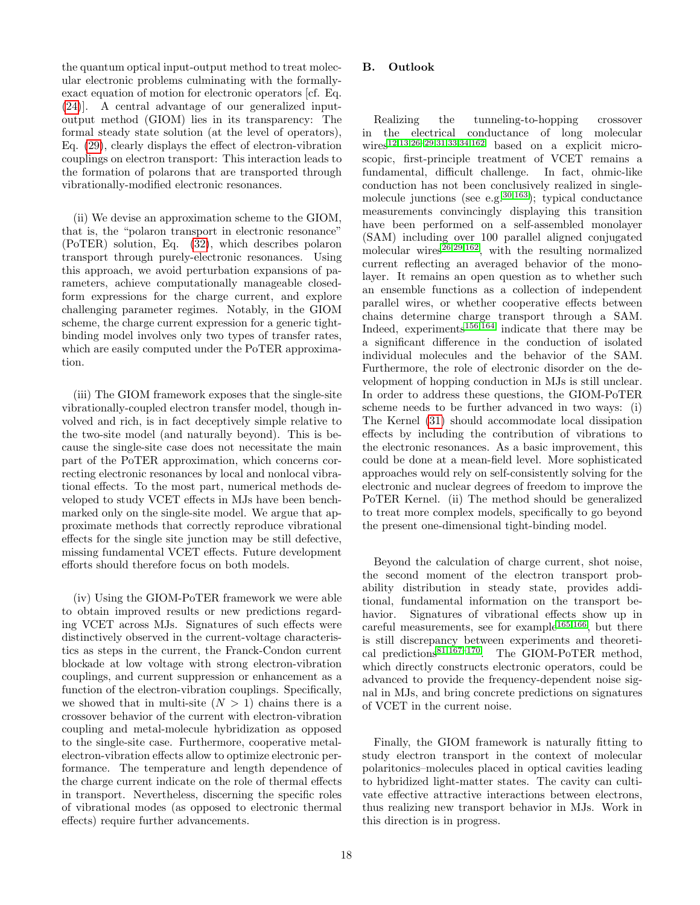the quantum optical input-output method to treat molecular electronic problems culminating with the formally-exact equation of motion for electronic operators [cf. Eq. (24)]. A central advantage of our generalized input-output method (GIOM) lies in its transparency: The formal steady state solution (at the level of operators), Eq. (29), clearly displays the effect of electron-vibration couplings on electron transport: This interaction leads to the formation of polarons that are transported through vibrationally-modified electronic resonances.

(ii) We devise an approximation scheme to the GIOM, that is, the "polaron transport in electronic resonance" (PoTER) solution, Eq. (32), which describes polaron transport through purely-electronic resonances. Using this approach, we avoid perturbation expansions of parameters, achieve computationally manageable closed-form expressions for the charge current, and explore challenging parameter regimes. Notably, in the GIOM scheme, the charge current expression for a generic tight-binding model involves only two types of transfer rates, which are easily computed under the PoTER approximation.

(iii) The GIOM framework exposes that the single-site vibrationally-coupled electron transfer model, though involved and rich, is in fact deceptively simple relative to the two-site model (and naturally beyond). This is because the single-site case does not necessitate the main part of the PoTER approximation, which concerns correcting electronic resonances by local and nonlocal vibrational effects. To the most part, numerical methods developed to study VCET effects in MJs have been benchmarked only on the single-site model. We argue that approximate methods that correctly reproduce vibrational effects for the single site junction may be still defective, missing fundamental VCET effects. Future development efforts should therefore focus on both models.

(iv) Using the GIOM-PoTER framework we were able to obtain improved results or new predictions regarding VCET across MJs. Signatures of such effects were distinctively observed in the current-voltage characteristics as steps in the current, the Franck-Condon current blockade at low voltage with strong electron-vibration couplings, and current suppression or enhancement as a function of the electron-vibration couplings. Specifically, we showed that in multi-site ($N > 1$) chains there is a crossover behavior of the current with electron-vibration coupling and metal-molecule hybridization as opposed to the single-site case. Furthermore, cooperative metal-electron-vibration effects allow to optimize electronic performance. The temperature and length dependence of the charge current indicate on the role of thermal effects in transport. Nevertheless, discerning the specific roles of vibrational modes (as opposed to electronic thermal effects) require further advancements.

## B. Outlook

Realizing the tunneling-to-hopping crossover in the electrical conductance of long molecular wires[12,13,26–29,31,33,34,162] based on a explicit microscopic, first-principle treatment of VCET remains a fundamental, difficult challenge. In fact, ohmic-like conduction has not been conclusively realized in single-molecule junctions (see e.g.[30,163]); typical conductance measurements convincingly displaying this transition have been performed on a self-assembled monolayer (SAM) including over 100 parallel aligned conjugated molecular wires[26,29,162], with the resulting normalized current reflecting an averaged behavior of the monolayer. It remains an open question as to whether such an ensemble functions as a collection of independent parallel wires, or whether cooperative effects between chains determine charge transport through a SAM. Indeed, experiments[156,164] indicate that there may be a significant difference in the conduction of isolated individual molecules and the behavior of the SAM. Furthermore, the role of electronic disorder on the development of hopping conduction in MJs is still unclear. In order to address these questions, the GIOM-PoTER scheme needs to be further advanced in two ways: (i) The Kernel (31) should accommodate local dissipation effects by including the contribution of vibrations to the electronic resonances. As a basic improvement, this could be done at a mean-field level. More sophisticated approaches would rely on self-consistently solving for the electronic and nuclear degrees of freedom to improve the PoTER Kernel. (ii) The method should be generalized to treat more complex models, specifically to go beyond the present one-dimensional tight-binding model.

Beyond the calculation of charge current, shot noise, the second moment of the electron transport probability distribution in steady state, provides additional, fundamental information on the transport behavior. Signatures of vibrational effects show up in careful measurements, see for example[165,166], but there is still discrepancy between experiments and theoretical predictions[81,167–170]. The GIOM-PoTER method, which directly constructs electronic operators, could be advanced to provide the frequency-dependent noise signal in MJs, and bring concrete predictions on signatures of VCET in the current noise.

Finally, the GIOM framework is naturally fitting to study electron transport in the context of molecular polaritonics–molecules placed in optical cavities leading to hybridized light-matter states. The cavity can cultivate effective attractive interactions between electrons, thus realizing new transport behavior in MJs. Work in this direction is in progress.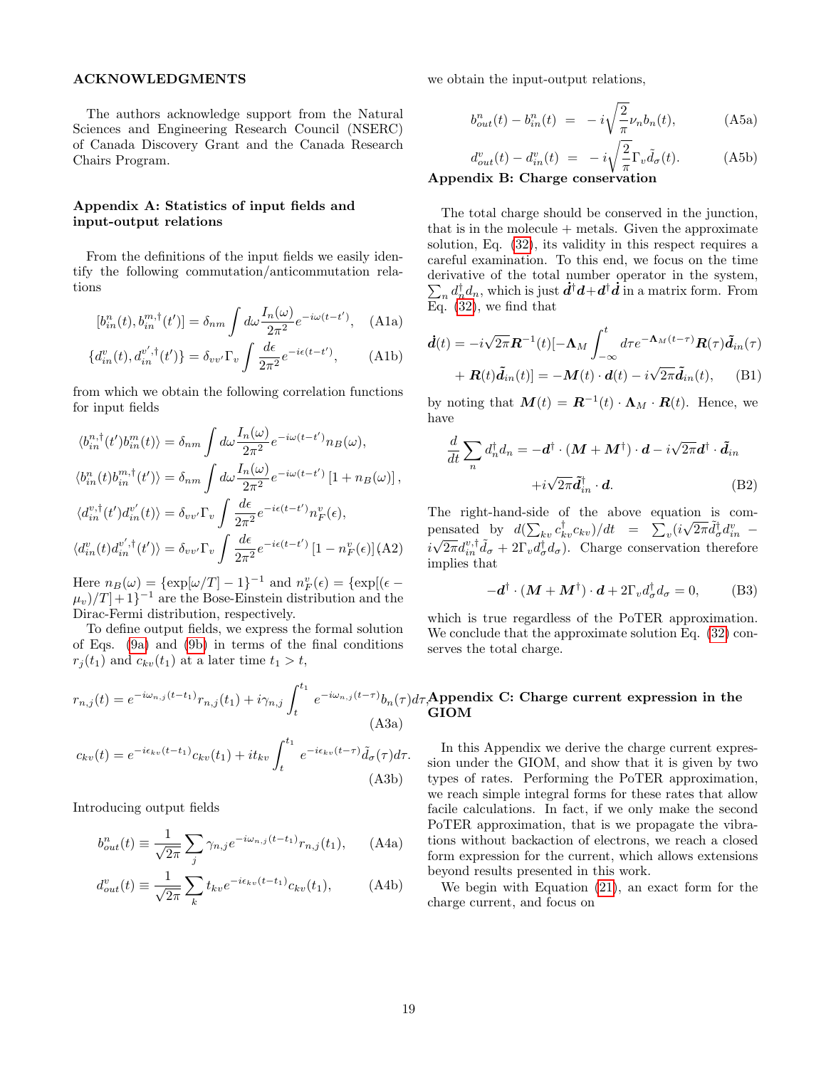## ACKNOWLEDGMENTS

The authors acknowledge support from the Natural Sciences and Engineering Research Council (NSERC) of Canada Discovery Grant and the Canada Research Chairs Program.

## Appendix A: Statistics of input fields and input-output relations

From the definitions of the input fields we easily identify the following commutation/anticommutation relations

$$[b^n_{in}(t), b^{m,\dagger}_{in}(t')] = \delta_{nm}\int d\omega \frac{I_n(\omega)}{2\pi^2} e^{-i\omega(t-t')}, \quad \text{(A1a)}$$

$$\{d^v_{in}(t), d^{v',\dagger}_{in}(t')\} = \delta_{vv'}\Gamma_v \int \frac{d\epsilon}{2\pi^2} e^{-i\epsilon(t-t')}, \quad \text{(A1b)}$$

from which we obtain the following correlation functions for input fields

$$\begin{aligned}
\langle b^{n,\dagger}_{in}(t') b^m_{in}(t)\rangle &= \delta_{nm}\int d\omega \frac{I_n(\omega)}{2\pi^2} e^{-i\omega(t-t')} n_B(\omega), \\
\langle b^n_{in}(t) b^{m,\dagger}_{in}(t')\rangle &= \delta_{nm}\int d\omega \frac{I_n(\omega)}{2\pi^2} e^{-i\omega(t-t')} \left[1+n_B(\omega)\right], \\
\langle d^{v,\dagger}_{in}(t') d^{v'}_{in}(t)\rangle &= \delta_{vv'}\Gamma_v \int \frac{d\epsilon}{2\pi^2} e^{-i\epsilon(t-t')} n^v_F(\epsilon), \\
\langle d^v_{in}(t) d^{v',\dagger}_{in}(t')\rangle &= \delta_{vv'}\Gamma_v \int \frac{d\epsilon}{2\pi^2} e^{-i\epsilon(t-t')} \left[1-n^v_F(\epsilon)\right] \quad \text{(A2)}
\end{aligned}$$

Here $n_B(\omega) = \{\exp[\omega/T]-1\}^{-1}$ and $n^v_F(\epsilon) = \{\exp[(\epsilon-\mu_v)/T]+1\}^{-1}$ are the Bose-Einstein distribution and the Dirac-Fermi distribution, respectively.

To define output fields, we express the formal solution of Eqs. (9a) and (9b) in terms of the final conditions $r_j(t_1)$ and $c_{kv}(t_1)$ at a later time $t_1 > t$,

$$r_{n,j}(t) = e^{-i\omega_{n,j}(t-t_1)} r_{n,j}(t_1) + i\gamma_{n,j}\int_t^{t_1} e^{-i\omega_{n,j}(t-\tau)} b_n(\tau) d\tau, \quad \text{(A3a)}$$

$$c_{kv}(t) = e^{-i\epsilon_{kv}(t-t_1)} c_{kv}(t_1) + it_{kv}\int_t^{t_1} e^{-i\epsilon_{kv}(t-\tau)} \tilde{d}_\sigma(\tau) d\tau. \quad \text{(A3b)}$$

Introducing output fields

$$b^n_{out}(t) \equiv \frac{1}{\sqrt{2\pi}}\sum_j \gamma_{n,j} e^{-i\omega_{n,j}(t-t_1)} r_{n,j}(t_1), \quad \text{(A4a)}$$

$$d^v_{out}(t) \equiv \frac{1}{\sqrt{2\pi}}\sum_k t_{kv} e^{-i\epsilon_{kv}(t-t_1)} c_{kv}(t_1), \quad \text{(A4b)}$$

we obtain the input-output relations,

$$b^n_{out}(t) - b^n_{in}(t) = -i\sqrt{\frac{2}{\pi}}\nu_n b_n(t), \quad \text{(A5a)}$$

$$d^v_{out}(t) - d^v_{in}(t) = -i\sqrt{\frac{2}{\pi}}\Gamma_v \tilde{d}_\sigma(t). \quad \text{(A5b)}$$

## Appendix B: Charge conservation

The total charge should be conserved in the junction, that is in the molecule + metals. Given the approximate solution, Eq. (32), its validity in this respect requires a careful examination. To this end, we focus on the time derivative of the total number operator in the system, $\sum_n d^\dagger_n d_n$, which is just $\dot{\boldsymbol{d}}^\dagger \boldsymbol{d} + \boldsymbol{d}^\dagger \dot{\boldsymbol{d}}$ in a matrix form. From Eq. (32), we find that

$$\begin{aligned}
\dot{\boldsymbol{d}}(t) &= -i\sqrt{2\pi}\boldsymbol{R}^{-1}(t)[-\boldsymbol{\Lambda}_M\int_{-\infty}^t d\tau e^{-\boldsymbol{\Lambda}_M(t-\tau)}\boldsymbol{R}(\tau)\tilde{\boldsymbol{d}}_{in}(\tau) \\
&\quad + \boldsymbol{R}(t)\tilde{\boldsymbol{d}}_{in}(t)] = -\boldsymbol{M}(t)\cdot\boldsymbol{d}(t) - i\sqrt{2\pi}\tilde{\boldsymbol{d}}_{in}(t), \quad \text{(B1)}
\end{aligned}$$

by noting that $\boldsymbol{M}(t) = \boldsymbol{R}^{-1}(t)\cdot\boldsymbol{\Lambda}_M\cdot\boldsymbol{R}(t)$. Hence, we have

$$\begin{aligned}
\frac{d}{dt}\sum_n d^\dagger_n d_n &= -\boldsymbol{d}^\dagger\cdot(\boldsymbol{M}+\boldsymbol{M}^\dagger)\cdot\boldsymbol{d} - i\sqrt{2\pi}\boldsymbol{d}^\dagger\cdot\tilde{\boldsymbol{d}}_{in} \\
&\quad + i\sqrt{2\pi}\tilde{\boldsymbol{d}}^\dagger_{in}\cdot\boldsymbol{d}. \quad \text{(B2)}
\end{aligned}$$

The right-hand-side of the above equation is compensated by $d(\sum_{kv} c^\dagger_{kv}c_{kv})/dt = \sum_v(i\sqrt{2\pi}\tilde{d}^\dagger_\sigma d^v_{in} - i\sqrt{2\pi}d^{v,\dagger}_{in}\tilde{d}_\sigma + 2\Gamma_v d^\dagger_\sigma d_\sigma)$. Charge conservation therefore implies that

$$-\boldsymbol{d}^\dagger\cdot(\boldsymbol{M}+\boldsymbol{M}^\dagger)\cdot\boldsymbol{d} + 2\Gamma_v d^\dagger_\sigma d_\sigma = 0, \quad \text{(B3)}$$

which is true regardless of the PoTER approximation. We conclude that the approximate solution Eq. (32) conserves the total charge.

## Appendix C: Charge current expression in the GIOM

In this Appendix we derive the charge current expression under the GIOM, and show that it is given by two types of rates. Performing the PoTER approximation, we reach simple integral forms for these rates that allow facile calculations. In fact, if we only make the second PoTER approximation, that is we propagate the vibrations without backaction of electrons, we reach a closed form expression for the current, which allows extensions beyond results presented in this work.

We begin with Equation (21), an exact form for the charge current, and focus on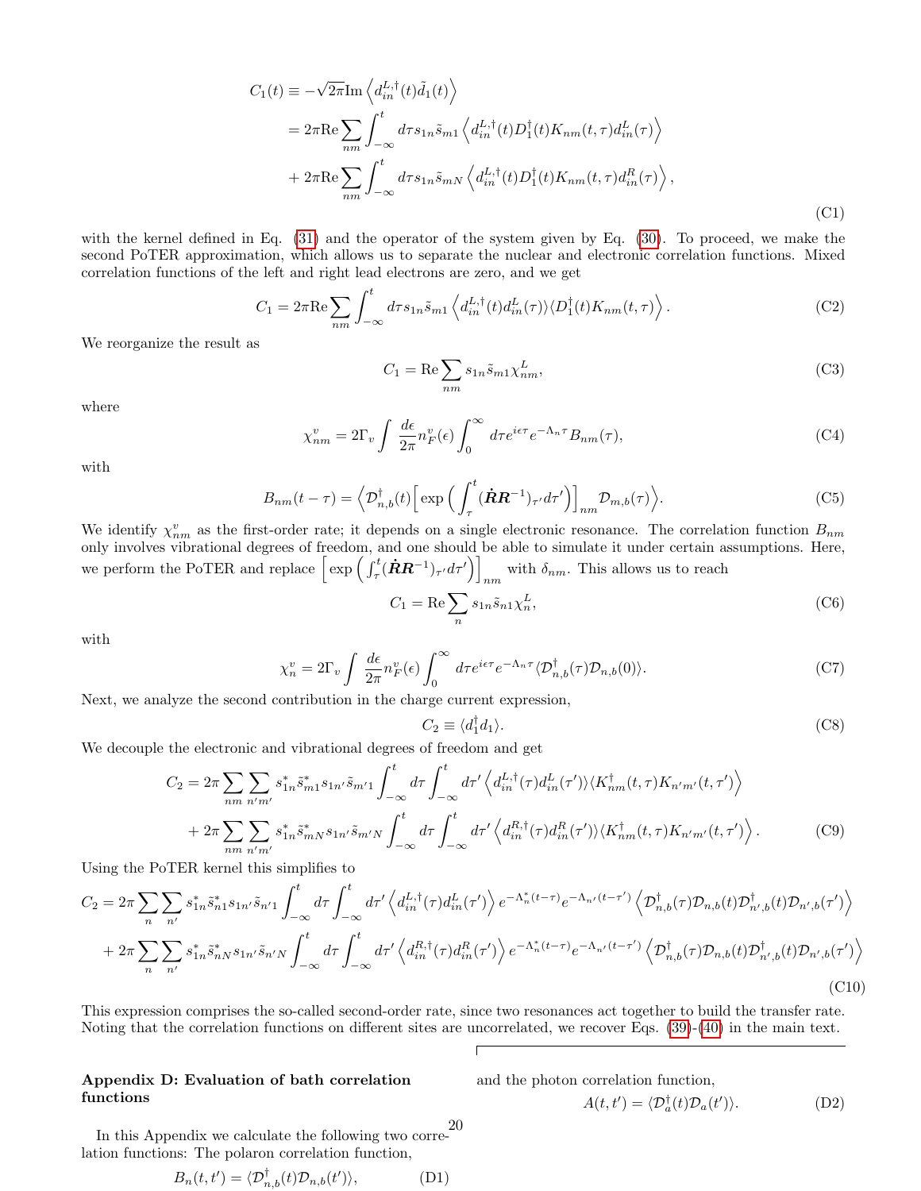$$
\begin{aligned}
C_1(t) &\equiv -\sqrt{2\pi}\,\mathrm{Im}\left\langle d_{in}^{L,\dagger}(t)\tilde{d}_1(t)\right\rangle \\
&= 2\pi\mathrm{Re}\sum_{nm}\int_{-\infty}^{t} d\tau s_{1n}\tilde{s}_{m1}\left\langle d_{in}^{L,\dagger}(t)D_1^{\dagger}(t)K_{nm}(t,\tau)d_{in}^{L}(\tau)\right\rangle \\
&+ 2\pi\mathrm{Re}\sum_{nm}\int_{-\infty}^{t} d\tau s_{1n}\tilde{s}_{mN}\left\langle d_{in}^{L,\dagger}(t)D_1^{\dagger}(t)K_{nm}(t,\tau)d_{in}^{R}(\tau)\right\rangle,
\end{aligned}
\tag{C1}
$$

with the kernel defined in Eq. (31) and the operator of the system given by Eq. (30). To proceed, we make the second PoTER approximation, which allows us to separate the nuclear and electronic correlation functions. Mixed correlation functions of the left and right lead electrons are zero, and we get

$$
C_1 = 2\pi\mathrm{Re}\sum_{nm}\int_{-\infty}^{t} d\tau s_{1n}\tilde{s}_{m1}\left\langle d_{in}^{L,\dagger}(t)d_{in}^{L}(\tau)\rangle\langle D_1^{\dagger}(t)K_{nm}(t,\tau)\right\rangle. \tag{C2}
$$

We reorganize the result as

$$
C_1 = \mathrm{Re}\sum_{nm} s_{1n}\tilde{s}_{m1}\chi_{nm}^{L}, \tag{C3}
$$

where

$$
\chi_{nm}^{v} = 2\Gamma_v\int\frac{d\epsilon}{2\pi}n_F^{v}(\epsilon)\int_0^{\infty} d\tau e^{i\epsilon\tau}e^{-\Lambda_n\tau}B_{nm}(\tau), \tag{C4}
$$

with

$$
B_{nm}(t-\tau) = \Big\langle \mathcal{D}_{n,b}^{\dagger}(t)\Big[\exp\Big(\int_{\tau}^{t}(\dot{\boldsymbol{R}}\boldsymbol{R}^{-1})_{\tau'}d\tau'\Big)\Big]_{nm}\mathcal{D}_{m,b}(\tau)\Big\rangle. \tag{C5}
$$

We identify $\chi_{nm}^{v}$ as the first-order rate; it depends on a single electronic resonance. The correlation function $B_{nm}$ only involves vibrational degrees of freedom, and one should be able to simulate it under certain assumptions. Here, we perform the PoTER and replace $\Big[\exp\Big(\int_{\tau}^{t}(\dot{\boldsymbol{R}}\boldsymbol{R}^{-1})_{\tau'}d\tau'\Big)\Big]_{nm}$ with $\delta_{nm}$. This allows us to reach

$$
C_1 = \mathrm{Re}\sum_{n} s_{1n}\tilde{s}_{n1}\chi_{n}^{L}, \tag{C6}
$$

with

$$
\chi_{n}^{v} = 2\Gamma_v\int\frac{d\epsilon}{2\pi}n_F^{v}(\epsilon)\int_0^{\infty} d\tau e^{i\epsilon\tau}e^{-\Lambda_n\tau}\langle\mathcal{D}_{n,b}^{\dagger}(\tau)\mathcal{D}_{n,b}(0)\rangle. \tag{C7}
$$

Next, we analyze the second contribution in the charge current expression,

$$
C_2 \equiv \langle d_1^{\dagger}d_1\rangle. \tag{C8}
$$

We decouple the electronic and vibrational degrees of freedom and get

$$
\begin{aligned}
C_2 &= 2\pi\sum_{nm}\sum_{n'm'} s_{1n}^{*}\tilde{s}_{m1}^{*}s_{1n'}\tilde{s}_{m'1}\int_{-\infty}^{t}d\tau\int_{-\infty}^{t}d\tau'\left\langle d_{in}^{L,\dagger}(\tau)d_{in}^{L}(\tau')\rangle\langle K_{nm}^{\dagger}(t,\tau)K_{n'm'}(t,\tau')\right\rangle \\
&+ 2\pi\sum_{nm}\sum_{n'm'} s_{1n}^{*}\tilde{s}_{mN}^{*}s_{1n'}\tilde{s}_{m'N}\int_{-\infty}^{t}d\tau\int_{-\infty}^{t}d\tau'\left\langle d_{in}^{R,\dagger}(\tau)d_{in}^{R}(\tau')\rangle\langle K_{nm}^{\dagger}(t,\tau)K_{n'm'}(t,\tau')\right\rangle.
\end{aligned}
\tag{C9}
$$

Using the PoTER kernel this simplifies to

$$
\begin{aligned}
C_2 &= 2\pi\sum_{n}\sum_{n'} s_{1n}^{*}\tilde{s}_{n1}^{*}s_{1n'}\tilde{s}_{n'1}\int_{-\infty}^{t}d\tau\int_{-\infty}^{t}d\tau'\left\langle d_{in}^{L,\dagger}(\tau)d_{in}^{L}(\tau')\right\rangle e^{-\Lambda_n^{*}(t-\tau)}e^{-\Lambda_{n'}(t-\tau')}\left\langle\mathcal{D}_{n,b}^{\dagger}(\tau)\mathcal{D}_{n,b}(t)\mathcal{D}_{n',b}^{\dagger}(t)\mathcal{D}_{n',b}(\tau')\right\rangle \\
&+ 2\pi\sum_{n}\sum_{n'} s_{1n}^{*}\tilde{s}_{nN}^{*}s_{1n'}\tilde{s}_{n'N}\int_{-\infty}^{t}d\tau\int_{-\infty}^{t}d\tau'\left\langle d_{in}^{R,\dagger}(\tau)d_{in}^{R}(\tau')\right\rangle e^{-\Lambda_n^{*}(t-\tau)}e^{-\Lambda_{n'}(t-\tau')}\left\langle\mathcal{D}_{n,b}^{\dagger}(\tau)\mathcal{D}_{n,b}(t)\mathcal{D}_{n',b}^{\dagger}(t)\mathcal{D}_{n',b}(\tau')\right\rangle
\end{aligned}
\tag{C10}
$$

This expression comprises the so-called second-order rate, since two resonances act together to build the transfer rate. Noting that the correlation functions on different sites are uncorrelated, we recover Eqs. (39)-(40) in the main text.

## Appendix D: Evaluation of bath correlation functions

In this Appendix we calculate the following two correlation functions: The polaron correlation function,

$$
B_n(t,t') = \langle\mathcal{D}_{n,b}^{\dagger}(t)\mathcal{D}_{n,b}(t')\rangle, \tag{D1}
$$

and the photon correlation function,

$$
A(t,t') = \langle\mathcal{D}_{a}^{\dagger}(t)\mathcal{D}_{a}(t')\rangle. \tag{D2}
$$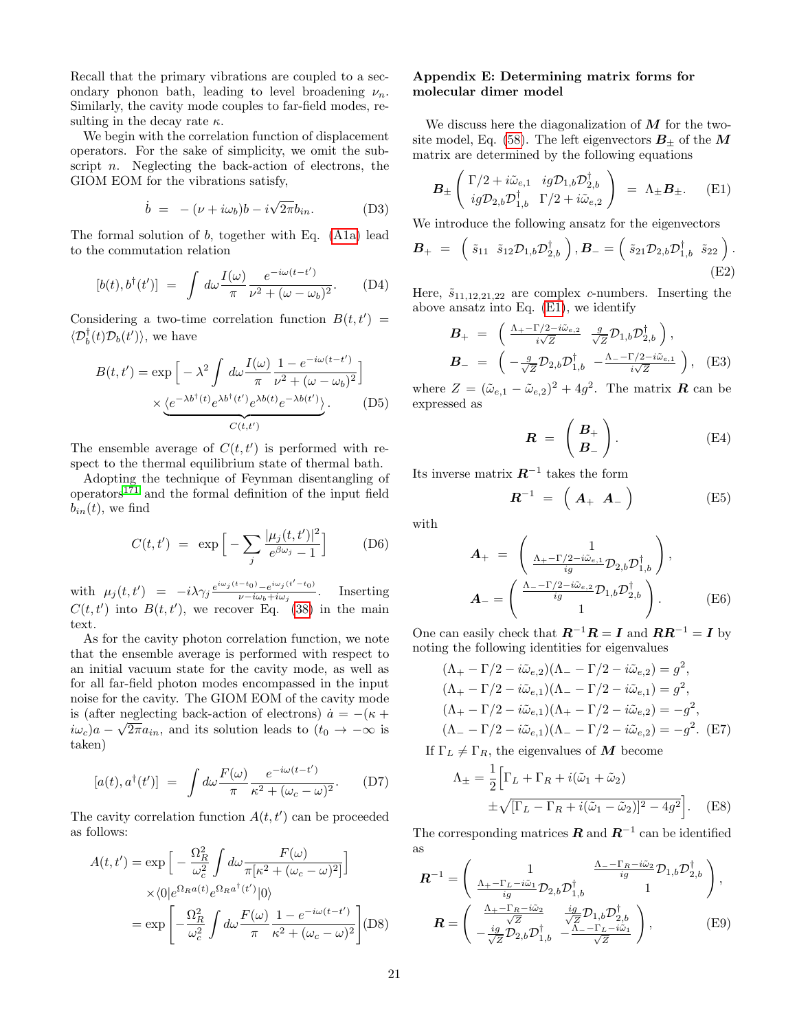Recall that the primary vibrations are coupled to a secondary phonon bath, leading to level broadening $\nu_n$. Similarly, the cavity mode couples to far-field modes, resulting in the decay rate $\kappa$.

We begin with the correlation function of displacement operators. For the sake of simplicity, we omit the subscript $n$. Neglecting the back-action of electrons, the GIOM EOM for the vibrations satisfy,

$$\dot{b} \;=\; -(\nu + i\omega_b)b - i\sqrt{2\pi}b_{in}. \tag{D3}$$

The formal solution of $b$, together with Eq. (A1a) lead to the commutation relation

$$[b(t), b^\dagger(t')] \;=\; \int d\omega \frac{I(\omega)}{\pi}\frac{e^{-i\omega(t-t')}}{\nu^2 + (\omega - \omega_b)^2}. \tag{D4}$$

Considering a two-time correlation function $B(t,t') = \langle \mathcal{D}_b^\dagger(t)\mathcal{D}_b(t')\rangle$, we have

$$B(t,t') = \exp\Big[-\lambda^2 \int d\omega \frac{I(\omega)}{\pi}\frac{1 - e^{-i\omega(t-t')}}{\nu^2 + (\omega-\omega_b)^2}\Big] \times \underbrace{\langle e^{-\lambda b^\dagger(t)} e^{\lambda b^\dagger(t')} e^{\lambda b(t)} e^{-\lambda b(t')}\rangle}_{C(t,t')}. \tag{D5}$$

The ensemble average of $C(t,t')$ is performed with respect to the thermal equilibrium state of thermal bath.

Adopting the technique of Feynman disentangling of operators[171] and the formal definition of the input field $b_{in}(t)$, we find

$$C(t,t') \;=\; \exp\Big[-\sum_j \frac{|\mu_j(t,t')|^2}{e^{\beta\omega_j} - 1}\Big] \tag{D6}$$

with $\mu_j(t,t') = -i\lambda\gamma_j \frac{e^{i\omega_j(t-t_0)} - e^{i\omega_j(t'-t_0)}}{\nu - i\omega_b + i\omega_j}$. Inserting $C(t,t')$ into $B(t,t')$, we recover Eq. (38) in the main text.

As for the cavity photon correlation function, we note that the ensemble average is performed with respect to an initial vacuum state for the cavity mode, as well as for all far-field photon modes encompassed in the input noise for the cavity. The GIOM EOM of the cavity mode is (after neglecting back-action of electrons) $\dot{a} = -(\kappa + i\omega_c)a - \sqrt{2\pi}a_{in}$, and its solution leads to ($t_0 \to -\infty$ is taken)

$$[a(t), a^\dagger(t')] \;=\; \int d\omega \frac{F(\omega)}{\pi}\frac{e^{-i\omega(t-t')}}{\kappa^2 + (\omega_c - \omega)^2}. \tag{D7}$$

The cavity correlation function $A(t,t')$ can be proceeded as follows:

$$\begin{aligned} A(t,t') &= \exp\Big[-\frac{\Omega_R^2}{\omega_c^2}\int d\omega \frac{F(\omega)}{\pi[\kappa^2 + (\omega_c-\omega)^2]}\Big] \\ &\quad\times \langle 0| e^{\Omega_R a(t)} e^{\Omega_R a^\dagger(t')}|0\rangle \\ &= \exp\Big[-\frac{\Omega_R^2}{\omega_c^2}\int d\omega \frac{F(\omega)}{\pi}\frac{1-e^{-i\omega(t-t')}}{\kappa^2 + (\omega_c - \omega)^2}\Big] \end{aligned} \tag{D8}$$

## Appendix E: Determining matrix forms for molecular dimer model

We discuss here the diagonalization of $\boldsymbol{M}$ for the two-site model, Eq. (58). The left eigenvectors $\boldsymbol{B}_\pm$ of the $\boldsymbol{M}$ matrix are determined by the following equations

$$\boldsymbol{B}_\pm \begin{pmatrix} \Gamma/2 + i\tilde{\omega}_{e,1} & ig\mathcal{D}_{1,b}\mathcal{D}_{2,b}^\dagger \\ ig\mathcal{D}_{2,b}\mathcal{D}_{1,b}^\dagger & \Gamma/2 + i\tilde{\omega}_{e,2}\end{pmatrix} \;=\; \Lambda_\pm \boldsymbol{B}_\pm. \tag{E1}$$

We introduce the following ansatz for the eigenvectors

$$\boldsymbol{B}_+ \;=\; \begin{pmatrix} \tilde{s}_{11} & \tilde{s}_{12}\mathcal{D}_{1,b}\mathcal{D}_{2,b}^\dagger \end{pmatrix}, \boldsymbol{B}_- = \begin{pmatrix} \tilde{s}_{21}\mathcal{D}_{2,b}\mathcal{D}_{1,b}^\dagger & \tilde{s}_{22}\end{pmatrix}. \tag{E2}$$

Here, $\tilde{s}_{11,12,21,22}$ are complex $c$-numbers. Inserting the above ansatz into Eq. (E1), we identify

$$\begin{aligned} \boldsymbol{B}_+ &= \begin{pmatrix} \frac{\Lambda_+ - \Gamma/2 - i\tilde{\omega}_{e,2}}{i\sqrt{Z}} & \frac{g}{\sqrt{Z}}\mathcal{D}_{1,b}\mathcal{D}_{2,b}^\dagger \end{pmatrix}, \\ \boldsymbol{B}_- &= \begin{pmatrix} -\frac{g}{\sqrt{Z}}\mathcal{D}_{2,b}\mathcal{D}_{1,b}^\dagger & -\frac{\Lambda_- - \Gamma/2 - i\tilde{\omega}_{e,1}}{i\sqrt{Z}} \end{pmatrix}, \end{aligned} \tag{E3}$$

where $Z = (\tilde{\omega}_{e,1} - \tilde{\omega}_{e,2})^2 + 4g^2$. The matrix $\boldsymbol{R}$ can be expressed as

$$\boldsymbol{R} \;=\; \begin{pmatrix} \boldsymbol{B}_+ \\ \boldsymbol{B}_- \end{pmatrix}. \tag{E4}$$

Its inverse matrix $\boldsymbol{R}^{-1}$ takes the form

$$\boldsymbol{R}^{-1} \;=\; \begin{pmatrix} \boldsymbol{A}_+ & \boldsymbol{A}_- \end{pmatrix} \tag{E5}$$

with

$$\begin{aligned} \boldsymbol{A}_+ &= \begin{pmatrix} 1 \\ \frac{\Lambda_+ - \Gamma/2 - i\tilde{\omega}_{e,1}}{ig}\mathcal{D}_{2,b}\mathcal{D}_{1,b}^\dagger \end{pmatrix}, \\ \boldsymbol{A}_- &= \begin{pmatrix} \frac{\Lambda_- - \Gamma/2 - i\tilde{\omega}_{e,2}}{ig}\mathcal{D}_{1,b}\mathcal{D}_{2,b}^\dagger \\ 1 \end{pmatrix}. \end{aligned} \tag{E6}$$

One can easily check that $\boldsymbol{R}^{-1}\boldsymbol{R} = \boldsymbol{I}$ and $\boldsymbol{R}\boldsymbol{R}^{-1} = \boldsymbol{I}$ by noting the following identities for eigenvalues

$$\begin{aligned} (\Lambda_+ - \Gamma/2 - i\tilde{\omega}_{e,2})(\Lambda_- - \Gamma/2 - i\tilde{\omega}_{e,2}) &= g^2, \\ (\Lambda_+ - \Gamma/2 - i\tilde{\omega}_{e,1})(\Lambda_- - \Gamma/2 - i\tilde{\omega}_{e,1}) &= g^2, \\ (\Lambda_+ - \Gamma/2 - i\tilde{\omega}_{e,1})(\Lambda_+ - \Gamma/2 - i\tilde{\omega}_{e,2}) &= -g^2, \\ (\Lambda_- - \Gamma/2 - i\tilde{\omega}_{e,1})(\Lambda_- - \Gamma/2 - i\tilde{\omega}_{e,2}) &= -g^2. \end{aligned} \tag{E7}$$

If $\Gamma_L \neq \Gamma_R$, the eigenvalues of $\boldsymbol{M}$ become

$$\begin{aligned} \Lambda_\pm = \frac{1}{2}\Big[&\Gamma_L + \Gamma_R + i(\tilde{\omega}_1 + \tilde{\omega}_2) \\ &\pm \sqrt{[\Gamma_L - \Gamma_R + i(\tilde{\omega}_1 - \tilde{\omega}_2)]^2 - 4g^2}\Big]. \end{aligned} \tag{E8}$$

The corresponding matrices $\boldsymbol{R}$ and $\boldsymbol{R}^{-1}$ can be identified as

$$\begin{aligned} \boldsymbol{R}^{-1} &= \begin{pmatrix} 1 & \frac{\Lambda_- - \Gamma_R - i\tilde{\omega}_2}{ig}\mathcal{D}_{1,b}\mathcal{D}_{2,b}^\dagger \\ \frac{\Lambda_+ - \Gamma_L - i\tilde{\omega}_1}{ig}\mathcal{D}_{2,b}\mathcal{D}_{1,b}^\dagger & 1 \end{pmatrix}, \\ \boldsymbol{R} &= \begin{pmatrix} \frac{\Lambda_+ - \Gamma_R - i\tilde{\omega}_2}{\sqrt{Z}} & \frac{ig}{\sqrt{Z}}\mathcal{D}_{1,b}\mathcal{D}_{2,b}^\dagger \\ -\frac{ig}{\sqrt{Z}}\mathcal{D}_{2,b}\mathcal{D}_{1,b}^\dagger & -\frac{\Lambda_- - \Gamma_L - i\tilde{\omega}_1}{\sqrt{Z}} \end{pmatrix}, \end{aligned} \tag{E9}$$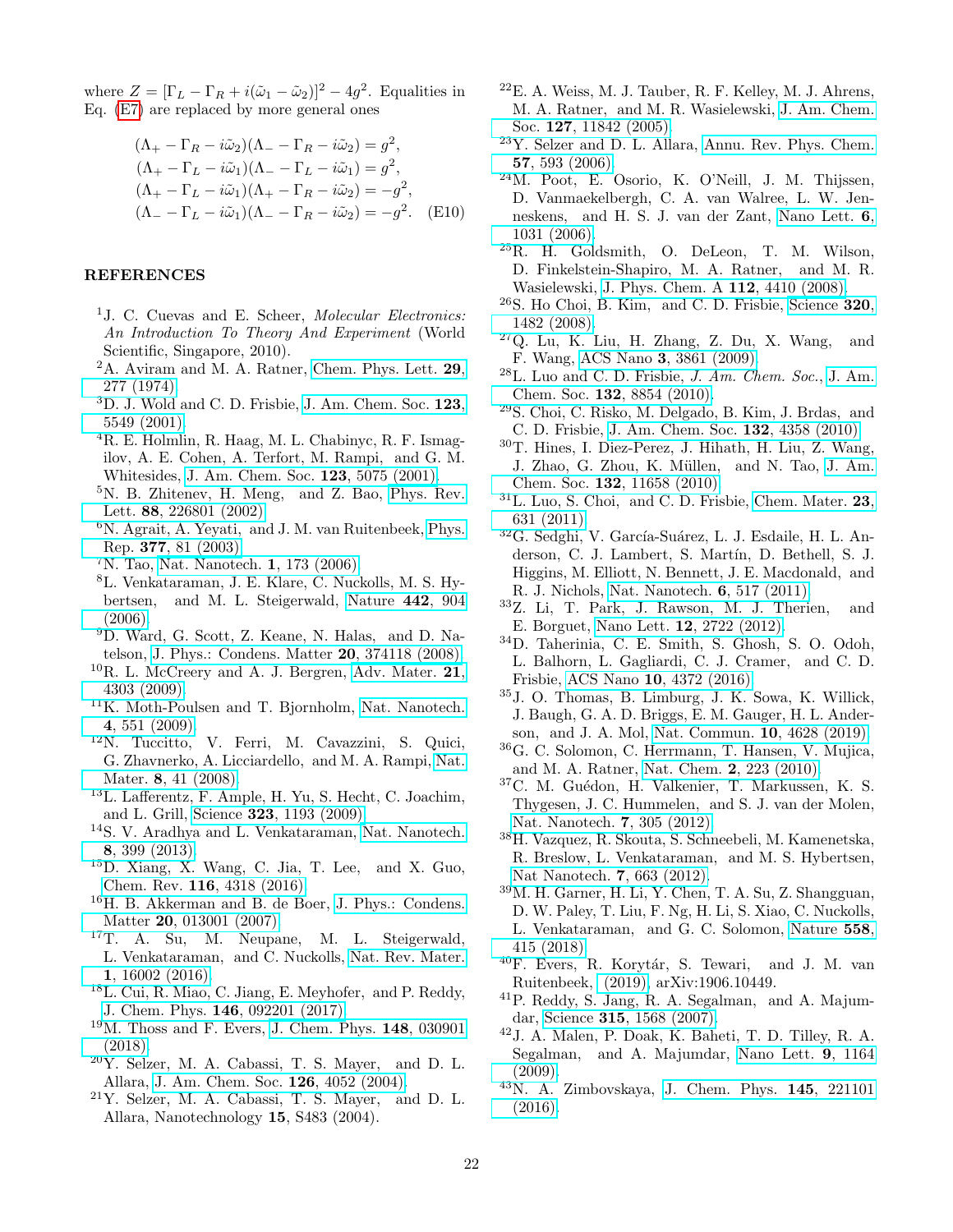where $Z = [\Gamma_L - \Gamma_R + i(\tilde{\omega}_1 - \tilde{\omega}_2)]^2 - 4g^2$. Equalities in Eq. (E7) are replaced by more general ones

$$
\begin{aligned}
(\Lambda_+ - \Gamma_R - i\tilde{\omega}_2)(\Lambda_- - \Gamma_R - i\tilde{\omega}_2) &= g^2, \\
(\Lambda_+ - \Gamma_L - i\tilde{\omega}_1)(\Lambda_- - \Gamma_L - i\tilde{\omega}_1) &= g^2, \\
(\Lambda_+ - \Gamma_L - i\tilde{\omega}_1)(\Lambda_+ - \Gamma_R - i\tilde{\omega}_2) &= -g^2, \\
(\Lambda_- - \Gamma_L - i\tilde{\omega}_1)(\Lambda_- - \Gamma_R - i\tilde{\omega}_2) &= -g^2. \quad \text{(E10)}
\end{aligned}
$$

## REFERENCES

[1] J. C. Cuevas and E. Scheer, *Molecular Electronics: An Introduction To Theory And Experiment* (World Scientific, Singapore, 2010).

[2] A. Aviram and M. A. Ratner, Chem. Phys. Lett. **29**, 277 (1974).

[3] D. J. Wold and C. D. Frisbie, J. Am. Chem. Soc. **123**, 5549 (2001).

[4] R. E. Holmlin, R. Haag, M. L. Chabinyc, R. F. Ismagilov, A. E. Cohen, A. Terfort, M. Rampi, and G. M. Whitesides, J. Am. Chem. Soc. **123**, 5075 (2001).

[5] N. B. Zhitenev, H. Meng, and Z. Bao, Phys. Rev. Lett. **88**, 226801 (2002).

[6] N. Agrait, A. Yeyati, and J. M. van Ruitenbeek, Phys. Rep. **377**, 81 (2003).

[7] N. Tao, Nat. Nanotech. **1**, 173 (2006).

[8] L. Venkataraman, J. E. Klare, C. Nuckolls, M. S. Hybertsen, and M. L. Steigerwald, Nature **442**, 904 (2006).

[9] D. Ward, G. Scott, Z. Keane, N. Halas, and D. Natelson, J. Phys.: Condens. Matter **20**, 374118 (2008).

[10] R. L. McCreery and A. J. Bergren, Adv. Mater. **21**, 4303 (2009).

[11] K. Moth-Poulsen and T. Bjornholm, Nat. Nanotech. **4**, 551 (2009).

[12] N. Tuccitto, V. Ferri, M. Cavazzini, S. Quici, G. Zhavnerko, A. Licciardello, and M. A. Rampi, Nat. Mater. **8**, 41 (2008).

[13] L. Lafferentz, F. Ample, H. Yu, S. Hecht, C. Joachim, and L. Grill, Science **323**, 1193 (2009).

[14] S. V. Aradhya and L. Venkataraman, Nat. Nanotech. **8**, 399 (2013).

[15] D. Xiang, X. Wang, C. Jia, T. Lee, and X. Guo, Chem. Rev. **116**, 4318 (2016).

[16] H. B. Akkerman and B. de Boer, J. Phys.: Condens. Matter **20**, 013001 (2007).

[17] T. A. Su, M. Neupane, M. L. Steigerwald, L. Venkataraman, and C. Nuckolls, Nat. Rev. Mater. **1**, 16002 (2016).

[18] L. Cui, R. Miao, C. Jiang, E. Meyhofer, and P. Reddy, J. Chem. Phys. **146**, 092201 (2017).

[19] M. Thoss and F. Evers, J. Chem. Phys. **148**, 030901 (2018).

[20] Y. Selzer, M. A. Cabassi, T. S. Mayer, and D. L. Allara, J. Am. Chem. Soc. **126**, 4052 (2004).

[21] Y. Selzer, M. A. Cabassi, T. S. Mayer, and D. L. Allara, Nanotechnology **15**, S483 (2004).

[22] E. A. Weiss, M. J. Tauber, R. F. Kelley, M. J. Ahrens, M. A. Ratner, and M. R. Wasielewski, J. Am. Chem. Soc. **127**, 11842 (2005).

[23] Y. Selzer and D. L. Allara, Annu. Rev. Phys. Chem. **57**, 593 (2006).

[24] M. Poot, E. Osorio, K. O'Neill, J. M. Thijssen, D. Vanmaekelbergh, C. A. van Walree, L. W. Jenneskens, and H. S. J. van der Zant, Nano Lett. **6**, 1031 (2006).

[25] R. H. Goldsmith, O. DeLeon, T. M. Wilson, D. Finkelstein-Shapiro, M. A. Ratner, and M. R. Wasielewski, J. Phys. Chem. A **112**, 4410 (2008).

[26] S. Ho Choi, B. Kim, and C. D. Frisbie, Science **320**, 1482 (2008).

[27] Q. Lu, K. Liu, H. Zhang, Z. Du, X. Wang, and F. Wang, ACS Nano **3**, 3861 (2009).

[28] L. Luo and C. D. Frisbie, *J. Am. Chem. Soc.*, J. Am. Chem. Soc. **132**, 8854 (2010).

[29] S. Choi, C. Risko, M. Delgado, B. Kim, J. Brdas, and C. D. Frisbie, J. Am. Chem. Soc. **132**, 4358 (2010).

[30] T. Hines, I. Diez-Perez, J. Hihath, H. Liu, Z. Wang, J. Zhao, G. Zhou, K. Müllen, and N. Tao, J. Am. Chem. Soc. **132**, 11658 (2010).

[31] L. Luo, S. Choi, and C. D. Frisbie, Chem. Mater. **23**, 631 (2011).

[32] G. Sedghi, V. García-Suárez, L. J. Esdaile, H. L. Anderson, C. J. Lambert, S. Martín, D. Bethell, S. J. Higgins, M. Elliott, N. Bennett, J. E. Macdonald, and R. J. Nichols, Nat. Nanotech. **6**, 517 (2011).

[33] Z. Li, T. Park, J. Rawson, M. J. Therien, and E. Borguet, Nano Lett. **12**, 2722 (2012).

[34] D. Taherinia, C. E. Smith, S. Ghosh, S. O. Odoh, L. Balhorn, L. Gagliardi, C. J. Cramer, and C. D. Frisbie, ACS Nano **10**, 4372 (2016).

[35] J. O. Thomas, B. Limburg, J. K. Sowa, K. Willick, J. Baugh, G. A. D. Briggs, E. M. Gauger, H. L. Anderson, and J. A. Mol, Nat. Commun. **10**, 4628 (2019).

[36] G. C. Solomon, C. Herrmann, T. Hansen, V. Mujica, and M. A. Ratner, Nat. Chem. **2**, 223 (2010).

[37] C. M. Guédon, H. Valkenier, T. Markussen, K. S. Thygesen, J. C. Hummelen, and S. J. van der Molen, Nat. Nanotech. **7**, 305 (2012).

[38] H. Vazquez, R. Skouta, S. Schneebeli, M. Kamenetska, R. Breslow, L. Venkataraman, and M. S. Hybertsen, Nat Nanotech. **7**, 663 (2012).

[39] M. H. Garner, H. Li, Y. Chen, T. A. Su, Z. Shangguan, D. W. Paley, T. Liu, F. Ng, H. Li, S. Xiao, C. Nuckolls, L. Venkataraman, and G. C. Solomon, Nature **558**, 415 (2018).

[40] F. Evers, R. Korytár, S. Tewari, and J. M. van Ruitenbeek, (2019), arXiv:1906.10449.

[41] P. Reddy, S. Jang, R. A. Segalman, and A. Majumdar, Science **315**, 1568 (2007).

[42] J. A. Malen, P. Doak, K. Baheti, T. D. Tilley, R. A. Segalman, and A. Majumdar, Nano Lett. **9**, 1164 (2009).

[43] N. A. Zimbovskaya, J. Chem. Phys. **145**, 221101 (2016).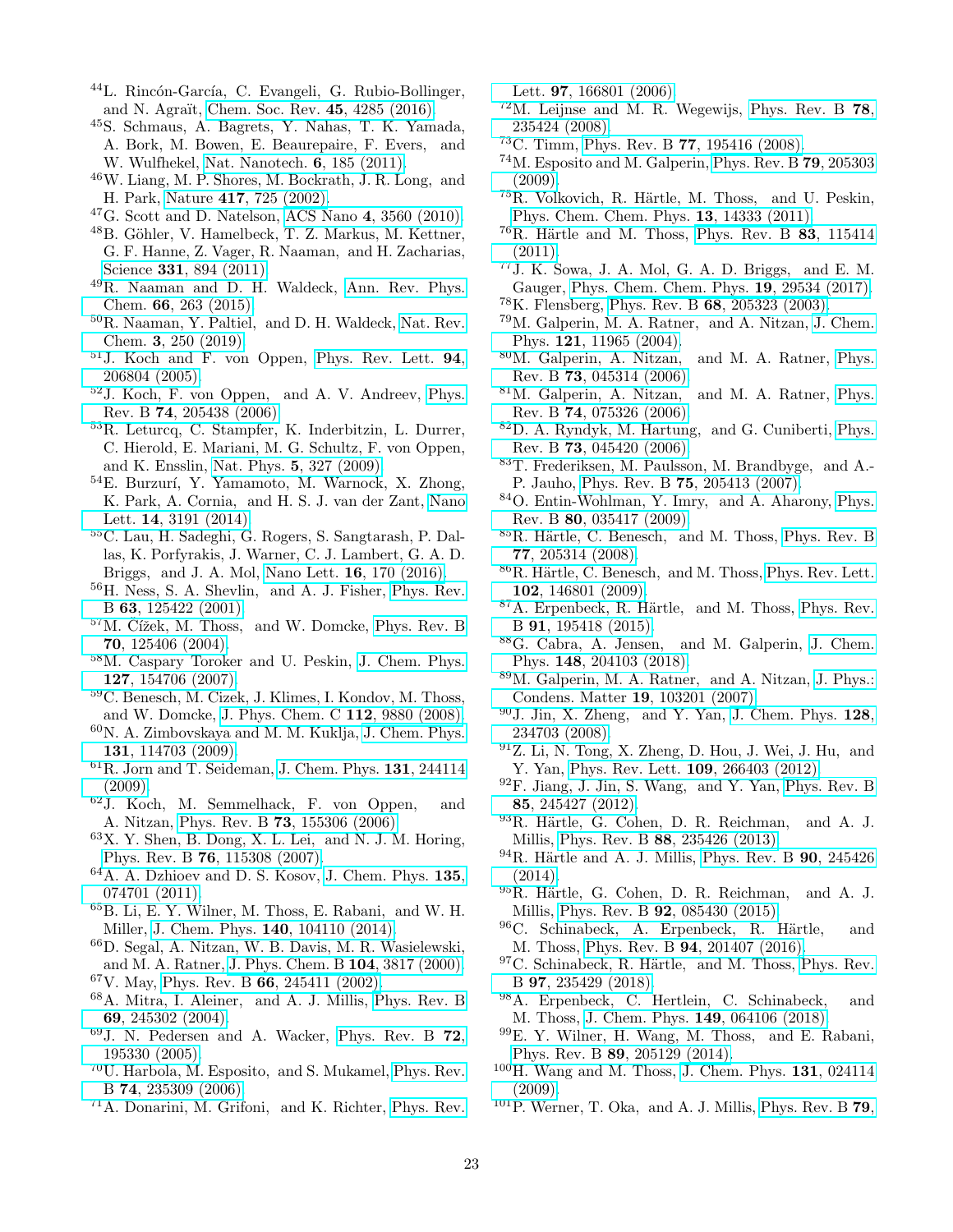[44] L. Rincón-García, C. Evangeli, G. Rubio-Bollinger, and N. Agraït, Chem. Soc. Rev. **45**, 4285 (2016).

[45] S. Schmaus, A. Bagrets, Y. Nahas, T. K. Yamada, A. Bork, M. Bowen, E. Beaurepaire, F. Evers, and W. Wulfhekel, Nat. Nanotech. **6**, 185 (2011).

[46] W. Liang, M. P. Shores, M. Bockrath, J. R. Long, and H. Park, Nature **417**, 725 (2002).

[47] G. Scott and D. Natelson, ACS Nano **4**, 3560 (2010).

[48] B. Göhler, V. Hamelbeck, T. Z. Markus, M. Kettner, G. F. Hanne, Z. Vager, R. Naaman, and H. Zacharias, Science **331**, 894 (2011).

[49] R. Naaman and D. H. Waldeck, Ann. Rev. Phys. Chem. **66**, 263 (2015).

[50] R. Naaman, Y. Paltiel, and D. H. Waldeck, Nat. Rev. Chem. **3**, 250 (2019).

[51] J. Koch and F. von Oppen, Phys. Rev. Lett. **94**, 206804 (2005).

[52] J. Koch, F. von Oppen, and A. V. Andreev, Phys. Rev. B **74**, 205438 (2006).

[53] R. Leturcq, C. Stampfer, K. Inderbitzin, L. Durrer, C. Hierold, E. Mariani, M. G. Schultz, F. von Oppen, and K. Ensslin, Nat. Phys. **5**, 327 (2009).

[54] E. Burzurí, Y. Yamamoto, M. Warnock, X. Zhong, K. Park, A. Cornia, and H. S. J. van der Zant, Nano Lett. **14**, 3191 (2014).

[55] C. Lau, H. Sadeghi, G. Rogers, S. Sangtarash, P. Dallas, K. Porfyrakis, J. Warner, C. J. Lambert, G. A. D. Briggs, and J. A. Mol, Nano Lett. **16**, 170 (2016).

[56] H. Ness, S. A. Shevlin, and A. J. Fisher, Phys. Rev. B **63**, 125422 (2001).

[57] M. Čížek, M. Thoss, and W. Domcke, Phys. Rev. B **70**, 125406 (2004).

[58] M. Caspary Toroker and U. Peskin, J. Chem. Phys. **127**, 154706 (2007).

[59] C. Benesch, M. Cizek, J. Klimes, I. Kondov, M. Thoss, and W. Domcke, J. Phys. Chem. C **112**, 9880 (2008).

[60] N. A. Zimbovskaya and M. M. Kuklja, J. Chem. Phys. **131**, 114703 (2009).

[61] R. Jorn and T. Seideman, J. Chem. Phys. **131**, 244114 (2009).

[62] J. Koch, M. Semmelhack, F. von Oppen, and A. Nitzan, Phys. Rev. B **73**, 155306 (2006).

[63] X. Y. Shen, B. Dong, X. L. Lei, and N. J. M. Horing, Phys. Rev. B **76**, 115308 (2007).

[64] A. A. Dzhioev and D. S. Kosov, J. Chem. Phys. **135**, 074701 (2011).

[65] B. Li, E. Y. Wilner, M. Thoss, E. Rabani, and W. H. Miller, J. Chem. Phys. **140**, 104110 (2014).

[66] D. Segal, A. Nitzan, W. B. Davis, M. R. Wasielewski, and M. A. Ratner, J. Phys. Chem. B **104**, 3817 (2000).

[67] V. May, Phys. Rev. B **66**, 245411 (2002).

[68] A. Mitra, I. Aleiner, and A. J. Millis, Phys. Rev. B **69**, 245302 (2004).

[69] J. N. Pedersen and A. Wacker, Phys. Rev. B **72**, 195330 (2005).

[70] U. Harbola, M. Esposito, and S. Mukamel, Phys. Rev. B **74**, 235309 (2006).

[71] A. Donarini, M. Grifoni, and K. Richter, Phys. Rev. Lett. **97**, 166801 (2006).

[72] M. Leijnse and M. R. Wegewijs, Phys. Rev. B **78**, 235424 (2008).

[73] C. Timm, Phys. Rev. B **77**, 195416 (2008).

[74] M. Esposito and M. Galperin, Phys. Rev. B **79**, 205303 (2009).

[75] R. Volkovich, R. Härtle, M. Thoss, and U. Peskin, Phys. Chem. Chem. Phys. **13**, 14333 (2011).

[76] R. Härtle and M. Thoss, Phys. Rev. B **83**, 115414 (2011).

[77] J. K. Sowa, J. A. Mol, G. A. D. Briggs, and E. M. Gauger, Phys. Chem. Chem. Phys. **19**, 29534 (2017).

[78] K. Flensberg, Phys. Rev. B **68**, 205323 (2003).

[79] M. Galperin, M. A. Ratner, and A. Nitzan, J. Chem. Phys. **121**, 11965 (2004).

[80] M. Galperin, A. Nitzan, and M. A. Ratner, Phys. Rev. B **73**, 045314 (2006).

[81] M. Galperin, A. Nitzan, and M. A. Ratner, Phys. Rev. B **74**, 075326 (2006).

[82] D. A. Ryndyk, M. Hartung, and G. Cuniberti, Phys. Rev. B **73**, 045420 (2006).

[83] T. Frederiksen, M. Paulsson, M. Brandbyge, and A.-P. Jauho, Phys. Rev. B **75**, 205413 (2007).

[84] O. Entin-Wohlman, Y. Imry, and A. Aharony, Phys. Rev. B **80**, 035417 (2009).

[85] R. Härtle, C. Benesch, and M. Thoss, Phys. Rev. B **77**, 205314 (2008).

[86] R. Härtle, C. Benesch, and M. Thoss, Phys. Rev. Lett. **102**, 146801 (2009).

[87] A. Erpenbeck, R. Härtle, and M. Thoss, Phys. Rev. B **91**, 195418 (2015).

[88] G. Cabra, A. Jensen, and M. Galperin, J. Chem. Phys. **148**, 204103 (2018).

[89] M. Galperin, M. A. Ratner, and A. Nitzan, J. Phys.: Condens. Matter **19**, 103201 (2007).

[90] J. Jin, X. Zheng, and Y. Yan, J. Chem. Phys. **128**, 234703 (2008).

[91] Z. Li, N. Tong, X. Zheng, D. Hou, J. Wei, J. Hu, and Y. Yan, Phys. Rev. Lett. **109**, 266403 (2012).

[92] F. Jiang, J. Jin, S. Wang, and Y. Yan, Phys. Rev. B **85**, 245427 (2012).

[93] R. Härtle, G. Cohen, D. R. Reichman, and A. J. Millis, Phys. Rev. B **88**, 235426 (2013).

[94] R. Härtle and A. J. Millis, Phys. Rev. B **90**, 245426 (2014).

[95] R. Härtle, G. Cohen, D. R. Reichman, and A. J. Millis, Phys. Rev. B **92**, 085430 (2015).

[96] C. Schinabeck, A. Erpenbeck, R. Härtle, and M. Thoss, Phys. Rev. B **94**, 201407 (2016).

[97] C. Schinabeck, R. Härtle, and M. Thoss, Phys. Rev. B **97**, 235429 (2018).

[98] A. Erpenbeck, C. Hertlein, C. Schinabeck, and M. Thoss, J. Chem. Phys. **149**, 064106 (2018).

[99] E. Y. Wilner, H. Wang, M. Thoss, and E. Rabani, Phys. Rev. B **89**, 205129 (2014).

[100] H. Wang and M. Thoss, J. Chem. Phys. **131**, 024114 (2009).

[101] P. Werner, T. Oka, and A. J. Millis, Phys. Rev. B **79**,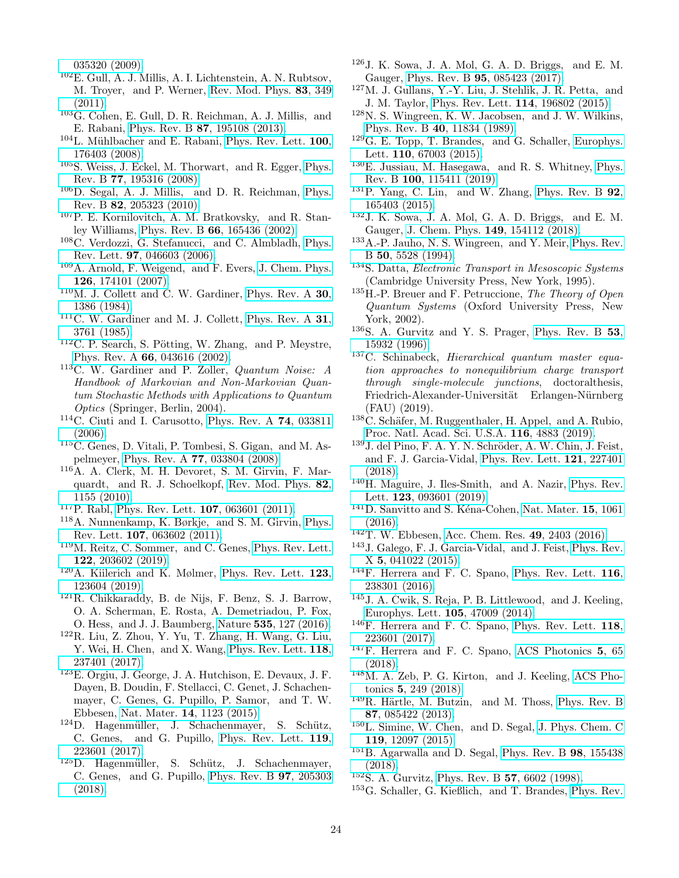035320 (2009).

[102] E. Gull, A. J. Millis, A. I. Lichtenstein, A. N. Rubtsov, M. Troyer, and P. Werner, Rev. Mod. Phys. **83**, 349 (2011).

[103] G. Cohen, E. Gull, D. R. Reichman, A. J. Millis, and E. Rabani, Phys. Rev. B **87**, 195108 (2013).

[104] L. Mühlbacher and E. Rabani, Phys. Rev. Lett. **100**, 176403 (2008).

[105] S. Weiss, J. Eckel, M. Thorwart, and R. Egger, Phys. Rev. B **77**, 195316 (2008).

[106] D. Segal, A. J. Millis, and D. R. Reichman, Phys. Rev. B **82**, 205323 (2010).

[107] P. E. Kornilovitch, A. M. Bratkovsky, and R. Stanley Williams, Phys. Rev. B **66**, 165436 (2002).

[108] C. Verdozzi, G. Stefanucci, and C. Almbladh, Phys. Rev. Lett. **97**, 046603 (2006).

[109] A. Arnold, F. Weigend, and F. Evers, J. Chem. Phys. **126**, 174101 (2007).

[110] M. J. Collett and C. W. Gardiner, Phys. Rev. A **30**, 1386 (1984).

[111] C. W. Gardiner and M. J. Collett, Phys. Rev. A **31**, 3761 (1985).

[112] C. P. Search, S. Pötting, W. Zhang, and P. Meystre, Phys. Rev. A **66**, 043616 (2002).

[113] C. W. Gardiner and P. Zoller, *Quantum Noise: A Handbook of Markovian and Non-Markovian Quantum Stochastic Methods with Applications to Quantum Optics* (Springer, Berlin, 2004).

[114] C. Ciuti and I. Carusotto, Phys. Rev. A **74**, 033811 (2006).

[115] C. Genes, D. Vitali, P. Tombesi, S. Gigan, and M. Aspelmeyer, Phys. Rev. A **77**, 033804 (2008).

[116] A. A. Clerk, M. H. Devoret, S. M. Girvin, F. Marquardt, and R. J. Schoelkopf, Rev. Mod. Phys. **82**, 1155 (2010).

[117] P. Rabl, Phys. Rev. Lett. **107**, 063601 (2011).

[118] A. Nunnenkamp, K. Børkje, and S. M. Girvin, Phys. Rev. Lett. **107**, 063602 (2011).

[119] M. Reitz, C. Sommer, and C. Genes, Phys. Rev. Lett. **122**, 203602 (2019).

[120] A. Kiilerich and K. Mølmer, Phys. Rev. Lett. **123**, 123604 (2019).

[121] R. Chikkaraddy, B. de Nijs, F. Benz, S. J. Barrow, O. A. Scherman, E. Rosta, A. Demetriadou, P. Fox, O. Hess, and J. J. Baumberg, Nature **535**, 127 (2016).

[122] R. Liu, Z. Zhou, Y. Yu, T. Zhang, H. Wang, G. Liu, Y. Wei, H. Chen, and X. Wang, Phys. Rev. Lett. **118**, 237401 (2017).

[123] E. Orgiu, J. George, J. A. Hutchison, E. Devaux, J. F. Dayen, B. Doudin, F. Stellacci, C. Genet, J. Schachenmayer, C. Genes, G. Pupillo, P. Samor, and T. W. Ebbesen, Nat. Mater. **14**, 1123 (2015).

[124] D. Hagenmüller, J. Schachenmayer, S. Schütz, C. Genes, and G. Pupillo, Phys. Rev. Lett. **119**, 223601 (2017).

[125] D. Hagenmüller, S. Schütz, J. Schachenmayer, C. Genes, and G. Pupillo, Phys. Rev. B **97**, 205303 (2018).

[126] J. K. Sowa, J. A. Mol, G. A. D. Briggs, and E. M. Gauger, Phys. Rev. B **95**, 085423 (2017).

[127] M. J. Gullans, Y.-Y. Liu, J. Stehlik, J. R. Petta, and J. M. Taylor, Phys. Rev. Lett. **114**, 196802 (2015).

[128] N. S. Wingreen, K. W. Jacobsen, and J. W. Wilkins, Phys. Rev. B **40**, 11834 (1989).

[129] G. E. Topp, T. Brandes, and G. Schaller, Europhys. Lett. **110**, 67003 (2015).

[130] E. Jussiau, M. Hasegawa, and R. S. Whitney, Phys. Rev. B **100**, 115411 (2019).

[131] P. Yang, C. Lin, and W. Zhang, Phys. Rev. B **92**, 165403 (2015).

[132] J. K. Sowa, J. A. Mol, G. A. D. Briggs, and E. M. Gauger, J. Chem. Phys. **149**, 154112 (2018).

[133] A.-P. Jauho, N. S. Wingreen, and Y. Meir, Phys. Rev. B **50**, 5528 (1994).

[134] S. Datta, *Electronic Transport in Mesoscopic Systems* (Cambridge University Press, New York, 1995).

[135] H.-P. Breuer and F. Petruccione, *The Theory of Open Quantum Systems* (Oxford University Press, New York, 2002).

[136] S. A. Gurvitz and Y. S. Prager, Phys. Rev. B **53**, 15932 (1996).

[137] C. Schinabeck, *Hierarchical quantum master equation approaches to nonequilibrium charge transport through single-molecule junctions*, doctoralthesis, Friedrich-Alexander-Universität Erlangen-Nürnberg (FAU) (2019).

[138] C. Schäfer, M. Ruggenthaler, H. Appel, and A. Rubio, Proc. Natl. Acad. Sci. U.S.A. **116**, 4883 (2019).

[139] J. del Pino, F. A. Y. N. Schröder, A. W. Chin, J. Feist, and F. J. Garcia-Vidal, Phys. Rev. Lett. **121**, 227401 (2018).

[140] H. Maguire, J. Iles-Smith, and A. Nazir, Phys. Rev. Lett. **123**, 093601 (2019).

[141] D. Sanvitto and S. Kéna-Cohen, Nat. Mater. **15**, 1061 (2016).

[142] T. W. Ebbesen, Acc. Chem. Res. **49**, 2403 (2016).

[143] J. Galego, F. J. Garcia-Vidal, and J. Feist, Phys. Rev. X **5**, 041022 (2015).

[144] F. Herrera and F. C. Spano, Phys. Rev. Lett. **116**, 238301 (2016).

[145] J. A. Ćwik, S. Reja, P. B. Littlewood, and J. Keeling, Europhys. Lett. **105**, 47009 (2014).

[146] F. Herrera and F. C. Spano, Phys. Rev. Lett. **118**, 223601 (2017).

[147] F. Herrera and F. C. Spano, ACS Photonics **5**, 65 (2018).

[148] M. A. Zeb, P. G. Kirton, and J. Keeling, ACS Photonics **5**, 249 (2018).

[149] R. Härtle, M. Butzin, and M. Thoss, Phys. Rev. B **87**, 085422 (2013).

[150] L. Simine, W. Chen, and D. Segal, J. Phys. Chem. C **119**, 12097 (2015).

[151] B. Agarwalla and D. Segal, Phys. Rev. B **98**, 155438 (2018).

[152] S. A. Gurvitz, Phys. Rev. B **57**, 6602 (1998).

[153] G. Schaller, G. Kießlich, and T. Brandes, Phys. Rev.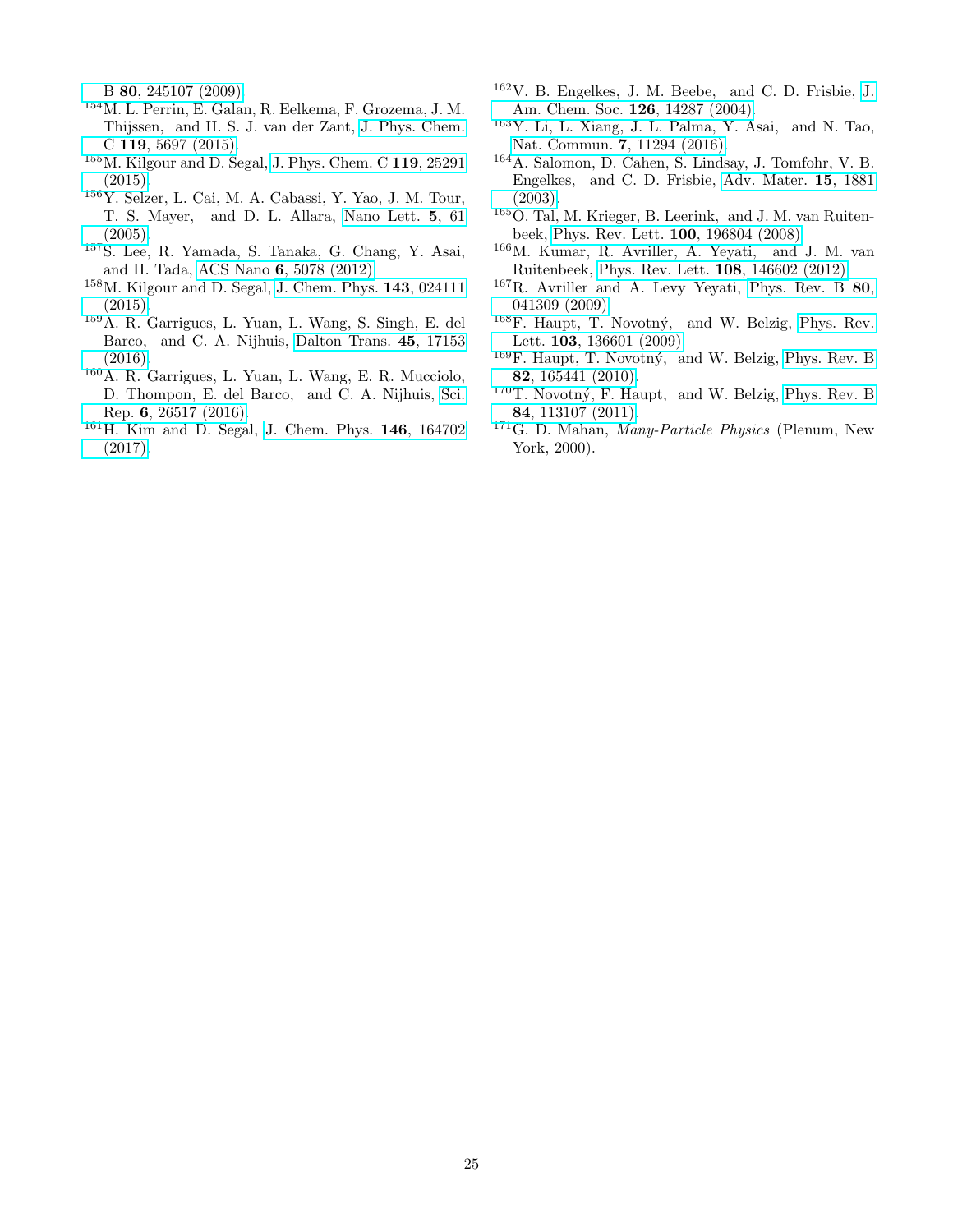B **80**, 245107 (2009).

[154] M. L. Perrin, E. Galan, R. Eelkema, F. Grozema, J. M. Thijssen, and H. S. J. van der Zant, J. Phys. Chem. C **119**, 5697 (2015).

[155] M. Kilgour and D. Segal, J. Phys. Chem. C **119**, 25291 (2015).

[156] Y. Selzer, L. Cai, M. A. Cabassi, Y. Yao, J. M. Tour, T. S. Mayer, and D. L. Allara, Nano Lett. **5**, 61 (2005).

[157] S. Lee, R. Yamada, S. Tanaka, G. Chang, Y. Asai, and H. Tada, ACS Nano **6**, 5078 (2012).

[158] M. Kilgour and D. Segal, J. Chem. Phys. **143**, 024111 (2015).

[159] A. R. Garrigues, L. Yuan, L. Wang, S. Singh, E. del Barco, and C. A. Nijhuis, Dalton Trans. **45**, 17153 (2016).

[160] A. R. Garrigues, L. Yuan, L. Wang, E. R. Mucciolo, D. Thompon, E. del Barco, and C. A. Nijhuis, Sci. Rep. **6**, 26517 (2016).

[161] H. Kim and D. Segal, J. Chem. Phys. **146**, 164702 (2017).

[162] V. B. Engelkes, J. M. Beebe, and C. D. Frisbie, J. Am. Chem. Soc. **126**, 14287 (2004).

[163] Y. Li, L. Xiang, J. L. Palma, Y. Asai, and N. Tao, Nat. Commun. **7**, 11294 (2016).

[164] A. Salomon, D. Cahen, S. Lindsay, J. Tomfohr, V. B. Engelkes, and C. D. Frisbie, Adv. Mater. **15**, 1881 (2003).

[165] O. Tal, M. Krieger, B. Leerink, and J. M. van Ruitenbeek, Phys. Rev. Lett. **100**, 196804 (2008).

[166] M. Kumar, R. Avriller, A. Yeyati, and J. M. van Ruitenbeek, Phys. Rev. Lett. **108**, 146602 (2012).

[167] R. Avriller and A. Levy Yeyati, Phys. Rev. B **80**, 041309 (2009).

[168] F. Haupt, T. Novotný, and W. Belzig, Phys. Rev. Lett. **103**, 136601 (2009).

[169] F. Haupt, T. Novotný, and W. Belzig, Phys. Rev. B **82**, 165441 (2010).

[170] T. Novotný, F. Haupt, and W. Belzig, Phys. Rev. B **84**, 113107 (2011).

[171] G. D. Mahan, *Many-Particle Physics* (Plenum, New York, 2000).